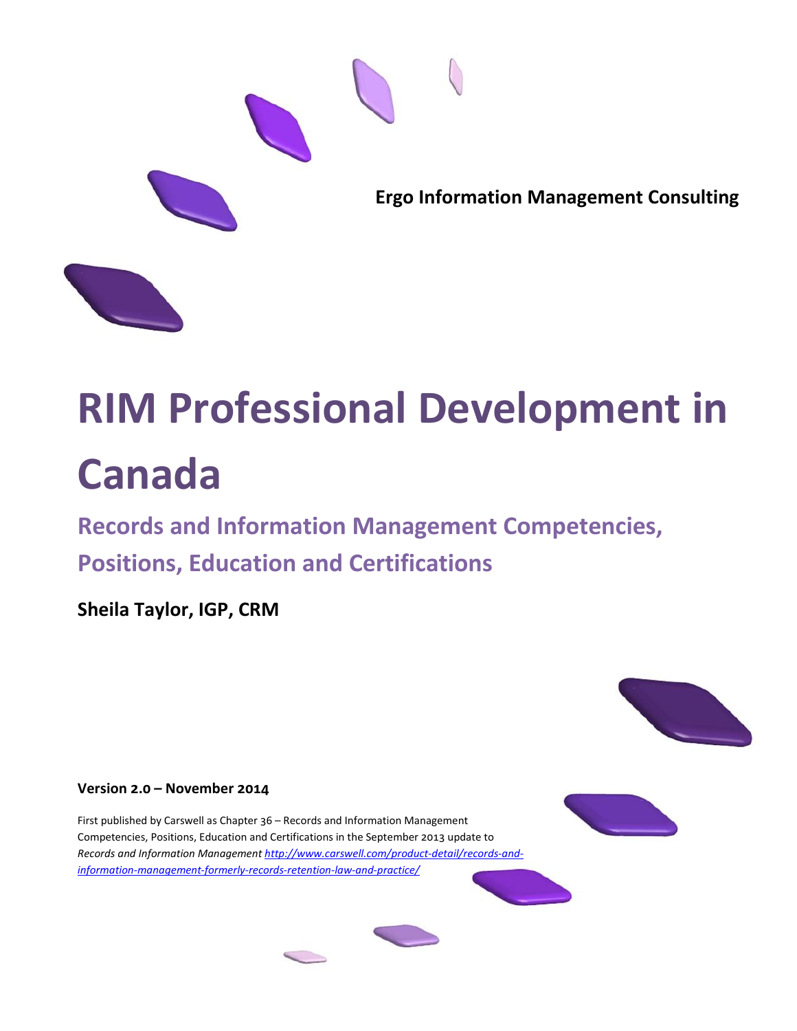**Ergo Information Management Consulting**

# RIM Professional Development in Canada

## Records and Information Management Competencies, Positions, Education and Certifications

**Sheila Taylor, IGP, CRM**

**Version 2.0 – November 2014**

First published by Carswell as Chapter 36 – Records and Information Management Competencies, Positions, Education and Certifications in the September 2013 update to *Records and Information Management* [*http://www.carswell.com/product-detail/records-and-information-management-formerly-records-retention-law-and-practice/*](http://www.carswell.com/product-detail/records-and-information-management-formerly-records-retention-law-and-practice/)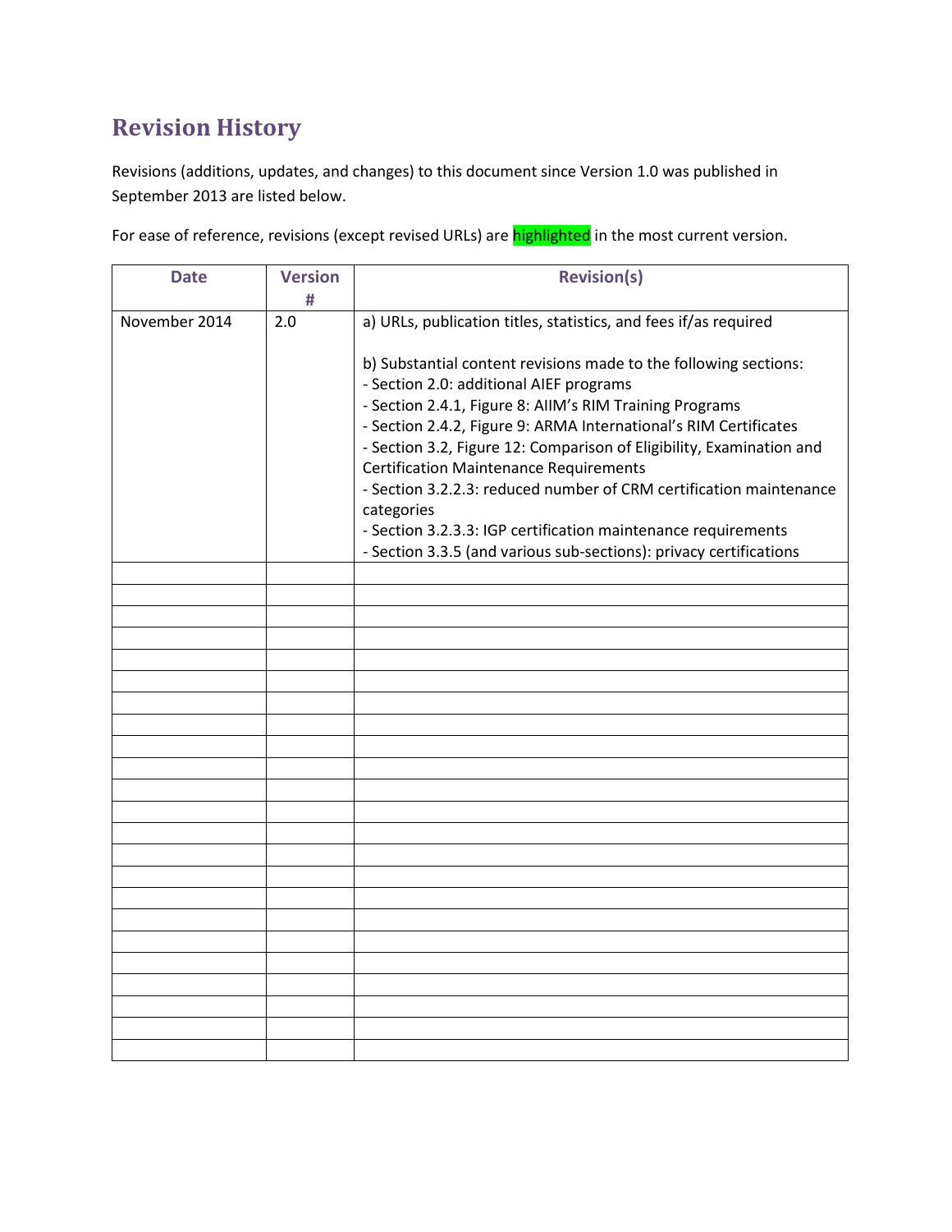## Revision History

Revisions (additions, updates, and changes) to this document since Version 1.0 was published in September 2013 are listed below.

For ease of reference, revisions (except revised URLs) are highlighted in the most current version.

| Date | Version # | Revision(s) |
|---|---|---|
| November 2014 | 2.0 | a) URLs, publication titles, statistics, and fees if/as required<br><br>b) Substantial content revisions made to the following sections:<br>- Section 2.0: additional AIEF programs<br>- Section 2.4.1, Figure 8: AIIM's RIM Training Programs<br>- Section 2.4.2, Figure 9: ARMA International's RIM Certificates<br>- Section 3.2, Figure 12: Comparison of Eligibility, Examination and Certification Maintenance Requirements<br>- Section 3.2.2.3: reduced number of CRM certification maintenance categories<br>- Section 3.2.3.3: IGP certification maintenance requirements<br>- Section 3.3.5 (and various sub-sections): privacy certifications |
| | | |
| | | |
| | | |
| | | |
| | | |
| | | |
| | | |
| | | |
| | | |
| | | |
| | | |
| | | |
| | | |
| | | |
| | | |
| | | |
| | | |
| | | |
| | | |
| | | |
| | | |
| | | |
| | | |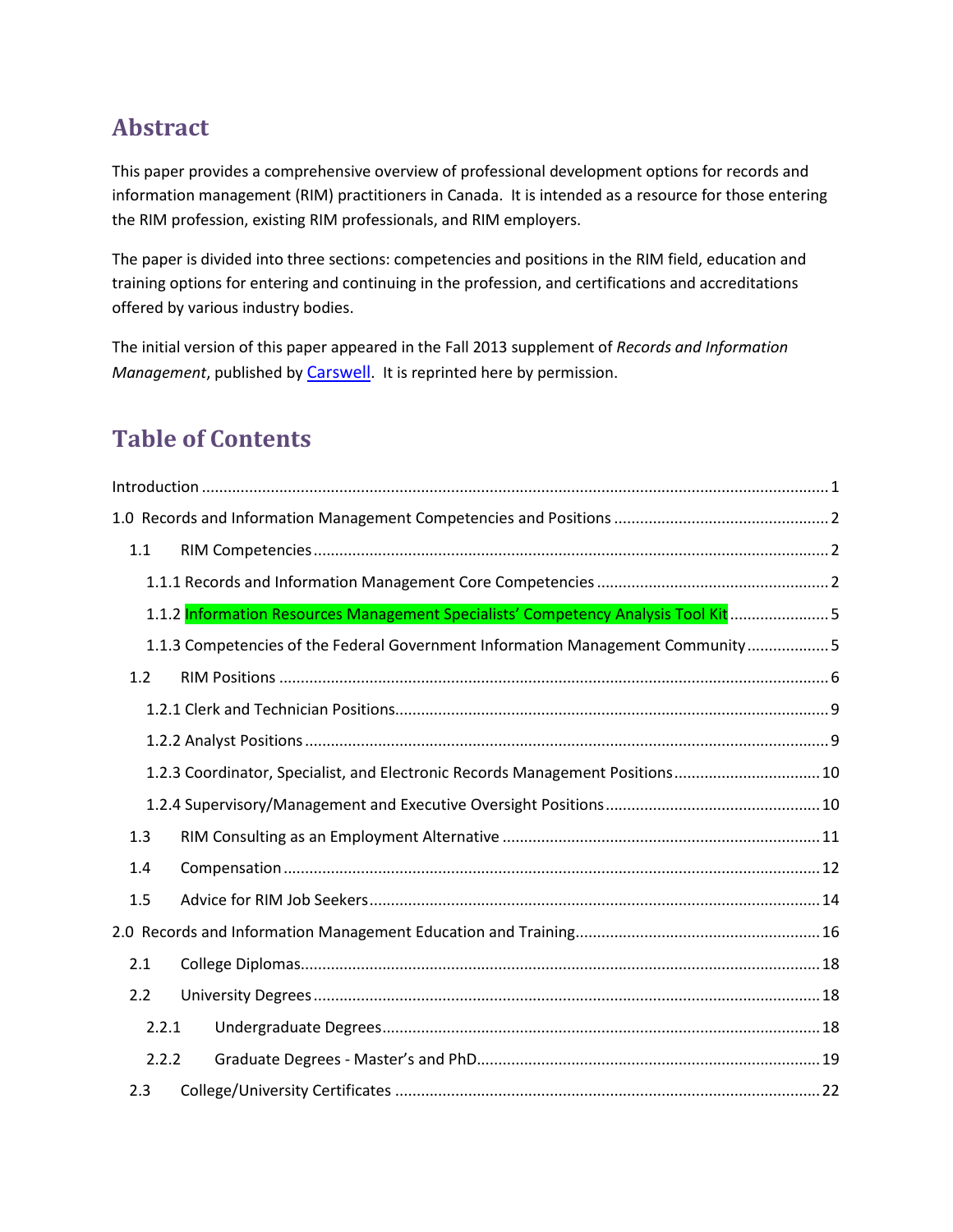# Abstract

This paper provides a comprehensive overview of professional development options for records and information management (RIM) practitioners in Canada. It is intended as a resource for those entering the RIM profession, existing RIM professionals, and RIM employers.

The paper is divided into three sections: competencies and positions in the RIM field, education and training options for entering and continuing in the profession, and certifications and accreditations offered by various industry bodies.

The initial version of this paper appeared in the Fall 2013 supplement of *Records and Information Management*, published by Carswell. It is reprinted here by permission.

# Table of Contents

- Introduction ..... 1
- 1.0 Records and Information Management Competencies and Positions ..... 2
  - 1.1 RIM Competencies ..... 2
    - 1.1.1 Records and Information Management Core Competencies ..... 2
    - 1.1.2 Information Resources Management Specialists' Competency Analysis Tool Kit ..... 5
    - 1.1.3 Competencies of the Federal Government Information Management Community ..... 5
  - 1.2 RIM Positions ..... 6
    - 1.2.1 Clerk and Technician Positions ..... 9
    - 1.2.2 Analyst Positions ..... 9
    - 1.2.3 Coordinator, Specialist, and Electronic Records Management Positions ..... 10
    - 1.2.4 Supervisory/Management and Executive Oversight Positions ..... 10
  - 1.3 RIM Consulting as an Employment Alternative ..... 11
  - 1.4 Compensation ..... 12
  - 1.5 Advice for RIM Job Seekers ..... 14
- 2.0 Records and Information Management Education and Training ..... 16
  - 2.1 College Diplomas ..... 18
  - 2.2 University Degrees ..... 18
    - 2.2.1 Undergraduate Degrees ..... 18
    - 2.2.2 Graduate Degrees - Master's and PhD ..... 19
  - 2.3 College/University Certificates ..... 22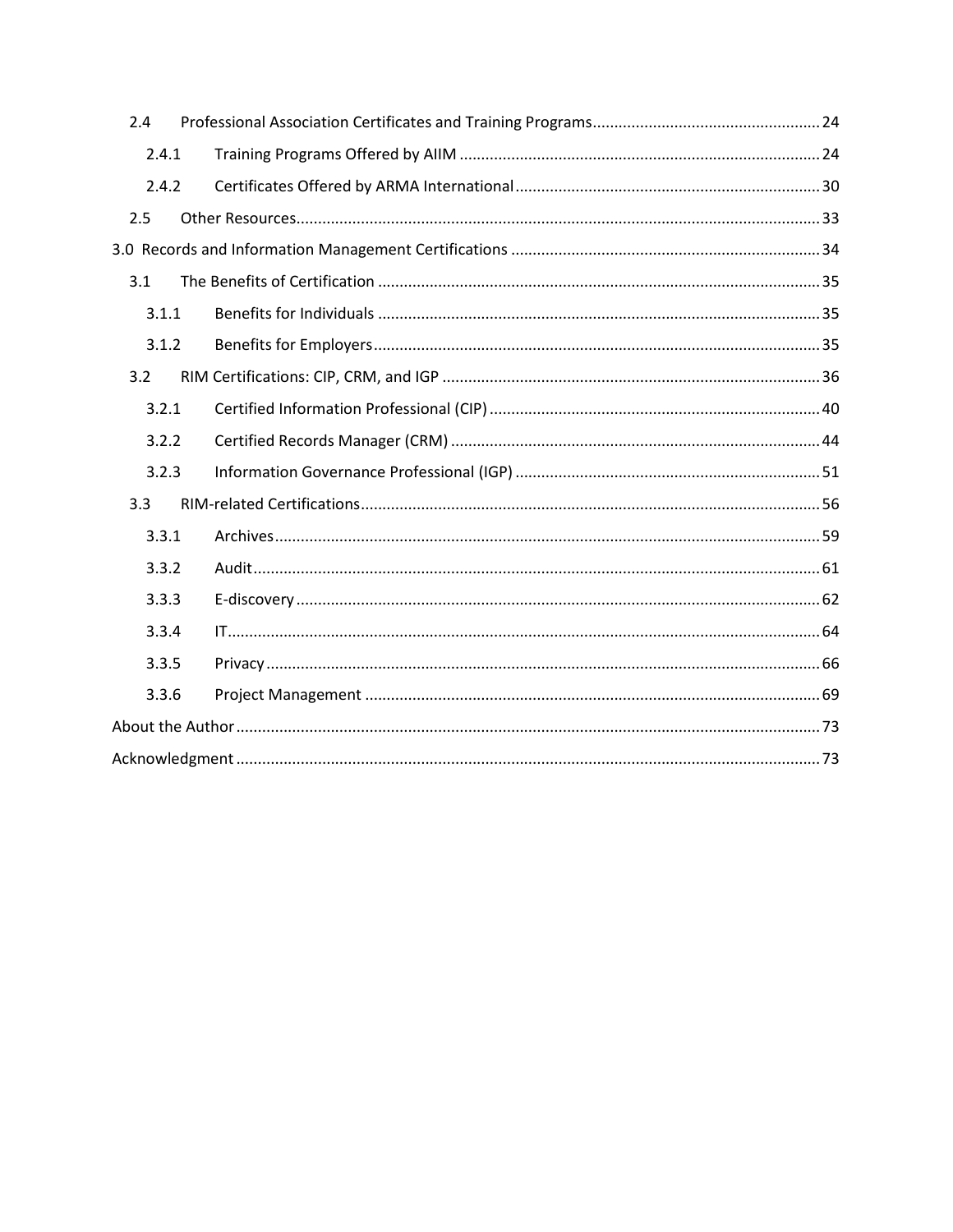- 2.4 Professional Association Certificates and Training Programs ..... 24
  - 2.4.1 Training Programs Offered by AIIM ..... 24
  - 2.4.2 Certificates Offered by ARMA International ..... 30
- 2.5 Other Resources ..... 33

3.0 Records and Information Management Certifications ..... 34

- 3.1 The Benefits of Certification ..... 35
  - 3.1.1 Benefits for Individuals ..... 35
  - 3.1.2 Benefits for Employers ..... 35
- 3.2 RIM Certifications: CIP, CRM, and IGP ..... 36
  - 3.2.1 Certified Information Professional (CIP) ..... 40
  - 3.2.2 Certified Records Manager (CRM) ..... 44
  - 3.2.3 Information Governance Professional (IGP) ..... 51
- 3.3 RIM-related Certifications ..... 56
  - 3.3.1 Archives ..... 59
  - 3.3.2 Audit ..... 61
  - 3.3.3 E-discovery ..... 62
  - 3.3.4 IT ..... 64
  - 3.3.5 Privacy ..... 66
  - 3.3.6 Project Management ..... 69

About the Author ..... 73

Acknowledgment ..... 73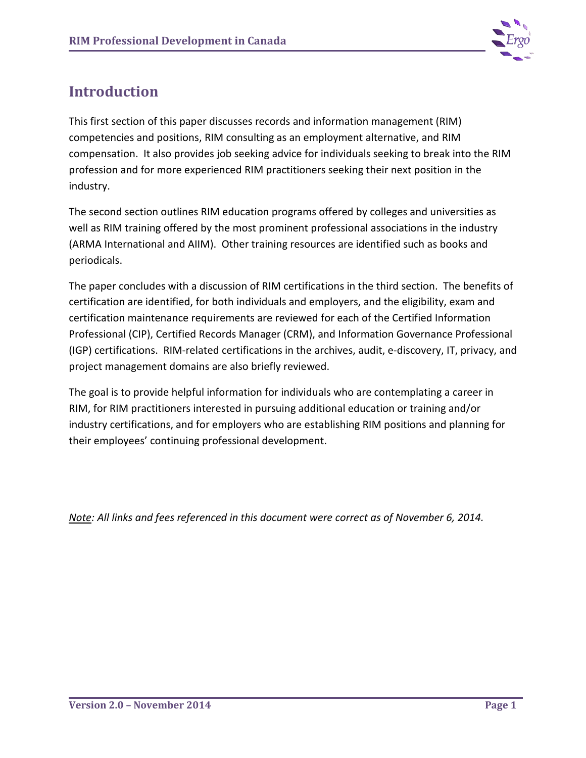# Introduction

This first section of this paper discusses records and information management (RIM) competencies and positions, RIM consulting as an employment alternative, and RIM compensation. It also provides job seeking advice for individuals seeking to break into the RIM profession and for more experienced RIM practitioners seeking their next position in the industry.

The second section outlines RIM education programs offered by colleges and universities as well as RIM training offered by the most prominent professional associations in the industry (ARMA International and AIIM). Other training resources are identified such as books and periodicals.

The paper concludes with a discussion of RIM certifications in the third section. The benefits of certification are identified, for both individuals and employers, and the eligibility, exam and certification maintenance requirements are reviewed for each of the Certified Information Professional (CIP), Certified Records Manager (CRM), and Information Governance Professional (IGP) certifications. RIM-related certifications in the archives, audit, e-discovery, IT, privacy, and project management domains are also briefly reviewed.

The goal is to provide helpful information for individuals who are contemplating a career in RIM, for RIM practitioners interested in pursuing additional education or training and/or industry certifications, and for employers who are establishing RIM positions and planning for their employees' continuing professional development.

*Note: All links and fees referenced in this document were correct as of November 6, 2014.*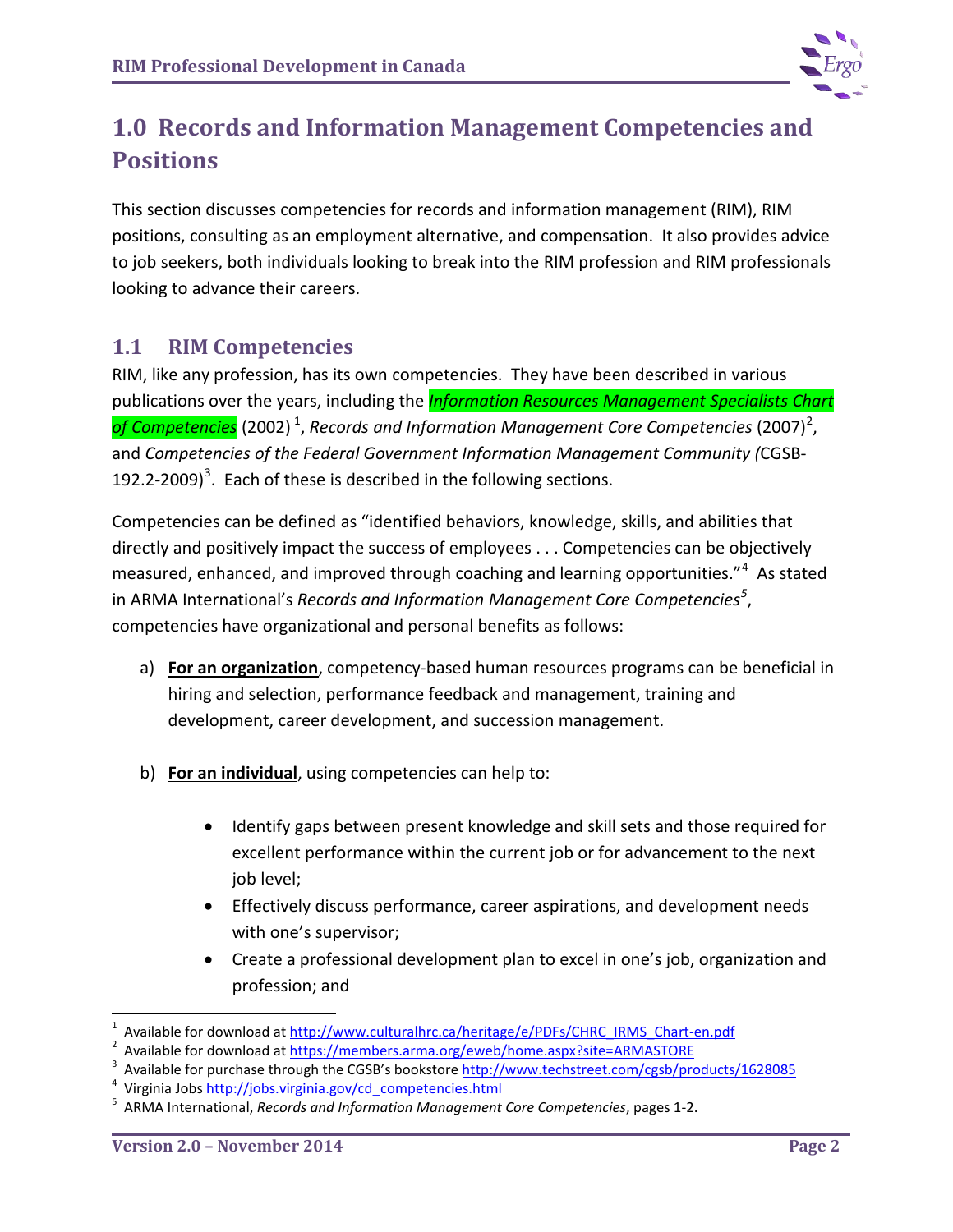# 1.0 Records and Information Management Competencies and Positions

This section discusses competencies for records and information management (RIM), RIM positions, consulting as an employment alternative, and compensation. It also provides advice to job seekers, both individuals looking to break into the RIM profession and RIM professionals looking to advance their careers.

## 1.1 RIM Competencies

RIM, like any profession, has its own competencies. They have been described in various publications over the years, including the *Information Resources Management Specialists Chart of Competencies* (2002) [1], *Records and Information Management Core Competencies* (2007)[2], and *Competencies of the Federal Government Information Management Community (*CGSB-192.2-2009)[3]. Each of these is described in the following sections.

Competencies can be defined as "identified behaviors, knowledge, skills, and abilities that directly and positively impact the success of employees . . . Competencies can be objectively measured, enhanced, and improved through coaching and learning opportunities."[4] As stated in ARMA International's *Records and Information Management Core Competencies*[5], competencies have organizational and personal benefits as follows:

a) **For an organization**, competency-based human resources programs can be beneficial in hiring and selection, performance feedback and management, training and development, career development, and succession management.

b) **For an individual**, using competencies can help to:

- Identify gaps between present knowledge and skill sets and those required for excellent performance within the current job or for advancement to the next job level;
- Effectively discuss performance, career aspirations, and development needs with one's supervisor;
- Create a professional development plan to excel in one's job, organization and profession; and

---

1 Available for download at http://www.culturalhrc.ca/heritage/e/PDFs/CHRC_IRMS_Chart-en.pdf
2 Available for download at https://members.arma.org/eweb/home.aspx?site=ARMASTORE
3 Available for purchase through the CGSB's bookstore http://www.techstreet.com/cgsb/products/1628085
4 Virginia Jobs http://jobs.virginia.gov/cd_competencies.html
5 ARMA International, *Records and Information Management Core Competencies*, pages 1-2.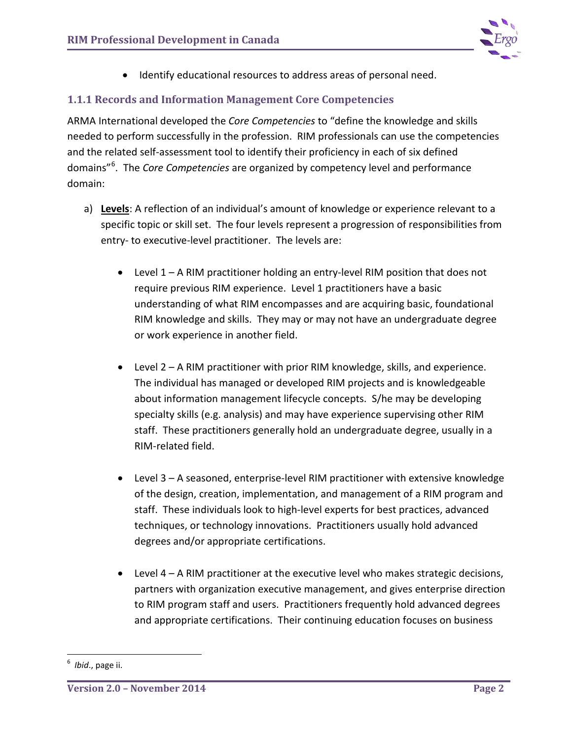- Identify educational resources to address areas of personal need.

### 1.1.1 Records and Information Management Core Competencies

ARMA International developed the *Core Competencies* to "define the knowledge and skills needed to perform successfully in the profession. RIM professionals can use the competencies and the related self-assessment tool to identify their proficiency in each of six defined domains"[6]. The *Core Competencies* are organized by competency level and performance domain:

a) **Levels**: A reflection of an individual's amount of knowledge or experience relevant to a specific topic or skill set. The four levels represent a progression of responsibilities from entry- to executive-level practitioner. The levels are:

   - Level 1 – A RIM practitioner holding an entry-level RIM position that does not require previous RIM experience. Level 1 practitioners have a basic understanding of what RIM encompasses and are acquiring basic, foundational RIM knowledge and skills. They may or may not have an undergraduate degree or work experience in another field.

   - Level 2 – A RIM practitioner with prior RIM knowledge, skills, and experience. The individual has managed or developed RIM projects and is knowledgeable about information management lifecycle concepts. S/he may be developing specialty skills (e.g. analysis) and may have experience supervising other RIM staff. These practitioners generally hold an undergraduate degree, usually in a RIM-related field.

   - Level 3 – A seasoned, enterprise-level RIM practitioner with extensive knowledge of the design, creation, implementation, and management of a RIM program and staff. These individuals look to high-level experts for best practices, advanced techniques, or technology innovations. Practitioners usually hold advanced degrees and/or appropriate certifications.

   - Level 4 – A RIM practitioner at the executive level who makes strategic decisions, partners with organization executive management, and gives enterprise direction to RIM program staff and users. Practitioners frequently hold advanced degrees and appropriate certifications. Their continuing education focuses on business

---

[6] *Ibid*., page ii.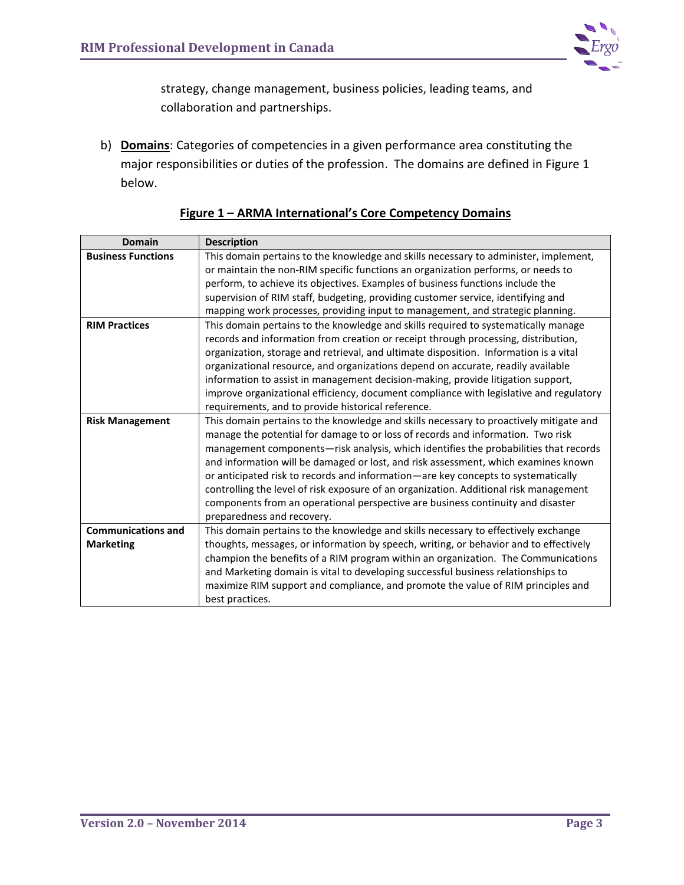strategy, change management, business policies, leading teams, and collaboration and partnerships.

b) **Domains**: Categories of competencies in a given performance area constituting the major responsibilities or duties of the profession. The domains are defined in Figure 1 below.

**Figure 1 – ARMA International's Core Competency Domains**

| Domain | Description |
|---|---|
| **Business Functions** | This domain pertains to the knowledge and skills necessary to administer, implement, or maintain the non-RIM specific functions an organization performs, or needs to perform, to achieve its objectives. Examples of business functions include the supervision of RIM staff, budgeting, providing customer service, identifying and mapping work processes, providing input to management, and strategic planning. |
| **RIM Practices** | This domain pertains to the knowledge and skills required to systematically manage records and information from creation or receipt through processing, distribution, organization, storage and retrieval, and ultimate disposition. Information is a vital organizational resource, and organizations depend on accurate, readily available information to assist in management decision-making, provide litigation support, improve organizational efficiency, document compliance with legislative and regulatory requirements, and to provide historical reference. |
| **Risk Management** | This domain pertains to the knowledge and skills necessary to proactively mitigate and manage the potential for damage to or loss of records and information. Two risk management components—risk analysis, which identifies the probabilities that records and information will be damaged or lost, and risk assessment, which examines known or anticipated risk to records and information—are key concepts to systematically controlling the level of risk exposure of an organization. Additional risk management components from an operational perspective are business continuity and disaster preparedness and recovery. |
| **Communications and Marketing** | This domain pertains to the knowledge and skills necessary to effectively exchange thoughts, messages, or information by speech, writing, or behavior and to effectively champion the benefits of a RIM program within an organization. The Communications and Marketing domain is vital to developing successful business relationships to maximize RIM support and compliance, and promote the value of RIM principles and best practices. |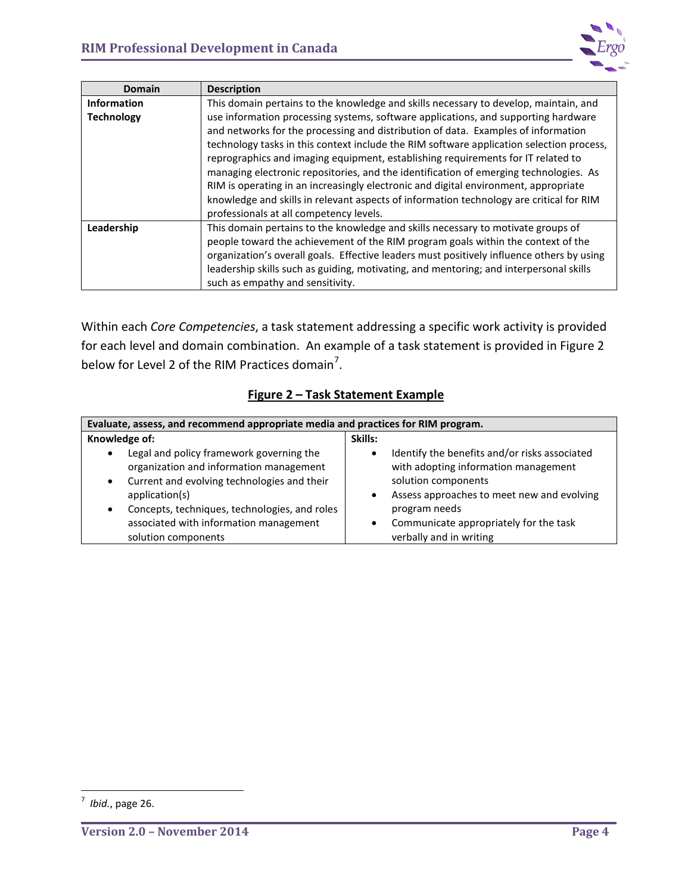| Domain | Description |
|---|---|
| **Information Technology** | This domain pertains to the knowledge and skills necessary to develop, maintain, and use information processing systems, software applications, and supporting hardware and networks for the processing and distribution of data. Examples of information technology tasks in this context include the RIM software application selection process, reprographics and imaging equipment, establishing requirements for IT related to managing electronic repositories, and the identification of emerging technologies. As RIM is operating in an increasingly electronic and digital environment, appropriate knowledge and skills in relevant aspects of information technology are critical for RIM professionals at all competency levels. |
| **Leadership** | This domain pertains to the knowledge and skills necessary to motivate groups of people toward the achievement of the RIM program goals within the context of the organization's overall goals. Effective leaders must positively influence others by using leadership skills such as guiding, motivating, and mentoring; and interpersonal skills such as empathy and sensitivity. |

Within each *Core Competencies*, a task statement addressing a specific work activity is provided for each level and domain combination. An example of a task statement is provided in Figure 2 below for Level 2 of the RIM Practices domain[7].

**Figure 2 – Task Statement Example**

| **Evaluate, assess, and recommend appropriate media and practices for RIM program.** | |
|---|---|
| **Knowledge of:**<br>• Legal and policy framework governing the organization and information management<br>• Current and evolving technologies and their application(s)<br>• Concepts, techniques, technologies, and roles associated with information management solution components | **Skills:**<br>• Identify the benefits and/or risks associated with adopting information management solution components<br>• Assess approaches to meet new and evolving program needs<br>• Communicate appropriately for the task verbally and in writing |

[7] *Ibid.*, page 26.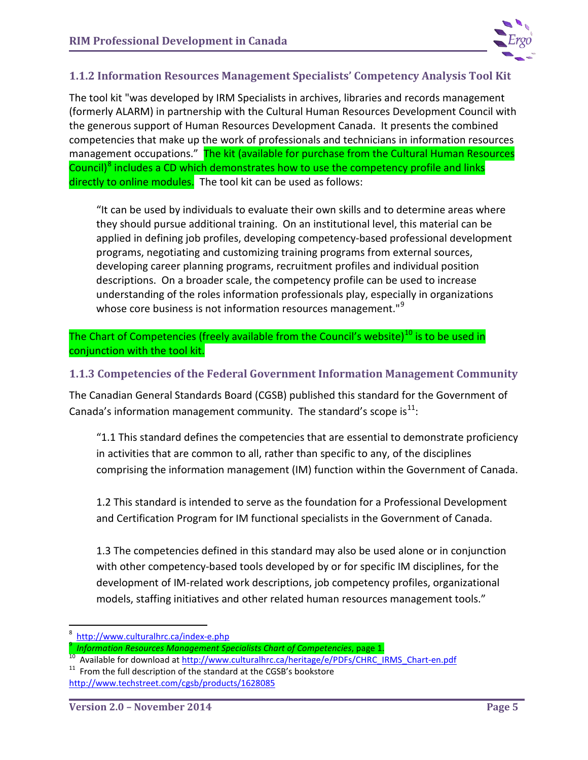### 1.1.2 Information Resources Management Specialists' Competency Analysis Tool Kit

The tool kit "was developed by IRM Specialists in archives, libraries and records management (formerly ALARM) in partnership with the Cultural Human Resources Development Council with the generous support of Human Resources Development Canada. It presents the combined competencies that make up the work of professionals and technicians in information resources management occupations." The kit (available for purchase from the Cultural Human Resources Council)[8] includes a CD which demonstrates how to use the competency profile and links directly to online modules. The tool kit can be used as follows:

> "It can be used by individuals to evaluate their own skills and to determine areas where they should pursue additional training. On an institutional level, this material can be applied in defining job profiles, developing competency-based professional development programs, negotiating and customizing training programs from external sources, developing career planning programs, recruitment profiles and individual position descriptions. On a broader scale, the competency profile can be used to increase understanding of the roles information professionals play, especially in organizations whose core business is not information resources management."[9]

The Chart of Competencies (freely available from the Council's website)[10] is to be used in conjunction with the tool kit.

### 1.1.3 Competencies of the Federal Government Information Management Community

The Canadian General Standards Board (CGSB) published this standard for the Government of Canada's information management community. The standard's scope is[11]:

> "1.1 This standard defines the competencies that are essential to demonstrate proficiency in activities that are common to all, rather than specific to any, of the disciplines comprising the information management (IM) function within the Government of Canada.
>
> 1.2 This standard is intended to serve as the foundation for a Professional Development and Certification Program for IM functional specialists in the Government of Canada.
>
> 1.3 The competencies defined in this standard may also be used alone or in conjunction with other competency-based tools developed by or for specific IM disciplines, for the development of IM-related work descriptions, job competency profiles, organizational models, staffing initiatives and other related human resources management tools."

---

[8] http://www.culturalhrc.ca/index-e.php

[9] *Information Resources Management Specialists Chart of Competencies*, page 1.

[10] Available for download at http://www.culturalhrc.ca/heritage/e/PDFs/CHRC_IRMS_Chart-en.pdf

[11] From the full description of the standard at the CGSB's bookstore http://www.techstreet.com/cgsb/products/1628085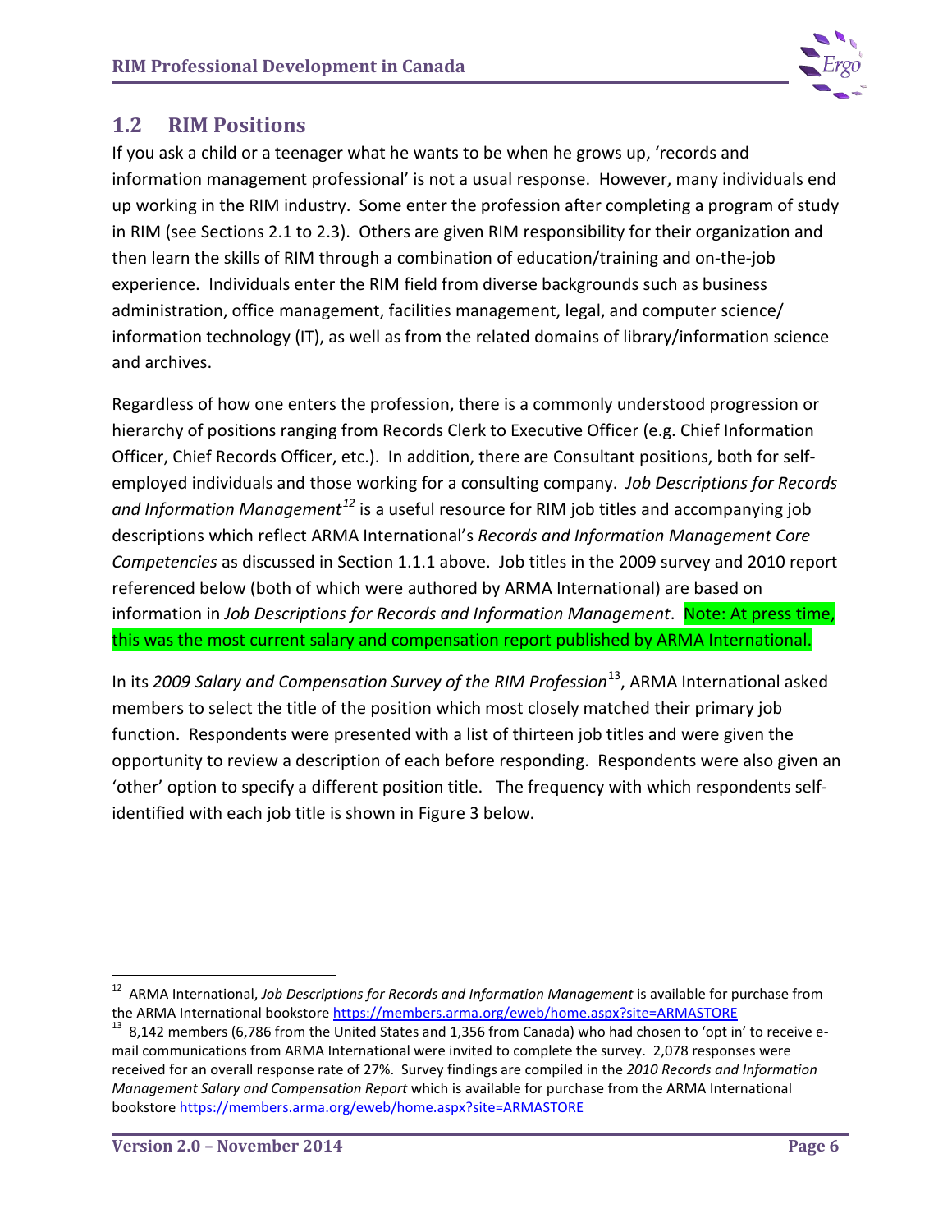## 1.2 RIM Positions

If you ask a child or a teenager what he wants to be when he grows up, 'records and information management professional' is not a usual response. However, many individuals end up working in the RIM industry. Some enter the profession after completing a program of study in RIM (see Sections 2.1 to 2.3). Others are given RIM responsibility for their organization and then learn the skills of RIM through a combination of education/training and on-the-job experience. Individuals enter the RIM field from diverse backgrounds such as business administration, office management, facilities management, legal, and computer science/ information technology (IT), as well as from the related domains of library/information science and archives.

Regardless of how one enters the profession, there is a commonly understood progression or hierarchy of positions ranging from Records Clerk to Executive Officer (e.g. Chief Information Officer, Chief Records Officer, etc.). In addition, there are Consultant positions, both for self-employed individuals and those working for a consulting company. *Job Descriptions for Records and Information Management*[12] is a useful resource for RIM job titles and accompanying job descriptions which reflect ARMA International's *Records and Information Management Core Competencies* as discussed in Section 1.1.1 above. Job titles in the 2009 survey and 2010 report referenced below (both of which were authored by ARMA International) are based on information in *Job Descriptions for Records and Information Management*. Note: At press time, this was the most current salary and compensation report published by ARMA International.

In its *2009 Salary and Compensation Survey of the RIM Profession*[13], ARMA International asked members to select the title of the position which most closely matched their primary job function. Respondents were presented with a list of thirteen job titles and were given the opportunity to review a description of each before responding. Respondents were also given an 'other' option to specify a different position title. The frequency with which respondents self-identified with each job title is shown in Figure 3 below.

---

[12] ARMA International, *Job Descriptions for Records and Information Management* is available for purchase from the ARMA International bookstore https://members.arma.org/eweb/home.aspx?site=ARMASTORE

[13] 8,142 members (6,786 from the United States and 1,356 from Canada) who had chosen to 'opt in' to receive e-mail communications from ARMA International were invited to complete the survey. 2,078 responses were received for an overall response rate of 27%. Survey findings are compiled in the *2010 Records and Information Management Salary and Compensation Report* which is available for purchase from the ARMA International bookstore https://members.arma.org/eweb/home.aspx?site=ARMASTORE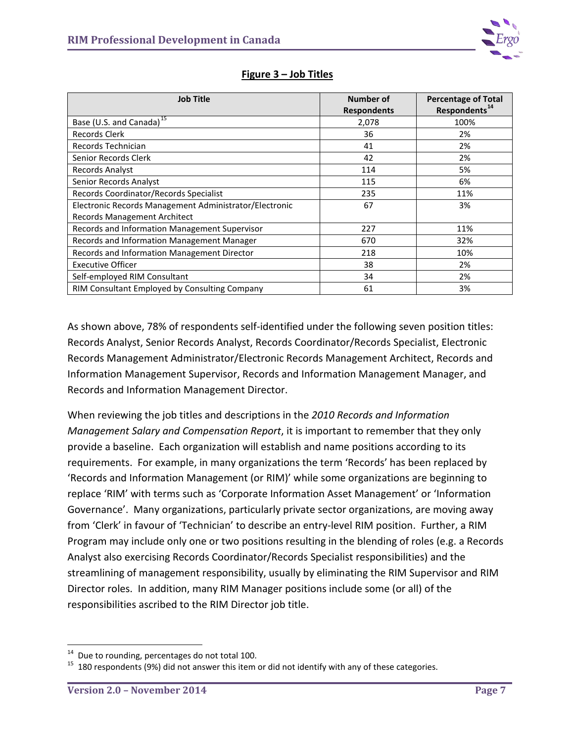**Figure 3 – Job Titles**

| Job Title | Number of Respondents | Percentage of Total Respondents[14] |
|---|---|---|
| Base (U.S. and Canada)[15] | 2,078 | 100% |
| Records Clerk | 36 | 2% |
| Records Technician | 41 | 2% |
| Senior Records Clerk | 42 | 2% |
| Records Analyst | 114 | 5% |
| Senior Records Analyst | 115 | 6% |
| Records Coordinator/Records Specialist | 235 | 11% |
| Electronic Records Management Administrator/Electronic Records Management Architect | 67 | 3% |
| Records and Information Management Supervisor | 227 | 11% |
| Records and Information Management Manager | 670 | 32% |
| Records and Information Management Director | 218 | 10% |
| Executive Officer | 38 | 2% |
| Self-employed RIM Consultant | 34 | 2% |
| RIM Consultant Employed by Consulting Company | 61 | 3% |

As shown above, 78% of respondents self-identified under the following seven position titles: Records Analyst, Senior Records Analyst, Records Coordinator/Records Specialist, Electronic Records Management Administrator/Electronic Records Management Architect, Records and Information Management Supervisor, Records and Information Management Manager, and Records and Information Management Director.

When reviewing the job titles and descriptions in the *2010 Records and Information Management Salary and Compensation Report*, it is important to remember that they only provide a baseline. Each organization will establish and name positions according to its requirements. For example, in many organizations the term 'Records' has been replaced by 'Records and Information Management (or RIM)' while some organizations are beginning to replace 'RIM' with terms such as 'Corporate Information Asset Management' or 'Information Governance'. Many organizations, particularly private sector organizations, are moving away from 'Clerk' in favour of 'Technician' to describe an entry-level RIM position. Further, a RIM Program may include only one or two positions resulting in the blending of roles (e.g. a Records Analyst also exercising Records Coordinator/Records Specialist responsibilities) and the streamlining of management responsibility, usually by eliminating the RIM Supervisor and RIM Director roles. In addition, many RIM Manager positions include some (or all) of the responsibilities ascribed to the RIM Director job title.

---

[14] Due to rounding, percentages do not total 100.

[15] 180 respondents (9%) did not answer this item or did not identify with any of these categories.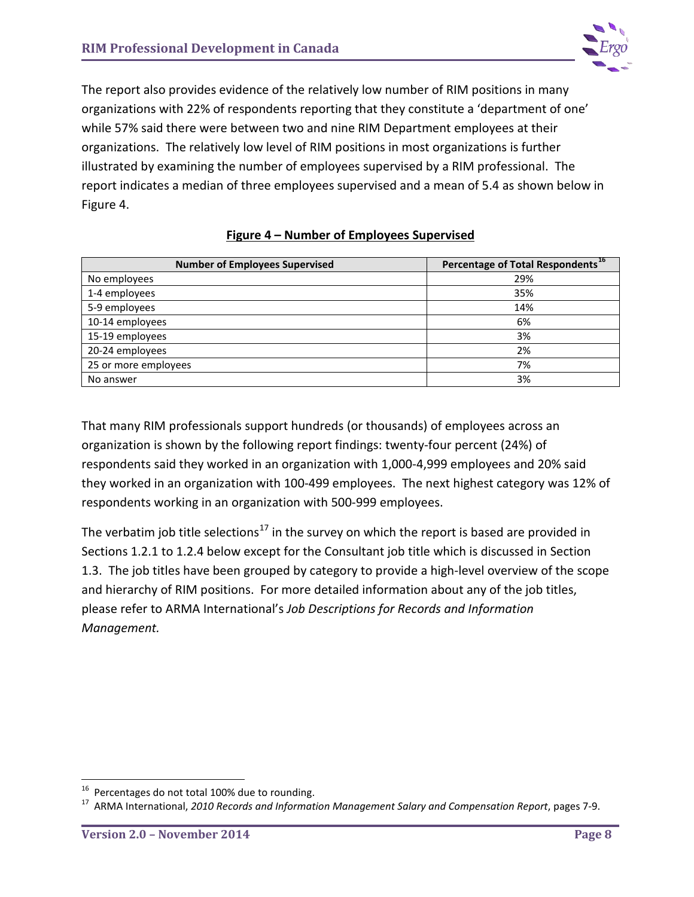The report also provides evidence of the relatively low number of RIM positions in many organizations with 22% of respondents reporting that they constitute a 'department of one' while 57% said there were between two and nine RIM Department employees at their organizations. The relatively low level of RIM positions in most organizations is further illustrated by examining the number of employees supervised by a RIM professional. The report indicates a median of three employees supervised and a mean of 5.4 as shown below in Figure 4.

**Figure 4 – Number of Employees Supervised**

| Number of Employees Supervised | Percentage of Total Respondents[16] |
| --- | --- |
| No employees | 29% |
| 1-4 employees | 35% |
| 5-9 employees | 14% |
| 10-14 employees | 6% |
| 15-19 employees | 3% |
| 20-24 employees | 2% |
| 25 or more employees | 7% |
| No answer | 3% |

That many RIM professionals support hundreds (or thousands) of employees across an organization is shown by the following report findings: twenty-four percent (24%) of respondents said they worked in an organization with 1,000-4,999 employees and 20% said they worked in an organization with 100-499 employees. The next highest category was 12% of respondents working in an organization with 500-999 employees.

The verbatim job title selections[17] in the survey on which the report is based are provided in Sections 1.2.1 to 1.2.4 below except for the Consultant job title which is discussed in Section 1.3. The job titles have been grouped by category to provide a high-level overview of the scope and hierarchy of RIM positions. For more detailed information about any of the job titles, please refer to ARMA International's *Job Descriptions for Records and Information Management.*

---

[16] Percentages do not total 100% due to rounding.

[17] ARMA International, *2010 Records and Information Management Salary and Compensation Report*, pages 7-9.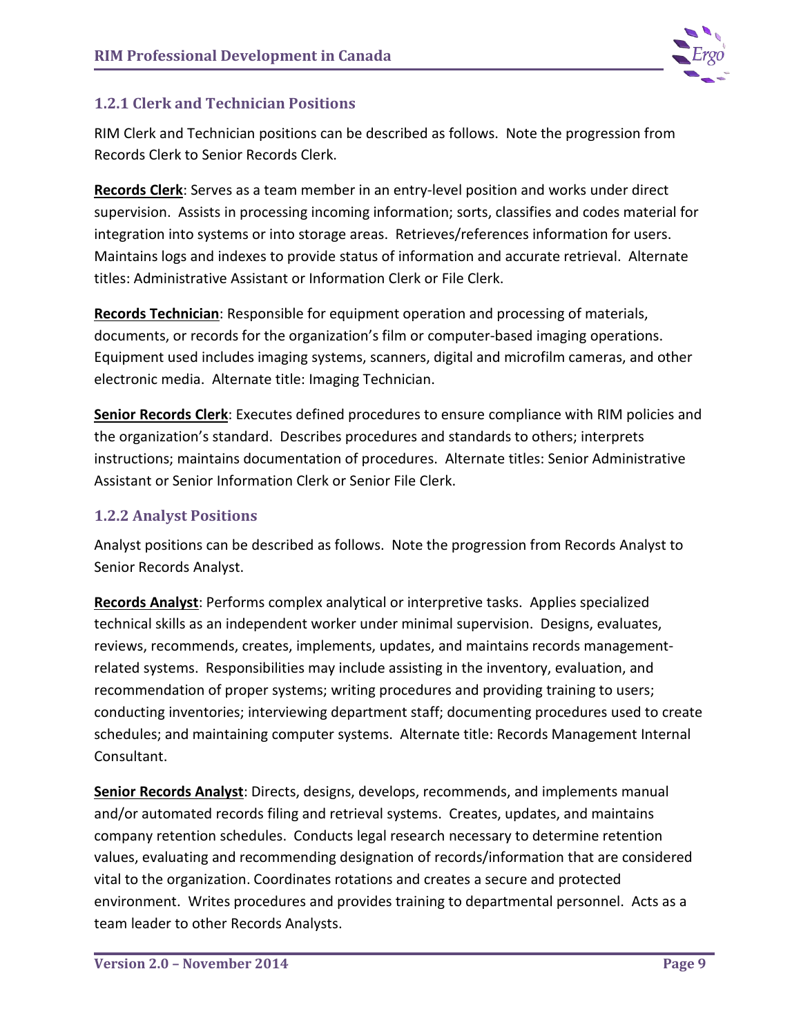### 1.2.1 Clerk and Technician Positions

RIM Clerk and Technician positions can be described as follows. Note the progression from Records Clerk to Senior Records Clerk.

**Records Clerk**: Serves as a team member in an entry-level position and works under direct supervision. Assists in processing incoming information; sorts, classifies and codes material for integration into systems or into storage areas. Retrieves/references information for users. Maintains logs and indexes to provide status of information and accurate retrieval. Alternate titles: Administrative Assistant or Information Clerk or File Clerk.

**Records Technician**: Responsible for equipment operation and processing of materials, documents, or records for the organization's film or computer-based imaging operations. Equipment used includes imaging systems, scanners, digital and microfilm cameras, and other electronic media. Alternate title: Imaging Technician.

**Senior Records Clerk**: Executes defined procedures to ensure compliance with RIM policies and the organization's standard. Describes procedures and standards to others; interprets instructions; maintains documentation of procedures. Alternate titles: Senior Administrative Assistant or Senior Information Clerk or Senior File Clerk.

### 1.2.2 Analyst Positions

Analyst positions can be described as follows. Note the progression from Records Analyst to Senior Records Analyst.

**Records Analyst**: Performs complex analytical or interpretive tasks. Applies specialized technical skills as an independent worker under minimal supervision. Designs, evaluates, reviews, recommends, creates, implements, updates, and maintains records management-related systems. Responsibilities may include assisting in the inventory, evaluation, and recommendation of proper systems; writing procedures and providing training to users; conducting inventories; interviewing department staff; documenting procedures used to create schedules; and maintaining computer systems. Alternate title: Records Management Internal Consultant.

**Senior Records Analyst**: Directs, designs, develops, recommends, and implements manual and/or automated records filing and retrieval systems. Creates, updates, and maintains company retention schedules. Conducts legal research necessary to determine retention values, evaluating and recommending designation of records/information that are considered vital to the organization. Coordinates rotations and creates a secure and protected environment. Writes procedures and provides training to departmental personnel. Acts as a team leader to other Records Analysts.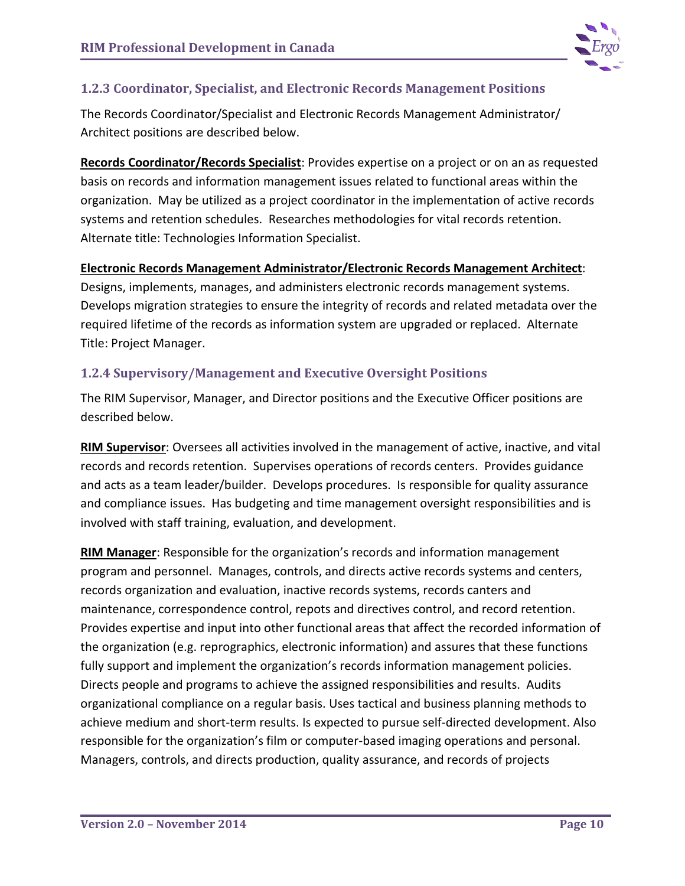### 1.2.3 Coordinator, Specialist, and Electronic Records Management Positions

The Records Coordinator/Specialist and Electronic Records Management Administrator/ Architect positions are described below.

**Records Coordinator/Records Specialist**: Provides expertise on a project or on an as requested basis on records and information management issues related to functional areas within the organization. May be utilized as a project coordinator in the implementation of active records systems and retention schedules. Researches methodologies for vital records retention. Alternate title: Technologies Information Specialist.

**Electronic Records Management Administrator/Electronic Records Management Architect**: Designs, implements, manages, and administers electronic records management systems. Develops migration strategies to ensure the integrity of records and related metadata over the required lifetime of the records as information system are upgraded or replaced. Alternate Title: Project Manager.

### 1.2.4 Supervisory/Management and Executive Oversight Positions

The RIM Supervisor, Manager, and Director positions and the Executive Officer positions are described below.

**RIM Supervisor**: Oversees all activities involved in the management of active, inactive, and vital records and records retention. Supervises operations of records centers. Provides guidance and acts as a team leader/builder. Develops procedures. Is responsible for quality assurance and compliance issues. Has budgeting and time management oversight responsibilities and is involved with staff training, evaluation, and development.

**RIM Manager**: Responsible for the organization's records and information management program and personnel. Manages, controls, and directs active records systems and centers, records organization and evaluation, inactive records systems, records canters and maintenance, correspondence control, repots and directives control, and record retention. Provides expertise and input into other functional areas that affect the recorded information of the organization (e.g. reprographics, electronic information) and assures that these functions fully support and implement the organization's records information management policies. Directs people and programs to achieve the assigned responsibilities and results. Audits organizational compliance on a regular basis. Uses tactical and business planning methods to achieve medium and short-term results. Is expected to pursue self-directed development. Also responsible for the organization's film or computer-based imaging operations and personal. Managers, controls, and directs production, quality assurance, and records of projects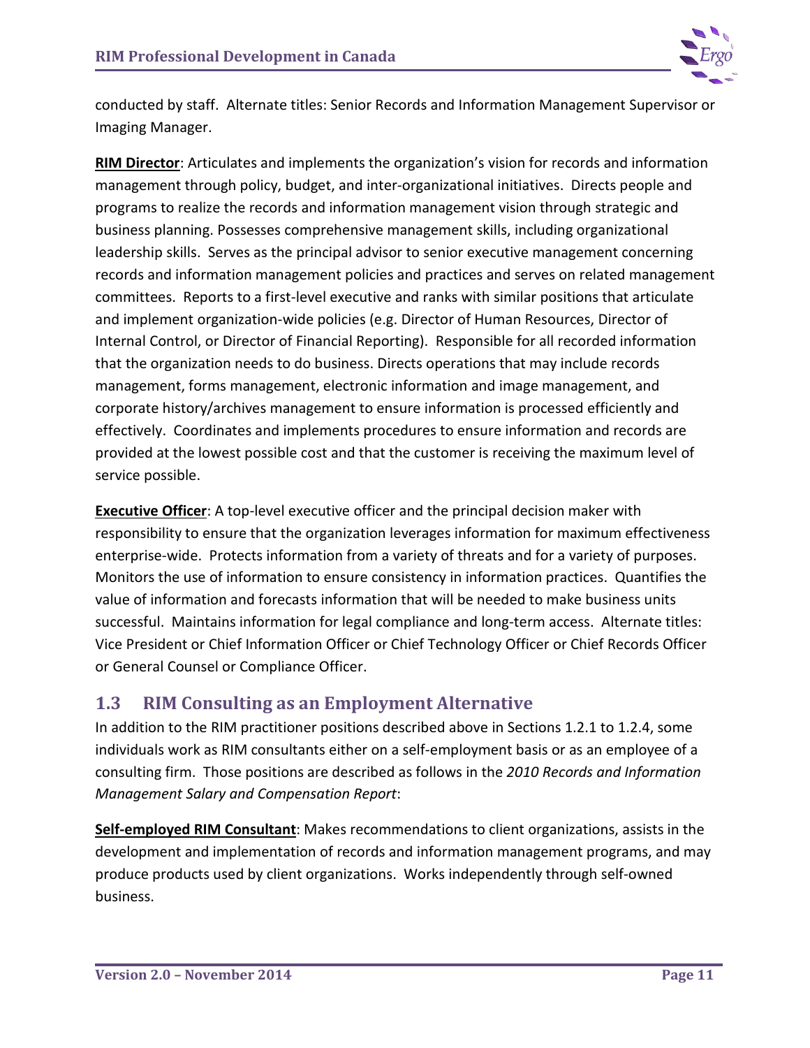conducted by staff. Alternate titles: Senior Records and Information Management Supervisor or Imaging Manager.

**RIM Director**: Articulates and implements the organization's vision for records and information management through policy, budget, and inter-organizational initiatives. Directs people and programs to realize the records and information management vision through strategic and business planning. Possesses comprehensive management skills, including organizational leadership skills. Serves as the principal advisor to senior executive management concerning records and information management policies and practices and serves on related management committees. Reports to a first-level executive and ranks with similar positions that articulate and implement organization-wide policies (e.g. Director of Human Resources, Director of Internal Control, or Director of Financial Reporting). Responsible for all recorded information that the organization needs to do business. Directs operations that may include records management, forms management, electronic information and image management, and corporate history/archives management to ensure information is processed efficiently and effectively. Coordinates and implements procedures to ensure information and records are provided at the lowest possible cost and that the customer is receiving the maximum level of service possible.

**Executive Officer**: A top-level executive officer and the principal decision maker with responsibility to ensure that the organization leverages information for maximum effectiveness enterprise-wide. Protects information from a variety of threats and for a variety of purposes. Monitors the use of information to ensure consistency in information practices. Quantifies the value of information and forecasts information that will be needed to make business units successful. Maintains information for legal compliance and long-term access. Alternate titles: Vice President or Chief Information Officer or Chief Technology Officer or Chief Records Officer or General Counsel or Compliance Officer.

## 1.3 RIM Consulting as an Employment Alternative

In addition to the RIM practitioner positions described above in Sections 1.2.1 to 1.2.4, some individuals work as RIM consultants either on a self-employment basis or as an employee of a consulting firm. Those positions are described as follows in the *2010 Records and Information Management Salary and Compensation Report*:

**Self-employed RIM Consultant**: Makes recommendations to client organizations, assists in the development and implementation of records and information management programs, and may produce products used by client organizations. Works independently through self-owned business.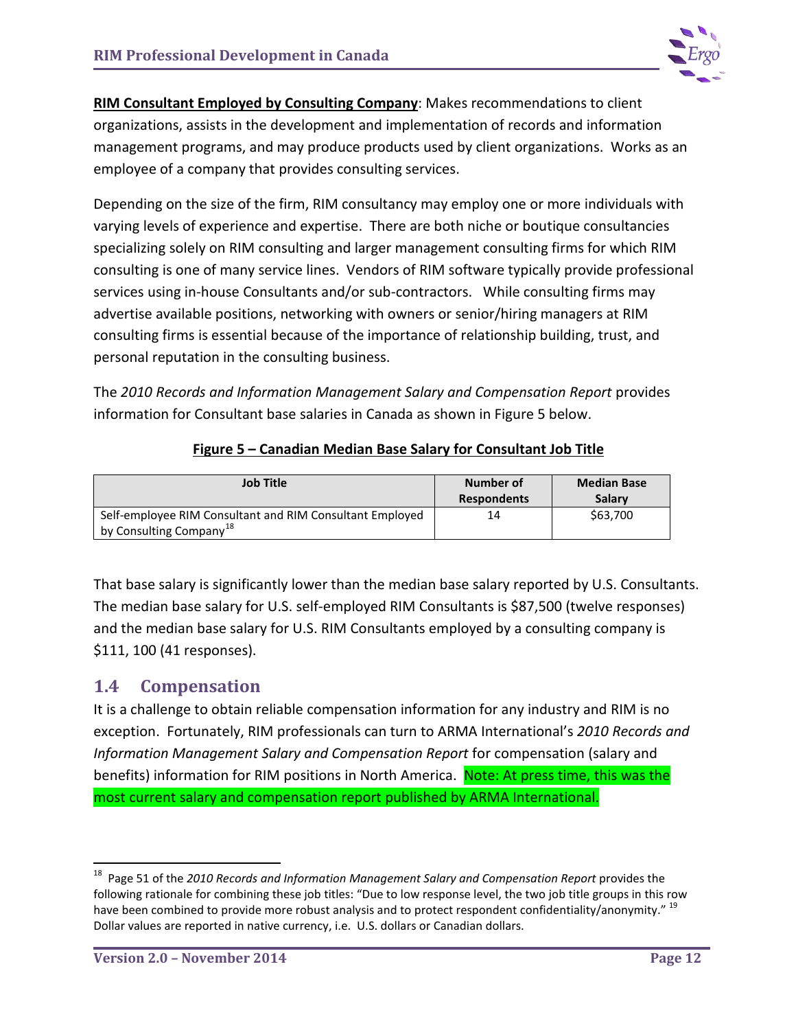**RIM Consultant Employed by Consulting Company**: Makes recommendations to client organizations, assists in the development and implementation of records and information management programs, and may produce products used by client organizations. Works as an employee of a company that provides consulting services.

Depending on the size of the firm, RIM consultancy may employ one or more individuals with varying levels of experience and expertise. There are both niche or boutique consultancies specializing solely on RIM consulting and larger management consulting firms for which RIM consulting is one of many service lines. Vendors of RIM software typically provide professional services using in-house Consultants and/or sub-contractors. While consulting firms may advertise available positions, networking with owners or senior/hiring managers at RIM consulting firms is essential because of the importance of relationship building, trust, and personal reputation in the consulting business.

The *2010 Records and Information Management Salary and Compensation Report* provides information for Consultant base salaries in Canada as shown in Figure 5 below.

**Figure 5 – Canadian Median Base Salary for Consultant Job Title**

| Job Title | Number of Respondents | Median Base Salary |
|---|---|---|
| Self-employee RIM Consultant and RIM Consultant Employed by Consulting Company[18] | 14 | $63,700 |

That base salary is significantly lower than the median base salary reported by U.S. Consultants. The median base salary for U.S. self-employed RIM Consultants is $87,500 (twelve responses) and the median base salary for U.S. RIM Consultants employed by a consulting company is $111, 100 (41 responses).

## 1.4 Compensation

It is a challenge to obtain reliable compensation information for any industry and RIM is no exception. Fortunately, RIM professionals can turn to ARMA International's *2010 Records and Information Management Salary and Compensation Report* for compensation (salary and benefits) information for RIM positions in North America. Note: At press time, this was the most current salary and compensation report published by ARMA International.

---

[18] Page 51 of the *2010 Records and Information Management Salary and Compensation Report* provides the following rationale for combining these job titles: "Due to low response level, the two job title groups in this row have been combined to provide more robust analysis and to protect respondent confidentiality/anonymity." [19] Dollar values are reported in native currency, i.e. U.S. dollars or Canadian dollars.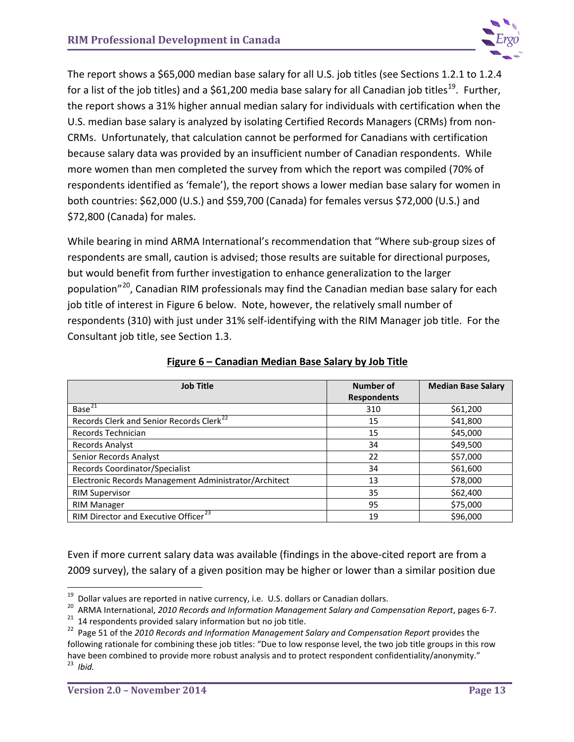The report shows a $65,000 median base salary for all U.S. job titles (see Sections 1.2.1 to 1.2.4 for a list of the job titles) and a $61,200 media base salary for all Canadian job titles[19]. Further, the report shows a 31% higher annual median salary for individuals with certification when the U.S. median base salary is analyzed by isolating Certified Records Managers (CRMs) from non-CRMs. Unfortunately, that calculation cannot be performed for Canadians with certification because salary data was provided by an insufficient number of Canadian respondents. While more women than men completed the survey from which the report was compiled (70% of respondents identified as 'female'), the report shows a lower median base salary for women in both countries: $62,000 (U.S.) and $59,700 (Canada) for females versus $72,000 (U.S.) and $72,800 (Canada) for males.

While bearing in mind ARMA International's recommendation that "Where sub-group sizes of respondents are small, caution is advised; those results are suitable for directional purposes, but would benefit from further investigation to enhance generalization to the larger population"[20], Canadian RIM professionals may find the Canadian median base salary for each job title of interest in Figure 6 below. Note, however, the relatively small number of respondents (310) with just under 31% self-identifying with the RIM Manager job title. For the Consultant job title, see Section 1.3.

**Figure 6 – Canadian Median Base Salary by Job Title**

| Job Title | Number of Respondents | Median Base Salary |
|---|---|---|
| Base[21] | 310 | $61,200 |
| Records Clerk and Senior Records Clerk[22] | 15 | $41,800 |
| Records Technician | 15 | $45,000 |
| Records Analyst | 34 | $49,500 |
| Senior Records Analyst | 22 | $57,000 |
| Records Coordinator/Specialist | 34 | $61,600 |
| Electronic Records Management Administrator/Architect | 13 | $78,000 |
| RIM Supervisor | 35 | $62,400 |
| RIM Manager | 95 | $75,000 |
| RIM Director and Executive Officer[23] | 19 | $96,000 |

Even if more current salary data was available (findings in the above-cited report are from a 2009 survey), the salary of a given position may be higher or lower than a similar position due

---

[19] Dollar values are reported in native currency, i.e. U.S. dollars or Canadian dollars.

[20] ARMA International, *2010 Records and Information Management Salary and Compensation Report*, pages 6-7.

[21] 14 respondents provided salary information but no job title.

[22] Page 51 of the *2010 Records and Information Management Salary and Compensation Report* provides the following rationale for combining these job titles: "Due to low response level, the two job title groups in this row have been combined to provide more robust analysis and to protect respondent confidentiality/anonymity."

[23] *Ibid.*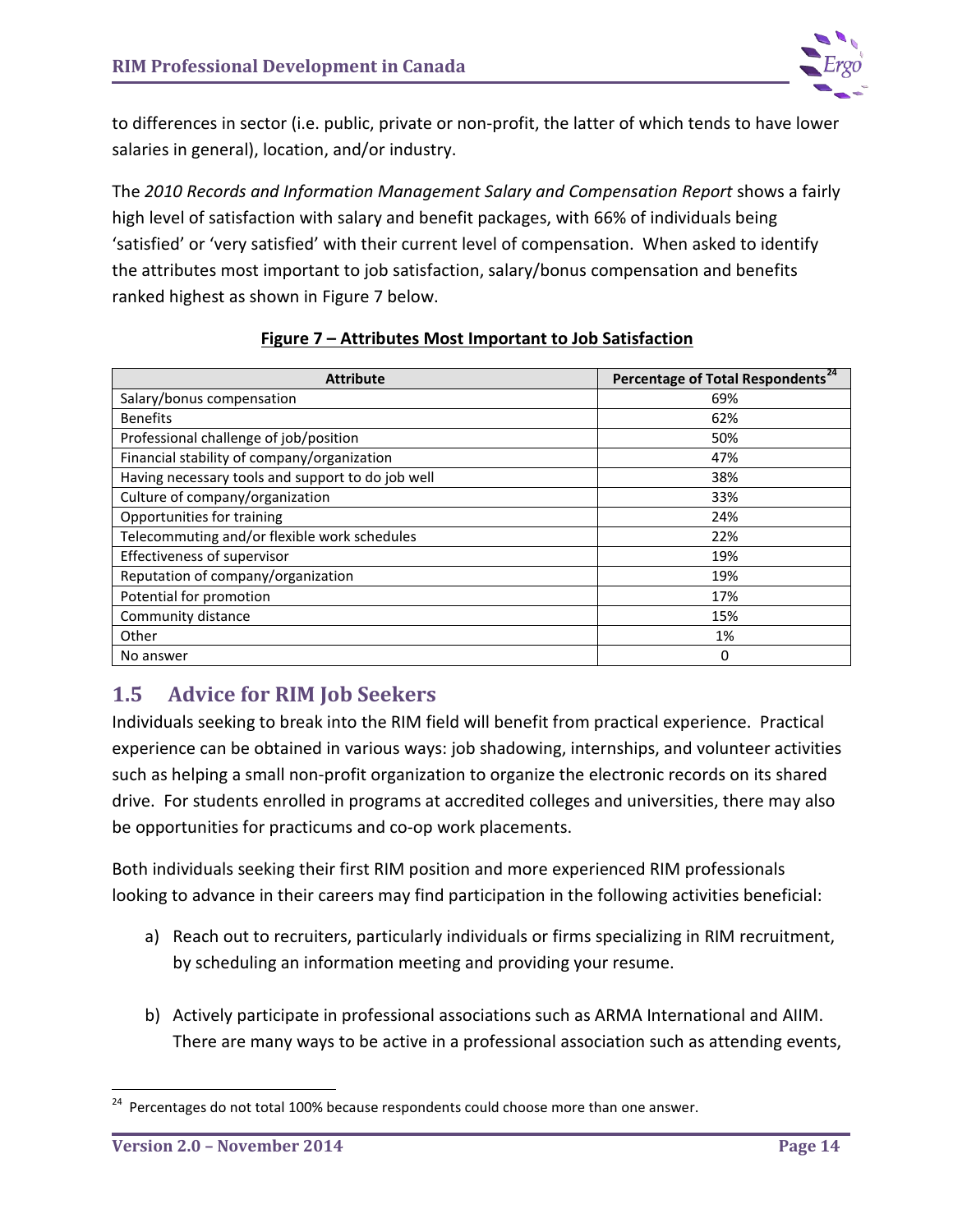to differences in sector (i.e. public, private or non-profit, the latter of which tends to have lower salaries in general), location, and/or industry.

The *2010 Records and Information Management Salary and Compensation Report* shows a fairly high level of satisfaction with salary and benefit packages, with 66% of individuals being 'satisfied' or 'very satisfied' with their current level of compensation. When asked to identify the attributes most important to job satisfaction, salary/bonus compensation and benefits ranked highest as shown in Figure 7 below.

**Figure 7 – Attributes Most Important to Job Satisfaction**

| Attribute | Percentage of Total Respondents[24] |
|---|---|
| Salary/bonus compensation | 69% |
| Benefits | 62% |
| Professional challenge of job/position | 50% |
| Financial stability of company/organization | 47% |
| Having necessary tools and support to do job well | 38% |
| Culture of company/organization | 33% |
| Opportunities for training | 24% |
| Telecommuting and/or flexible work schedules | 22% |
| Effectiveness of supervisor | 19% |
| Reputation of company/organization | 19% |
| Potential for promotion | 17% |
| Community distance | 15% |
| Other | 1% |
| No answer | 0 |

## 1.5 Advice for RIM Job Seekers

Individuals seeking to break into the RIM field will benefit from practical experience. Practical experience can be obtained in various ways: job shadowing, internships, and volunteer activities such as helping a small non-profit organization to organize the electronic records on its shared drive. For students enrolled in programs at accredited colleges and universities, there may also be opportunities for practicums and co-op work placements.

Both individuals seeking their first RIM position and more experienced RIM professionals looking to advance in their careers may find participation in the following activities beneficial:

a) Reach out to recruiters, particularly individuals or firms specializing in RIM recruitment, by scheduling an information meeting and providing your resume.

b) Actively participate in professional associations such as ARMA International and AIIM. There are many ways to be active in a professional association such as attending events,

[24] Percentages do not total 100% because respondents could choose more than one answer.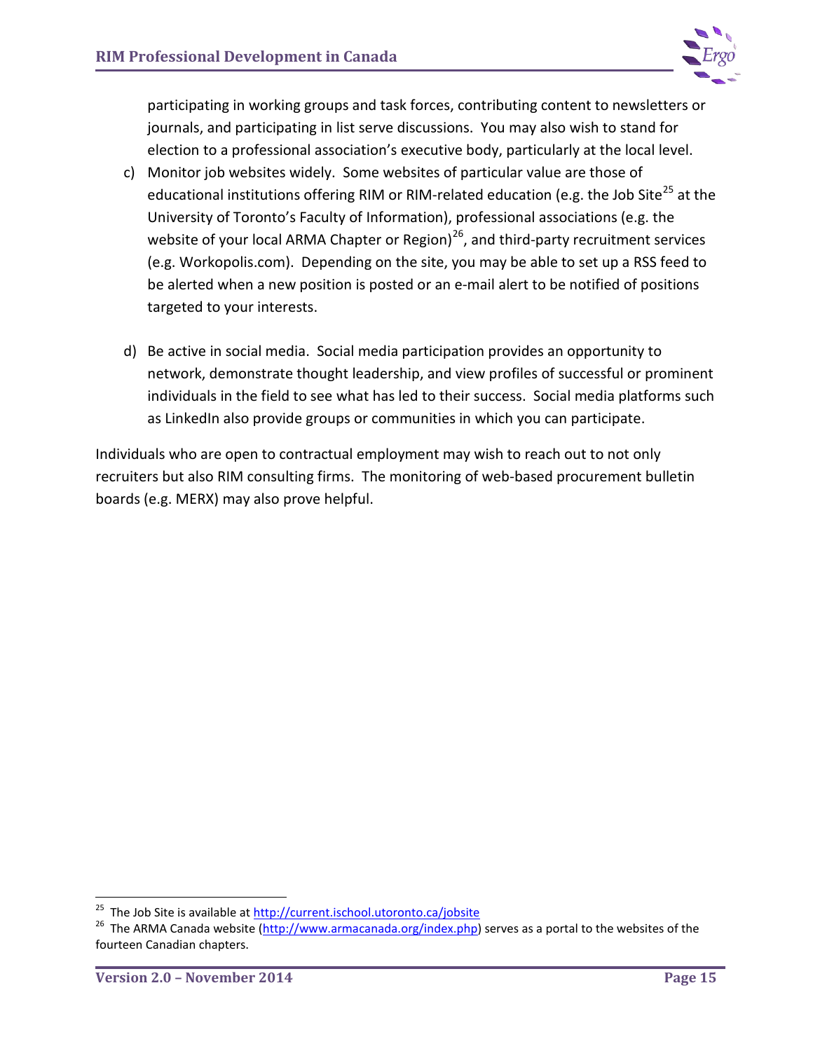participating in working groups and task forces, contributing content to newsletters or journals, and participating in list serve discussions. You may also wish to stand for election to a professional association's executive body, particularly at the local level.

c) Monitor job websites widely. Some websites of particular value are those of educational institutions offering RIM or RIM-related education (e.g. the Job Site[25] at the University of Toronto's Faculty of Information), professional associations (e.g. the website of your local ARMA Chapter or Region)[26], and third-party recruitment services (e.g. Workopolis.com). Depending on the site, you may be able to set up a RSS feed to be alerted when a new position is posted or an e-mail alert to be notified of positions targeted to your interests.

d) Be active in social media. Social media participation provides an opportunity to network, demonstrate thought leadership, and view profiles of successful or prominent individuals in the field to see what has led to their success. Social media platforms such as LinkedIn also provide groups or communities in which you can participate.

Individuals who are open to contractual employment may wish to reach out to not only recruiters but also RIM consulting firms. The monitoring of web-based procurement bulletin boards (e.g. MERX) may also prove helpful.

---

[25] The Job Site is available at http://current.ischool.utoronto.ca/jobsite

[26] The ARMA Canada website (http://www.armacanada.org/index.php) serves as a portal to the websites of the fourteen Canadian chapters.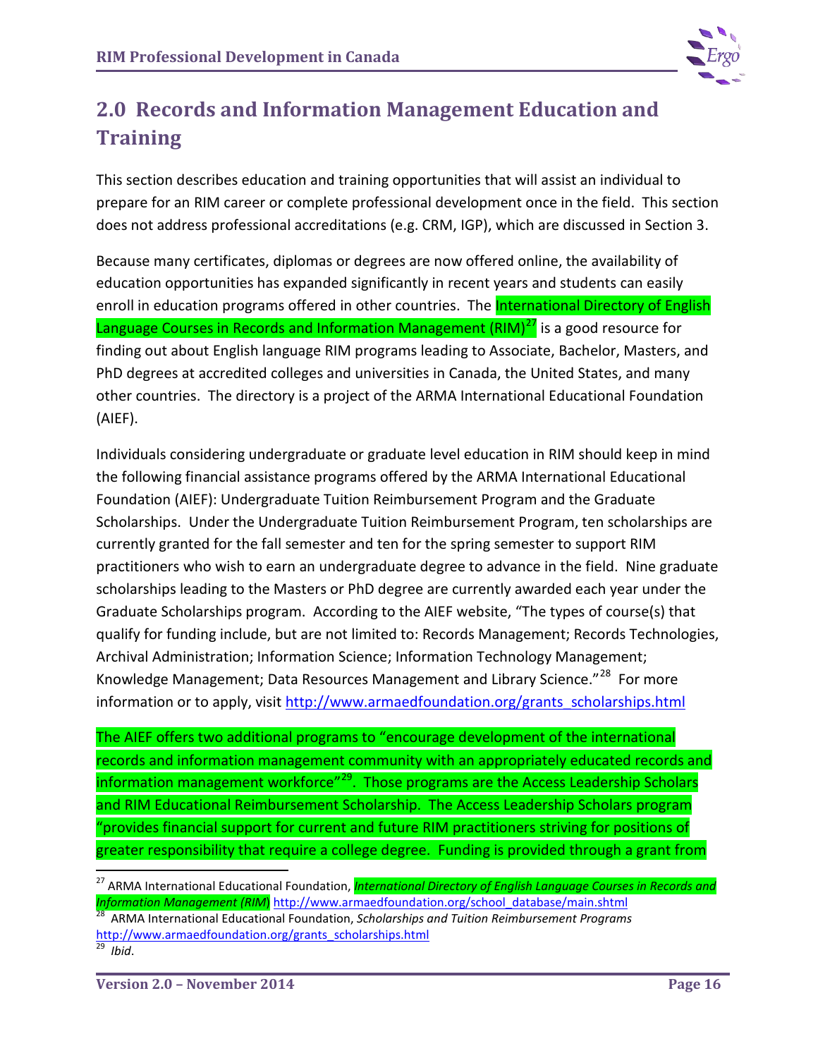## 2.0 Records and Information Management Education and Training

This section describes education and training opportunities that will assist an individual to prepare for an RIM career or complete professional development once in the field. This section does not address professional accreditations (e.g. CRM, IGP), which are discussed in Section 3.

Because many certificates, diplomas or degrees are now offered online, the availability of education opportunities has expanded significantly in recent years and students can easily enroll in education programs offered in other countries. The International Directory of English Language Courses in Records and Information Management (RIM)[27] is a good resource for finding out about English language RIM programs leading to Associate, Bachelor, Masters, and PhD degrees at accredited colleges and universities in Canada, the United States, and many other countries. The directory is a project of the ARMA International Educational Foundation (AIEF).

Individuals considering undergraduate or graduate level education in RIM should keep in mind the following financial assistance programs offered by the ARMA International Educational Foundation (AIEF): Undergraduate Tuition Reimbursement Program and the Graduate Scholarships. Under the Undergraduate Tuition Reimbursement Program, ten scholarships are currently granted for the fall semester and ten for the spring semester to support RIM practitioners who wish to earn an undergraduate degree to advance in the field. Nine graduate scholarships leading to the Masters or PhD degree are currently awarded each year under the Graduate Scholarships program. According to the AIEF website, "The types of course(s) that qualify for funding include, but are not limited to: Records Management; Records Technologies, Archival Administration; Information Science; Information Technology Management; Knowledge Management; Data Resources Management and Library Science."[28] For more information or to apply, visit http://www.armaedfoundation.org/grants_scholarships.html

The AIEF offers two additional programs to "encourage development of the international records and information management community with an appropriately educated records and information management workforce"[29]. Those programs are the Access Leadership Scholars and RIM Educational Reimbursement Scholarship. The Access Leadership Scholars program "provides financial support for current and future RIM practitioners striving for positions of greater responsibility that require a college degree. Funding is provided through a grant from

---

[27] ARMA International Educational Foundation, *International Directory of English Language Courses in Records and Information Management (RIM)* http://www.armaedfoundation.org/school_database/main.shtml

[28] ARMA International Educational Foundation, *Scholarships and Tuition Reimbursement Programs* http://www.armaedfoundation.org/grants_scholarships.html

[29] *Ibid*.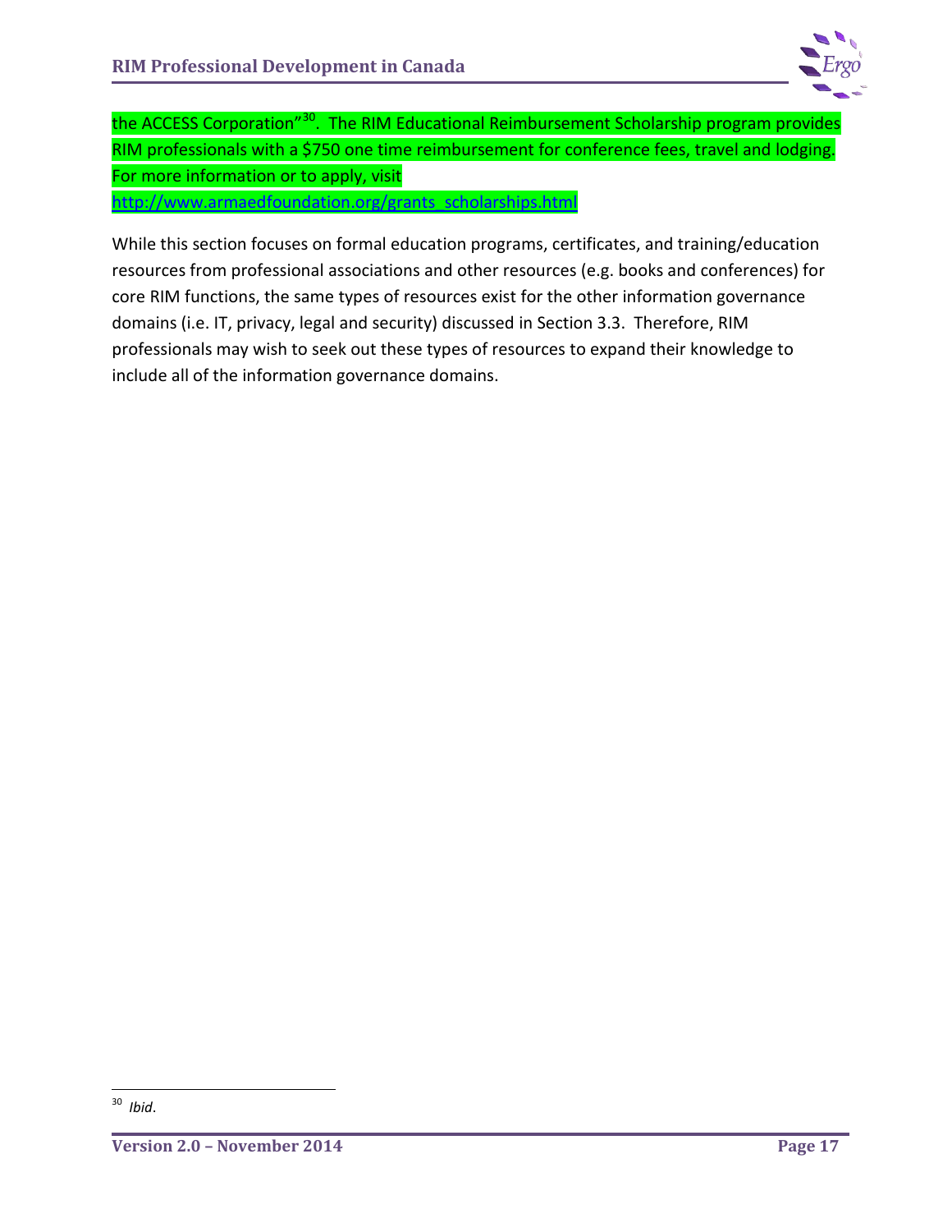the ACCESS Corporation"[30]. The RIM Educational Reimbursement Scholarship program provides RIM professionals with a $750 one time reimbursement for conference fees, travel and lodging. For more information or to apply, visit http://www.armaedfoundation.org/grants_scholarships.html

While this section focuses on formal education programs, certificates, and training/education resources from professional associations and other resources (e.g. books and conferences) for core RIM functions, the same types of resources exist for the other information governance domains (i.e. IT, privacy, legal and security) discussed in Section 3.3. Therefore, RIM professionals may wish to seek out these types of resources to expand their knowledge to include all of the information governance domains.

---

[30] *Ibid*.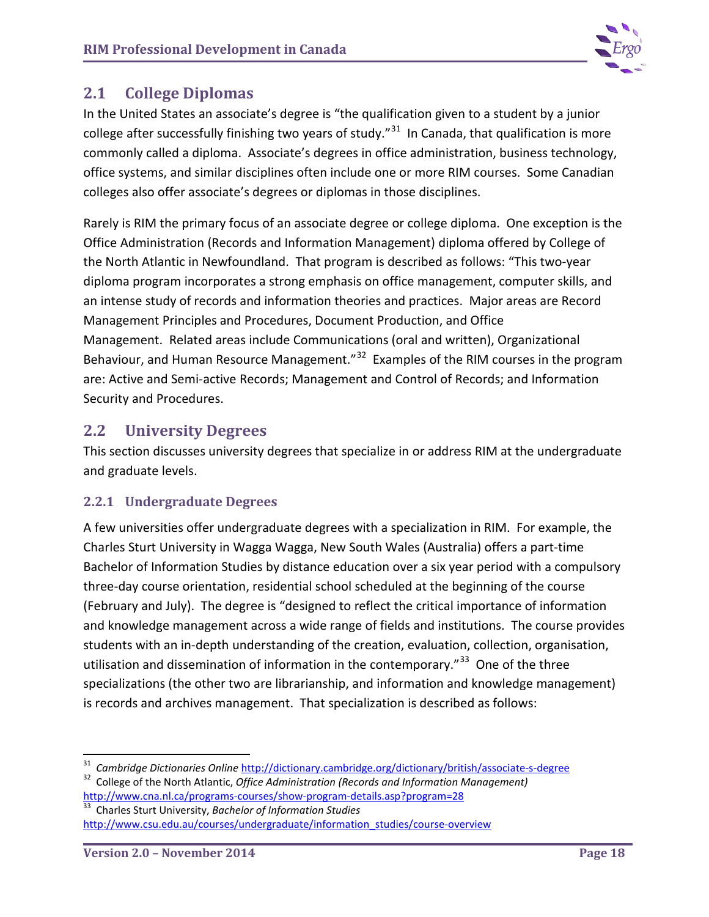## 2.1 College Diplomas

In the United States an associate's degree is "the qualification given to a student by a junior college after successfully finishing two years of study."[31] In Canada, that qualification is more commonly called a diploma. Associate's degrees in office administration, business technology, office systems, and similar disciplines often include one or more RIM courses. Some Canadian colleges also offer associate's degrees or diplomas in those disciplines.

Rarely is RIM the primary focus of an associate degree or college diploma. One exception is the Office Administration (Records and Information Management) diploma offered by College of the North Atlantic in Newfoundland. That program is described as follows: "This two-year diploma program incorporates a strong emphasis on office management, computer skills, and an intense study of records and information theories and practices. Major areas are Record Management Principles and Procedures, Document Production, and Office Management. Related areas include Communications (oral and written), Organizational Behaviour, and Human Resource Management."[32] Examples of the RIM courses in the program are: Active and Semi-active Records; Management and Control of Records; and Information Security and Procedures.

## 2.2 University Degrees

This section discusses university degrees that specialize in or address RIM at the undergraduate and graduate levels.

### 2.2.1 Undergraduate Degrees

A few universities offer undergraduate degrees with a specialization in RIM. For example, the Charles Sturt University in Wagga Wagga, New South Wales (Australia) offers a part-time Bachelor of Information Studies by distance education over a six year period with a compulsory three-day course orientation, residential school scheduled at the beginning of the course (February and July). The degree is "designed to reflect the critical importance of information and knowledge management across a wide range of fields and institutions. The course provides students with an in-depth understanding of the creation, evaluation, collection, organisation, utilisation and dissemination of information in the contemporary."[33] One of the three specializations (the other two are librarianship, and information and knowledge management) is records and archives management. That specialization is described as follows:

---

[31] *Cambridge Dictionaries Online* http://dictionary.cambridge.org/dictionary/british/associate-s-degree

[32] College of the North Atlantic, *Office Administration (Records and Information Management)* http://www.cna.nl.ca/programs-courses/show-program-details.asp?program=28

[33] Charles Sturt University, *Bachelor of Information Studies* http://www.csu.edu.au/courses/undergraduate/information_studies/course-overview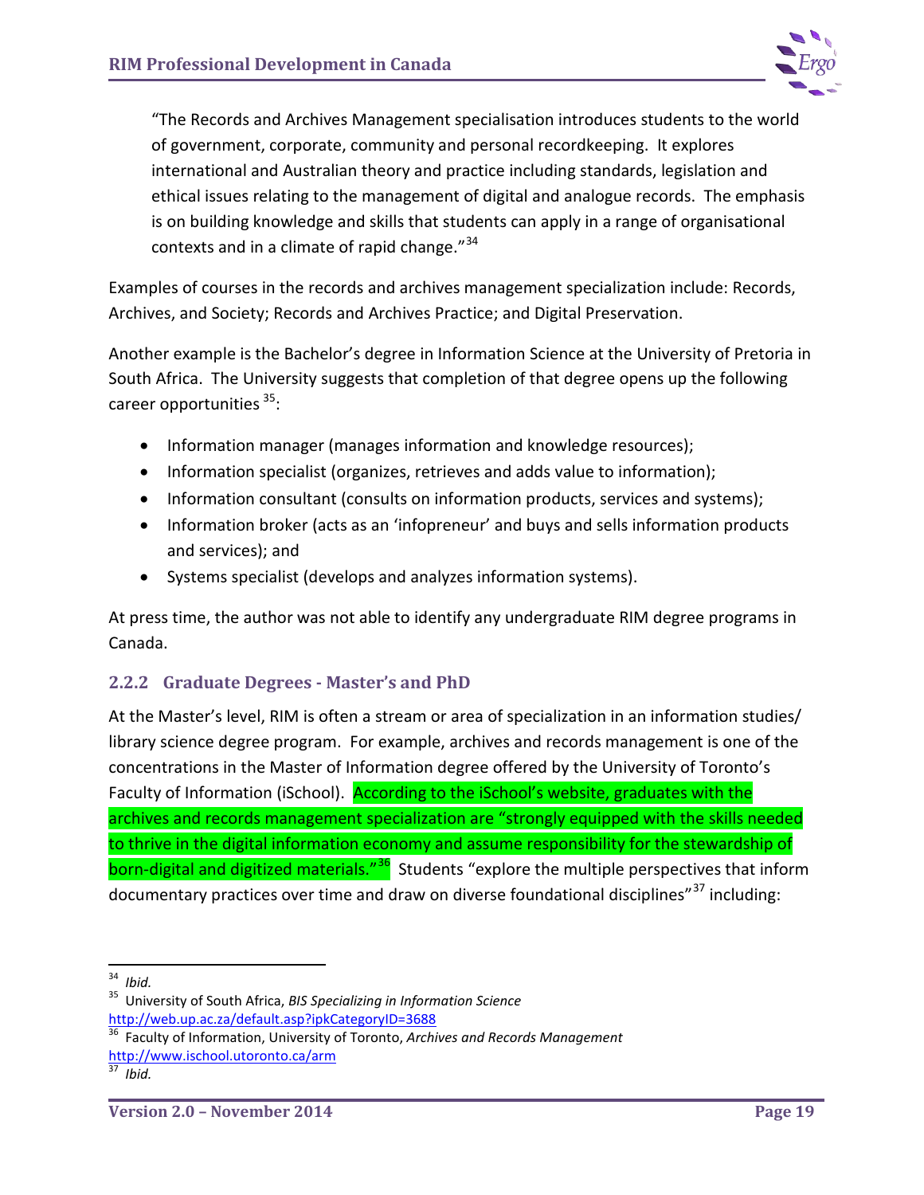"The Records and Archives Management specialisation introduces students to the world of government, corporate, community and personal recordkeeping. It explores international and Australian theory and practice including standards, legislation and ethical issues relating to the management of digital and analogue records. The emphasis is on building knowledge and skills that students can apply in a range of organisational contexts and in a climate of rapid change."[34]

Examples of courses in the records and archives management specialization include: Records, Archives, and Society; Records and Archives Practice; and Digital Preservation.

Another example is the Bachelor's degree in Information Science at the University of Pretoria in South Africa. The University suggests that completion of that degree opens up the following career opportunities [35]:

- Information manager (manages information and knowledge resources);
- Information specialist (organizes, retrieves and adds value to information);
- Information consultant (consults on information products, services and systems);
- Information broker (acts as an 'infopreneur' and buys and sells information products and services); and
- Systems specialist (develops and analyzes information systems).

At press time, the author was not able to identify any undergraduate RIM degree programs in Canada.

### 2.2.2 Graduate Degrees - Master's and PhD

At the Master's level, RIM is often a stream or area of specialization in an information studies/ library science degree program. For example, archives and records management is one of the concentrations in the Master of Information degree offered by the University of Toronto's Faculty of Information (iSchool). According to the iSchool's website, graduates with the archives and records management specialization are "strongly equipped with the skills needed to thrive in the digital information economy and assume responsibility for the stewardship of born-digital and digitized materials."[36] Students "explore the multiple perspectives that inform documentary practices over time and draw on diverse foundational disciplines"[37] including:

---

[34] *Ibid.*

[35] University of South Africa, *BIS Specializing in Information Science* http://web.up.ac.za/default.asp?ipkCategoryID=3688

[36] Faculty of Information, University of Toronto, *Archives and Records Management* http://www.ischool.utoronto.ca/arm

[37] *Ibid.*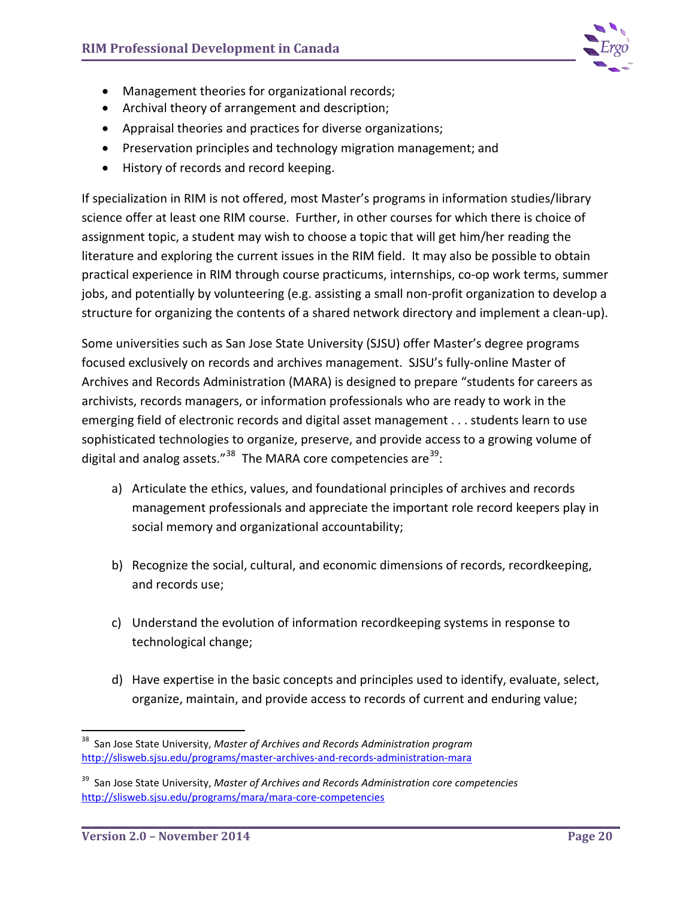- Management theories for organizational records;
- Archival theory of arrangement and description;
- Appraisal theories and practices for diverse organizations;
- Preservation principles and technology migration management; and
- History of records and record keeping.

If specialization in RIM is not offered, most Master's programs in information studies/library science offer at least one RIM course. Further, in other courses for which there is choice of assignment topic, a student may wish to choose a topic that will get him/her reading the literature and exploring the current issues in the RIM field. It may also be possible to obtain practical experience in RIM through course practicums, internships, co-op work terms, summer jobs, and potentially by volunteering (e.g. assisting a small non-profit organization to develop a structure for organizing the contents of a shared network directory and implement a clean-up).

Some universities such as San Jose State University (SJSU) offer Master's degree programs focused exclusively on records and archives management. SJSU's fully-online Master of Archives and Records Administration (MARA) is designed to prepare "students for careers as archivists, records managers, or information professionals who are ready to work in the emerging field of electronic records and digital asset management . . . students learn to use sophisticated technologies to organize, preserve, and provide access to a growing volume of digital and analog assets."[38] The MARA core competencies are[39]:

a) Articulate the ethics, values, and foundational principles of archives and records management professionals and appreciate the important role record keepers play in social memory and organizational accountability;

b) Recognize the social, cultural, and economic dimensions of records, recordkeeping, and records use;

c) Understand the evolution of information recordkeeping systems in response to technological change;

d) Have expertise in the basic concepts and principles used to identify, evaluate, select, organize, maintain, and provide access to records of current and enduring value;

---

[38] San Jose State University, *Master of Archives and Records Administration program* http://slisweb.sjsu.edu/programs/master-archives-and-records-administration-mara

[39] San Jose State University, *Master of Archives and Records Administration core competencies* http://slisweb.sjsu.edu/programs/mara/mara-core-competencies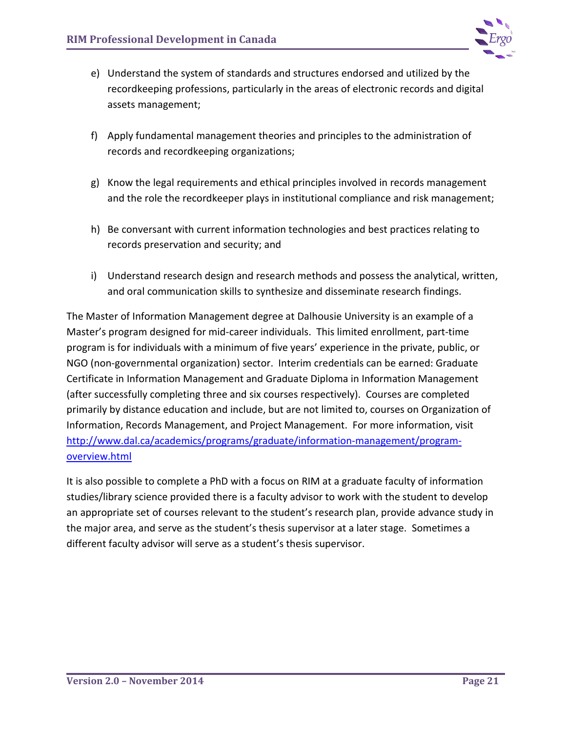e) Understand the system of standards and structures endorsed and utilized by the recordkeeping professions, particularly in the areas of electronic records and digital assets management;

f) Apply fundamental management theories and principles to the administration of records and recordkeeping organizations;

g) Know the legal requirements and ethical principles involved in records management and the role the recordkeeper plays in institutional compliance and risk management;

h) Be conversant with current information technologies and best practices relating to records preservation and security; and

i) Understand research design and research methods and possess the analytical, written, and oral communication skills to synthesize and disseminate research findings.

The Master of Information Management degree at Dalhousie University is an example of a Master's program designed for mid-career individuals. This limited enrollment, part-time program is for individuals with a minimum of five years' experience in the private, public, or NGO (non-governmental organization) sector. Interim credentials can be earned: Graduate Certificate in Information Management and Graduate Diploma in Information Management (after successfully completing three and six courses respectively). Courses are completed primarily by distance education and include, but are not limited to, courses on Organization of Information, Records Management, and Project Management. For more information, visit [http://www.dal.ca/academics/programs/graduate/information-management/program-overview.html](http://www.dal.ca/academics/programs/graduate/information-management/program-overview.html)

It is also possible to complete a PhD with a focus on RIM at a graduate faculty of information studies/library science provided there is a faculty advisor to work with the student to develop an appropriate set of courses relevant to the student's research plan, provide advance study in the major area, and serve as the student's thesis supervisor at a later stage. Sometimes a different faculty advisor will serve as a student's thesis supervisor.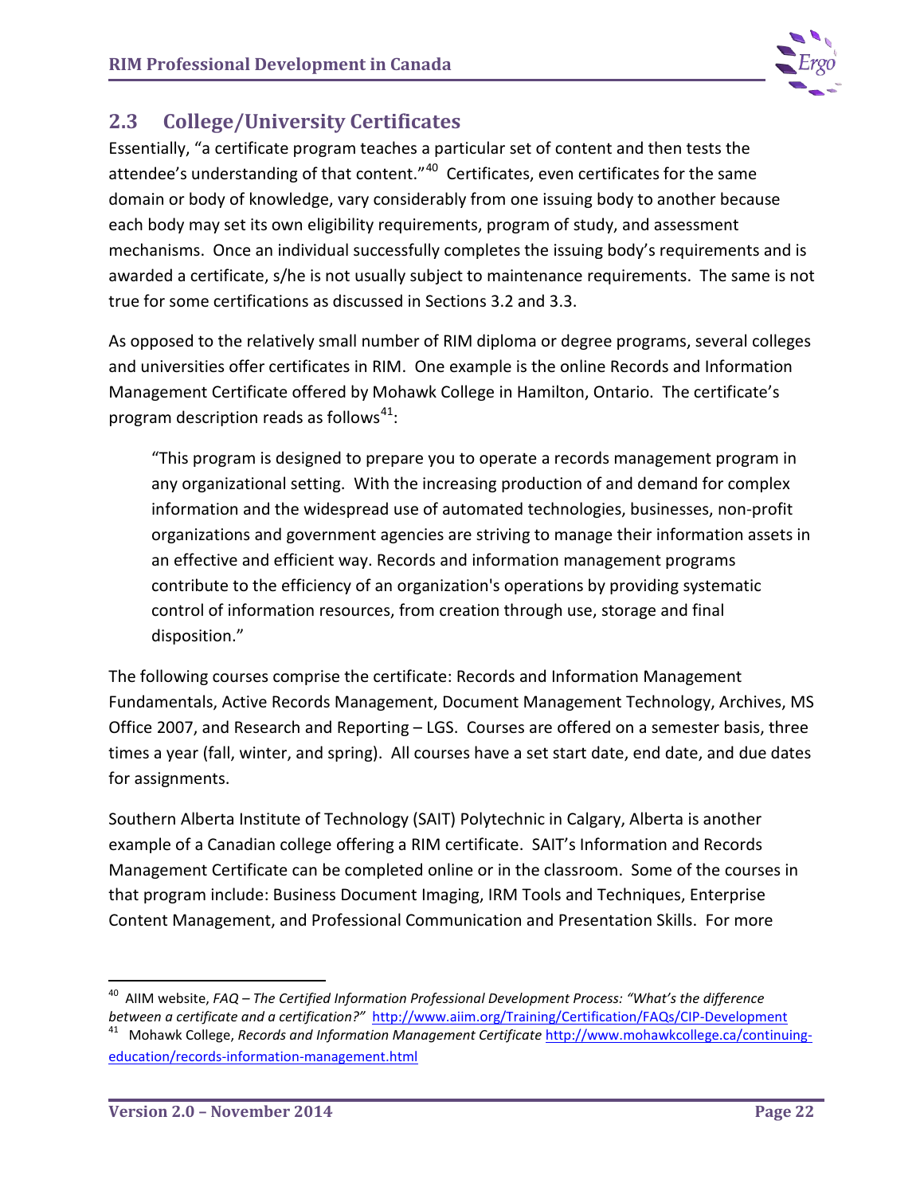## 2.3 College/University Certificates

Essentially, "a certificate program teaches a particular set of content and then tests the attendee's understanding of that content."[40] Certificates, even certificates for the same domain or body of knowledge, vary considerably from one issuing body to another because each body may set its own eligibility requirements, program of study, and assessment mechanisms. Once an individual successfully completes the issuing body's requirements and is awarded a certificate, s/he is not usually subject to maintenance requirements. The same is not true for some certifications as discussed in Sections 3.2 and 3.3.

As opposed to the relatively small number of RIM diploma or degree programs, several colleges and universities offer certificates in RIM. One example is the online Records and Information Management Certificate offered by Mohawk College in Hamilton, Ontario. The certificate's program description reads as follows[41]:

> "This program is designed to prepare you to operate a records management program in any organizational setting. With the increasing production of and demand for complex information and the widespread use of automated technologies, businesses, non-profit organizations and government agencies are striving to manage their information assets in an effective and efficient way. Records and information management programs contribute to the efficiency of an organization's operations by providing systematic control of information resources, from creation through use, storage and final disposition."

The following courses comprise the certificate: Records and Information Management Fundamentals, Active Records Management, Document Management Technology, Archives, MS Office 2007, and Research and Reporting – LGS. Courses are offered on a semester basis, three times a year (fall, winter, and spring). All courses have a set start date, end date, and due dates for assignments.

Southern Alberta Institute of Technology (SAIT) Polytechnic in Calgary, Alberta is another example of a Canadian college offering a RIM certificate. SAIT's Information and Records Management Certificate can be completed online or in the classroom. Some of the courses in that program include: Business Document Imaging, IRM Tools and Techniques, Enterprise Content Management, and Professional Communication and Presentation Skills. For more

---

[40] AIIM website, *FAQ – The Certified Information Professional Development Process: "What's the difference between a certificate and a certification?"* http://www.aiim.org/Training/Certification/FAQs/CIP-Development

[41] Mohawk College, *Records and Information Management Certificate* http://www.mohawkcollege.ca/continuing-education/records-information-management.html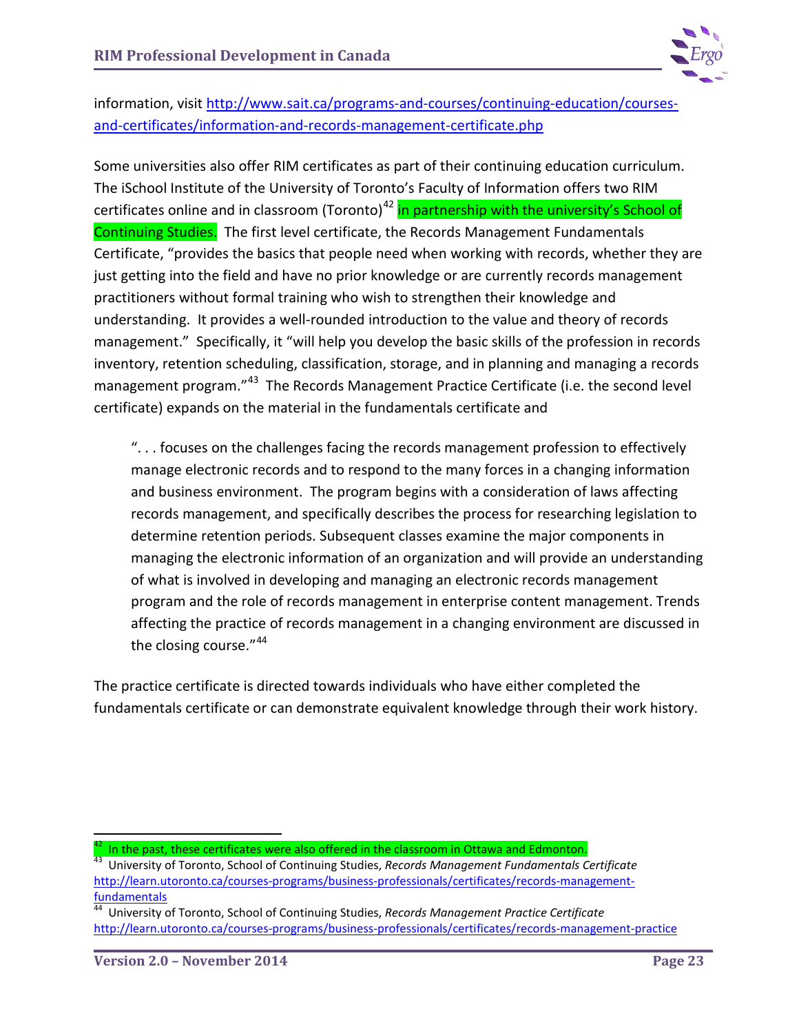information, visit http://www.sait.ca/programs-and-courses/continuing-education/courses-and-certificates/information-and-records-management-certificate.php

Some universities also offer RIM certificates as part of their continuing education curriculum. The iSchool Institute of the University of Toronto's Faculty of Information offers two RIM certificates online and in classroom (Toronto)[42] in partnership with the university's School of Continuing Studies. The first level certificate, the Records Management Fundamentals Certificate, "provides the basics that people need when working with records, whether they are just getting into the field and have no prior knowledge or are currently records management practitioners without formal training who wish to strengthen their knowledge and understanding. It provides a well-rounded introduction to the value and theory of records management." Specifically, it "will help you develop the basic skills of the profession in records inventory, retention scheduling, classification, storage, and in planning and managing a records management program."[43] The Records Management Practice Certificate (i.e. the second level certificate) expands on the material in the fundamentals certificate and

> ". . . focuses on the challenges facing the records management profession to effectively manage electronic records and to respond to the many forces in a changing information and business environment. The program begins with a consideration of laws affecting records management, and specifically describes the process for researching legislation to determine retention periods. Subsequent classes examine the major components in managing the electronic information of an organization and will provide an understanding of what is involved in developing and managing an electronic records management program and the role of records management in enterprise content management. Trends affecting the practice of records management in a changing environment are discussed in the closing course."[44]

The practice certificate is directed towards individuals who have either completed the fundamentals certificate or can demonstrate equivalent knowledge through their work history.

---

[42] In the past, these certificates were also offered in the classroom in Ottawa and Edmonton.

[43] University of Toronto, School of Continuing Studies, *Records Management Fundamentals Certificate* http://learn.utoronto.ca/courses-programs/business-professionals/certificates/records-management-fundamentals

[44] University of Toronto, School of Continuing Studies, *Records Management Practice Certificate* http://learn.utoronto.ca/courses-programs/business-professionals/certificates/records-management-practice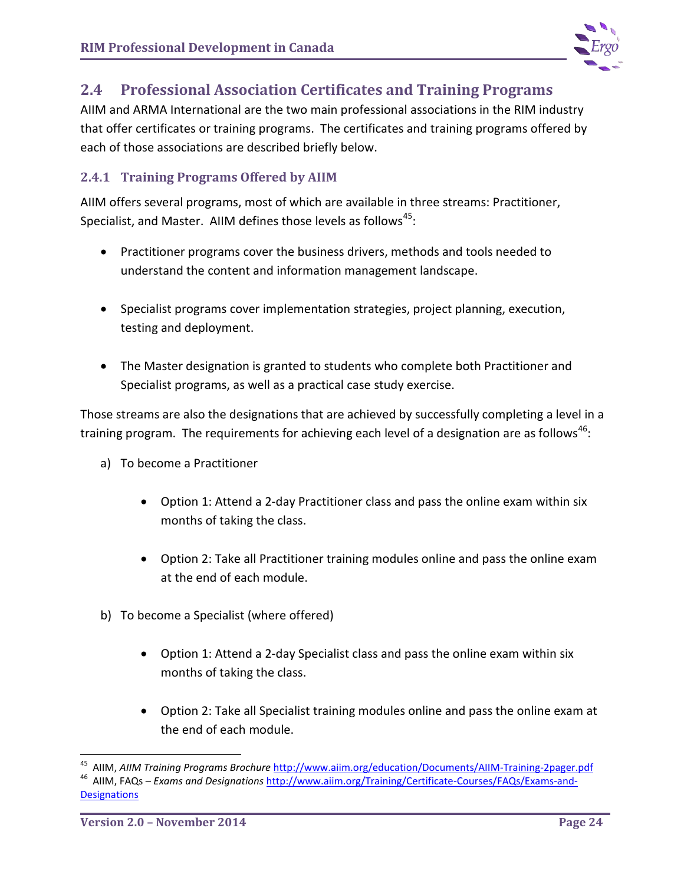## 2.4 Professional Association Certificates and Training Programs

AIIM and ARMA International are the two main professional associations in the RIM industry that offer certificates or training programs. The certificates and training programs offered by each of those associations are described briefly below.

### 2.4.1 Training Programs Offered by AIIM

AIIM offers several programs, most of which are available in three streams: Practitioner, Specialist, and Master. AIIM defines those levels as follows[45]:

- Practitioner programs cover the business drivers, methods and tools needed to understand the content and information management landscape.

- Specialist programs cover implementation strategies, project planning, execution, testing and deployment.

- The Master designation is granted to students who complete both Practitioner and Specialist programs, as well as a practical case study exercise.

Those streams are also the designations that are achieved by successfully completing a level in a training program. The requirements for achieving each level of a designation are as follows[46]:

a) To become a Practitioner

   - Option 1: Attend a 2-day Practitioner class and pass the online exam within six months of taking the class.

   - Option 2: Take all Practitioner training modules online and pass the online exam at the end of each module.

b) To become a Specialist (where offered)

   - Option 1: Attend a 2-day Specialist class and pass the online exam within six months of taking the class.

   - Option 2: Take all Specialist training modules online and pass the online exam at the end of each module.

---

[45] AIIM, *AIIM Training Programs Brochure* http://www.aiim.org/education/Documents/AIIM-Training-2pager.pdf

[46] AIIM, FAQs – *Exams and Designations* http://www.aiim.org/Training/Certificate-Courses/FAQs/Exams-and-Designations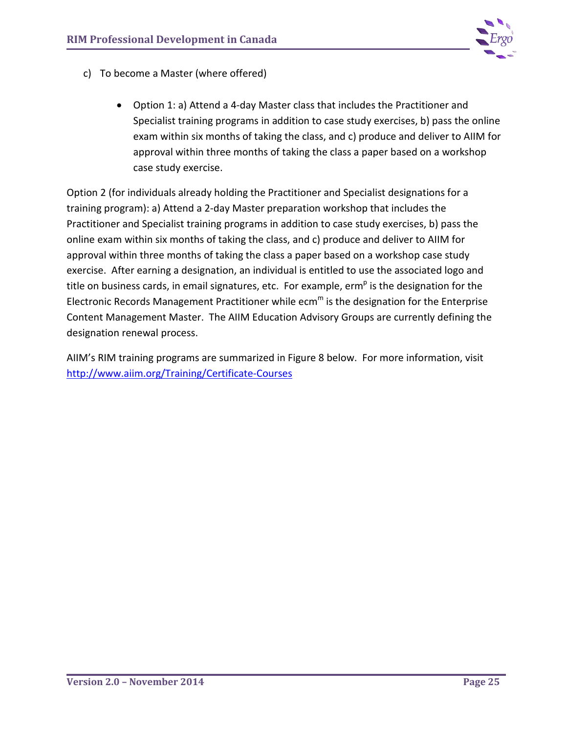c) To become a Master (where offered)

- Option 1: a) Attend a 4-day Master class that includes the Practitioner and Specialist training programs in addition to case study exercises, b) pass the online exam within six months of taking the class, and c) produce and deliver to AIIM for approval within three months of taking the class a paper based on a workshop case study exercise.

Option 2 (for individuals already holding the Practitioner and Specialist designations for a training program): a) Attend a 2-day Master preparation workshop that includes the Practitioner and Specialist training programs in addition to case study exercises, b) pass the online exam within six months of taking the class, and c) produce and deliver to AIIM for approval within three months of taking the class a paper based on a workshop case study exercise. After earning a designation, an individual is entitled to use the associated logo and title on business cards, in email signatures, etc. For example, $erm^{p}$ is the designation for the Electronic Records Management Practitioner while $ecm^{m}$ is the designation for the Enterprise Content Management Master. The AIIM Education Advisory Groups are currently defining the designation renewal process.

AIIM's RIM training programs are summarized in Figure 8 below. For more information, visit http://www.aiim.org/Training/Certificate-Courses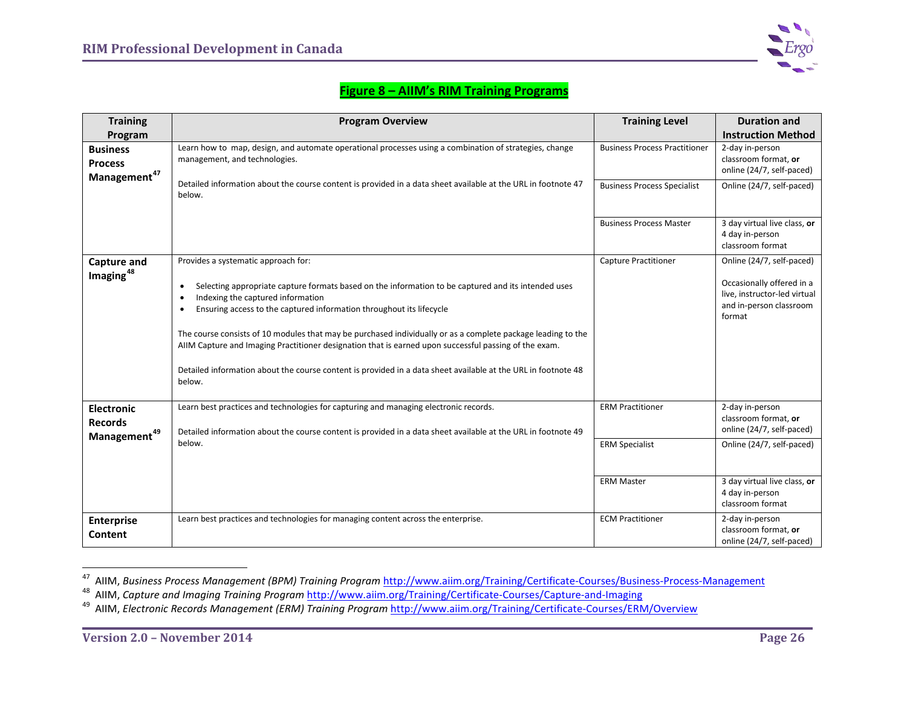**Figure 8 – AIIM's RIM Training Programs**

| Training Program | Program Overview | Training Level | Duration and Instruction Method |
|---|---|---|---|
| **Business Process Management**[47] | Learn how to map, design, and automate operational processes using a combination of strategies, change management, and technologies.<br><br>Detailed information about the course content is provided in a data sheet available at the URL in footnote 47 below. | Business Process Practitioner | 2-day in-person classroom format, **or** online (24/7, self-paced) |
| | | Business Process Specialist | Online (24/7, self-paced) |
| | | Business Process Master | 3 day virtual live class, **or** 4 day in-person classroom format |
| **Capture and Imaging**[48] | Provides a systematic approach for:<br><br>• Selecting appropriate capture formats based on the information to be captured and its intended uses<br>• Indexing the captured information<br>• Ensuring access to the captured information throughout its lifecycle<br><br>The course consists of 10 modules that may be purchased individually or as a complete package leading to the AIIM Capture and Imaging Practitioner designation that is earned upon successful passing of the exam.<br><br>Detailed information about the course content is provided in a data sheet available at the URL in footnote 48 below. | Capture Practitioner | Online (24/7, self-paced)<br><br>Occasionally offered in a live, instructor-led virtual and in-person classroom format |
| **Electronic Records Management**[49] | Learn best practices and technologies for capturing and managing electronic records.<br><br>Detailed information about the course content is provided in a data sheet available at the URL in footnote 49 below. | ERM Practitioner | 2-day in-person classroom format, **or** online (24/7, self-paced) |
| | | ERM Specialist | Online (24/7, self-paced) |
| | | ERM Master | 3 day virtual live class, **or** 4 day in-person classroom format |
| **Enterprise Content** | Learn best practices and technologies for managing content across the enterprise. | ECM Practitioner | 2-day in-person classroom format, **or** online (24/7, self-paced) |

---

[47] AIIM, *Business Process Management (BPM) Training Program* http://www.aiim.org/Training/Certificate-Courses/Business-Process-Management

[48] AIIM, *Capture and Imaging Training Program* http://www.aiim.org/Training/Certificate-Courses/Capture-and-Imaging

[49] AIIM, *Electronic Records Management (ERM) Training Program* http://www.aiim.org/Training/Certificate-Courses/ERM/Overview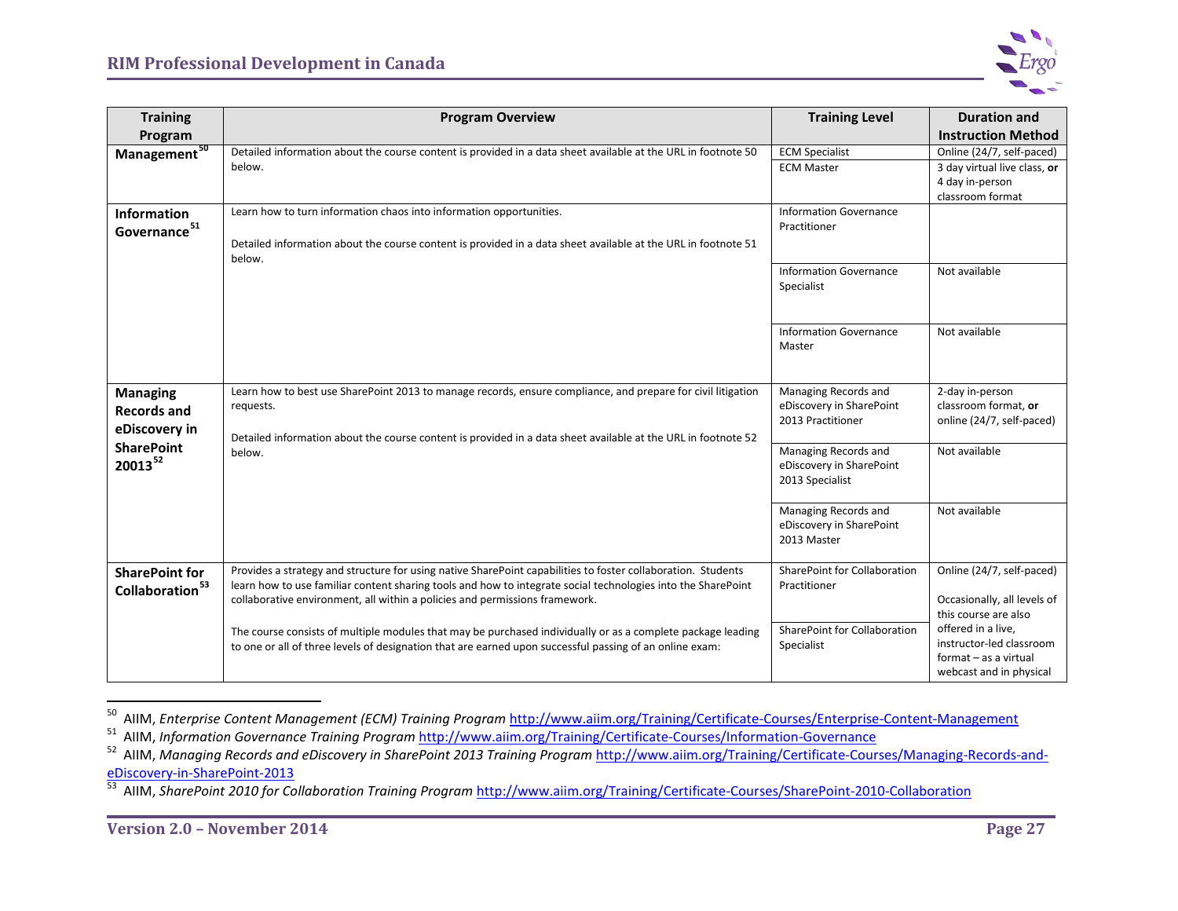| Training Program | Program Overview | Training Level | Duration and Instruction Method |
|---|---|---|---|
| **Management**[50] | Detailed information about the course content is provided in a data sheet available at the URL in footnote 50 below. | ECM Specialist | Online (24/7, self-paced) |
| | | ECM Master | 3 day virtual live class, **or** 4 day in-person classroom format |
| **Information Governance**[51] | Learn how to turn information chaos into information opportunities.<br><br>Detailed information about the course content is provided in a data sheet available at the URL in footnote 51 below. | Information Governance Practitioner | |
| | | Information Governance Specialist | Not available |
| | | Information Governance Master | Not available |
| **Managing Records and eDiscovery in SharePoint 20013**[52] | Learn how to best use SharePoint 2013 to manage records, ensure compliance, and prepare for civil litigation requests.<br><br>Detailed information about the course content is provided in a data sheet available at the URL in footnote 52 below. | Managing Records and eDiscovery in SharePoint 2013 Practitioner | 2-day in-person classroom format, **or** online (24/7, self-paced) |
| | | Managing Records and eDiscovery in SharePoint 2013 Specialist | Not available |
| | | Managing Records and eDiscovery in SharePoint 2013 Master | Not available |
| **SharePoint for Collaboration**[53] | Provides a strategy and structure for using native SharePoint capabilities to foster collaboration. Students learn how to use familiar content sharing tools and how to integrate social technologies into the SharePoint collaborative environment, all within a policies and permissions framework.<br><br>The course consists of multiple modules that may be purchased individually or as a complete package leading to one or all of three levels of designation that are earned upon successful passing of an online exam: | SharePoint for Collaboration Practitioner | Online (24/7, self-paced)<br><br>Occasionally, all levels of this course are also offered in a live, instructor-led classroom format – as a virtual webcast and in physical |
| | | SharePoint for Collaboration Specialist | |

---

[50] AIIM, *Enterprise Content Management (ECM) Training Program* http://www.aiim.org/Training/Certificate-Courses/Enterprise-Content-Management

[51] AIIM, *Information Governance Training Program* http://www.aiim.org/Training/Certificate-Courses/Information-Governance

[52] AIIM, *Managing Records and eDiscovery in SharePoint 2013 Training Program* http://www.aiim.org/Training/Certificate-Courses/Managing-Records-and-eDiscovery-in-SharePoint-2013

[53] AIIM, *SharePoint 2010 for Collaboration Training Program* http://www.aiim.org/Training/Certificate-Courses/SharePoint-2010-Collaboration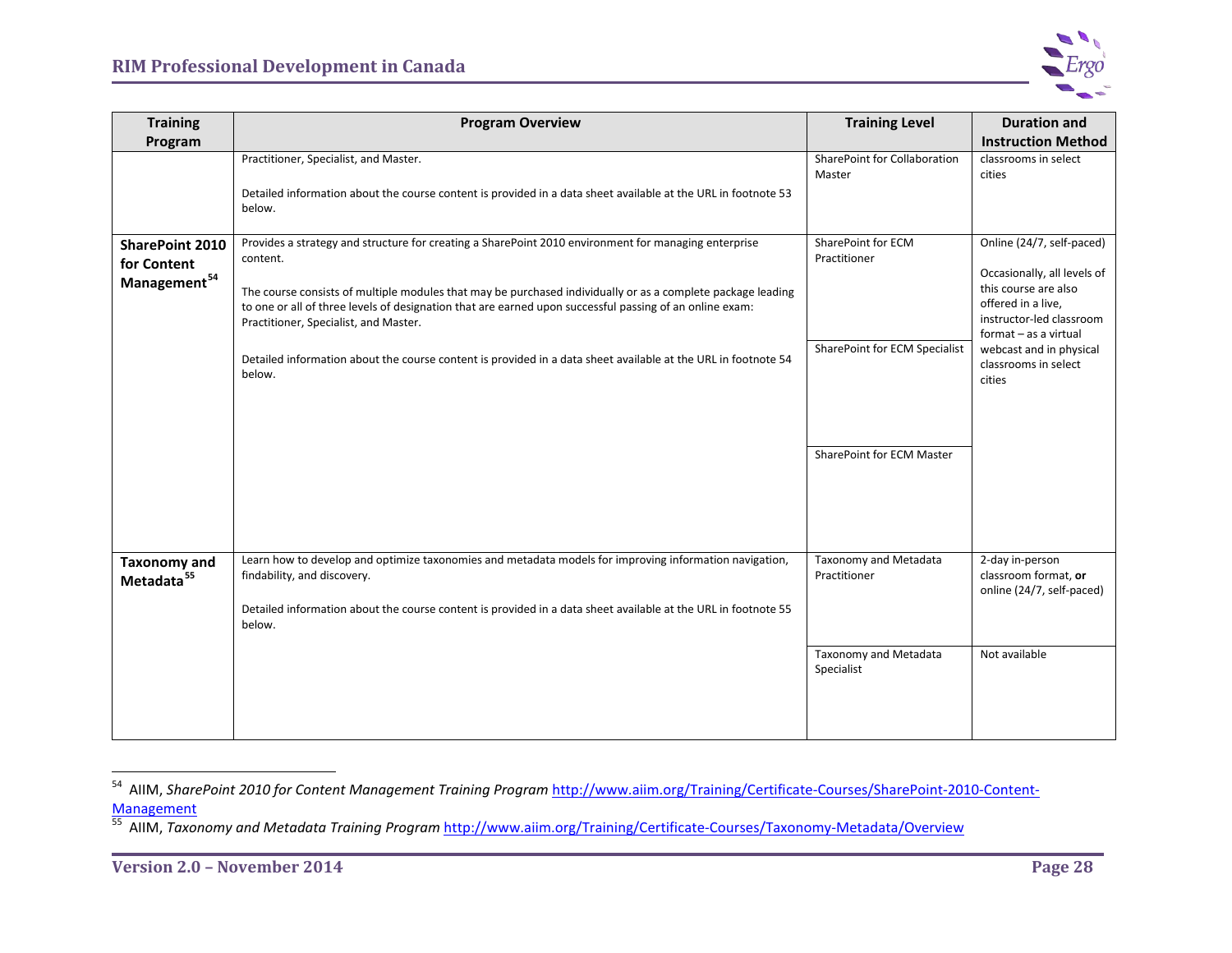| Training Program | Program Overview | Training Level | Duration and Instruction Method |
|---|---|---|---|
| | Practitioner, Specialist, and Master.<br><br>Detailed information about the course content is provided in a data sheet available at the URL in footnote 53 below. | SharePoint for Collaboration Master | classrooms in select cities |
| **SharePoint 2010 for Content Management**[54] | Provides a strategy and structure for creating a SharePoint 2010 environment for managing enterprise content.<br><br>The course consists of multiple modules that may be purchased individually or as a complete package leading to one or all of three levels of designation that are earned upon successful passing of an online exam: Practitioner, Specialist, and Master.<br><br>Detailed information about the course content is provided in a data sheet available at the URL in footnote 54 below. | SharePoint for ECM Practitioner | Online (24/7, self-paced)<br><br>Occasionally, all levels of this course are also offered in a live, instructor-led classroom format – as a virtual webcast and in physical classrooms in select cities |
| | | SharePoint for ECM Specialist | |
| | | SharePoint for ECM Master | |
| **Taxonomy and Metadata**[55] | Learn how to develop and optimize taxonomies and metadata models for improving information navigation, findability, and discovery.<br><br>Detailed information about the course content is provided in a data sheet available at the URL in footnote 55 below. | Taxonomy and Metadata Practitioner | 2-day in-person classroom format, **or** online (24/7, self-paced) |
| | | Taxonomy and Metadata Specialist | Not available |

[54] AIIM, *SharePoint 2010 for Content Management Training Program* http://www.aiim.org/Training/Certificate-Courses/SharePoint-2010-Content-Management

[55] AIIM, *Taxonomy and Metadata Training Program* http://www.aiim.org/Training/Certificate-Courses/Taxonomy-Metadata/Overview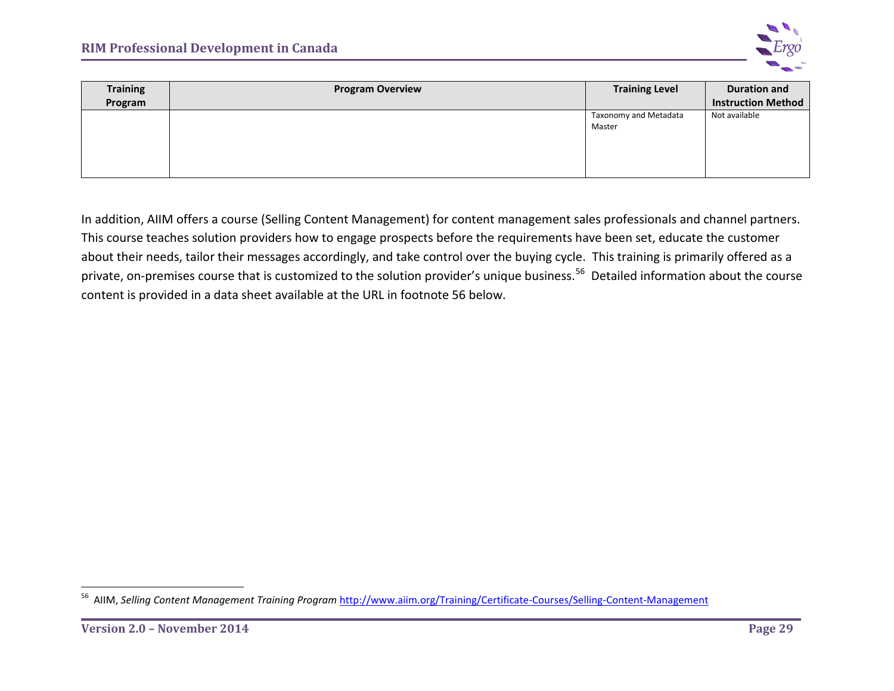| Training Program | Program Overview | Training Level | Duration and Instruction Method |
| --- | --- | --- | --- |
| | | Taxonomy and Metadata Master | Not available |

In addition, AIIM offers a course (Selling Content Management) for content management sales professionals and channel partners. This course teaches solution providers how to engage prospects before the requirements have been set, educate the customer about their needs, tailor their messages accordingly, and take control over the buying cycle. This training is primarily offered as a private, on-premises course that is customized to the solution provider's unique business.[56] Detailed information about the course content is provided in a data sheet available at the URL in footnote 56 below.

[56] AIIM, *Selling Content Management Training Program* http://www.aiim.org/Training/Certificate-Courses/Selling-Content-Management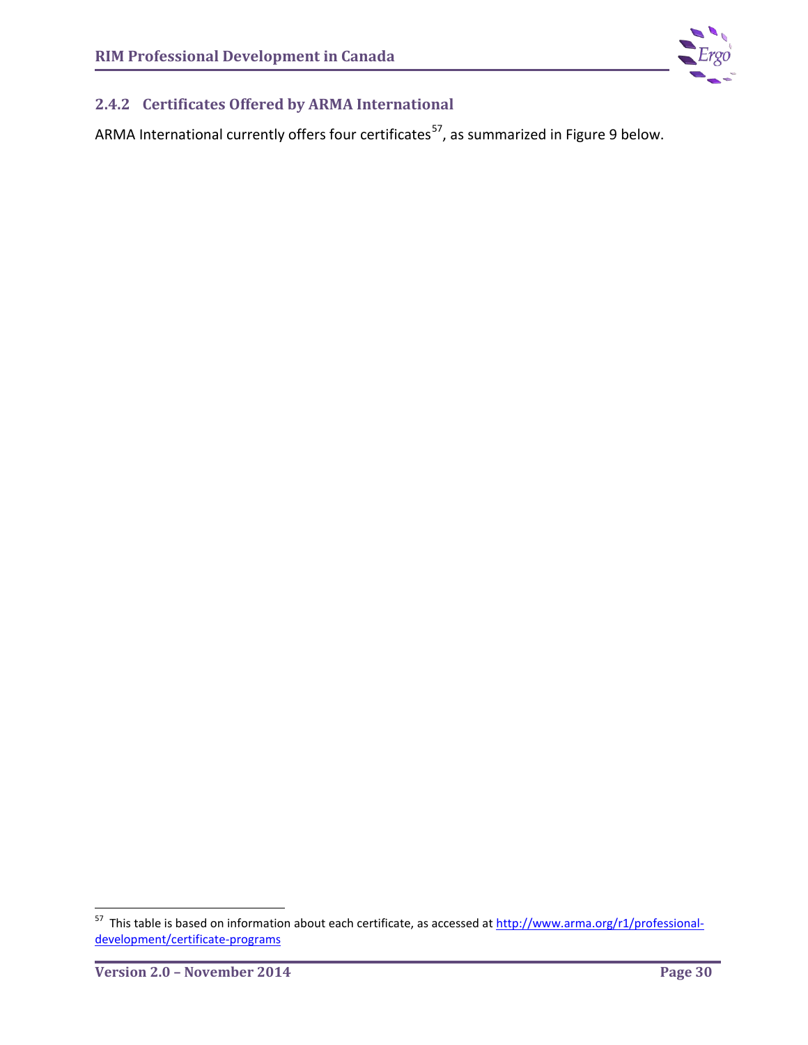### 2.4.2 Certificates Offered by ARMA International

ARMA International currently offers four certificates[57], as summarized in Figure 9 below.

[57] This table is based on information about each certificate, as accessed at http://www.arma.org/r1/professional-development/certificate-programs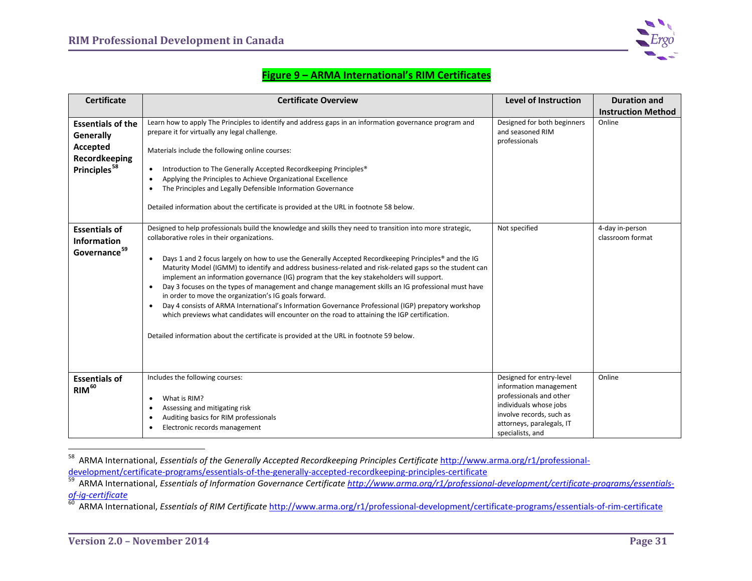**Figure 9 – ARMA International's RIM Certificates**

| Certificate | Certificate Overview | Level of Instruction | Duration and Instruction Method |
|---|---|---|---|
| **Essentials of the Generally Accepted Recordkeeping Principles**[58] | Learn how to apply The Principles to identify and address gaps in an information governance program and prepare it for virtually any legal challenge.<br><br>Materials include the following online courses:<br><br>• Introduction to The Generally Accepted Recordkeeping Principles®<br>• Applying the Principles to Achieve Organizational Excellence<br>• The Principles and Legally Defensible Information Governance<br><br>Detailed information about the certificate is provided at the URL in footnote 58 below. | Designed for both beginners and seasoned RIM professionals | Online |
| **Essentials of Information Governance**[59] | Designed to help professionals build the knowledge and skills they need to transition into more strategic, collaborative roles in their organizations.<br><br>• Days 1 and 2 focus largely on how to use the Generally Accepted Recordkeeping Principles® and the IG Maturity Model (IGMM) to identify and address business-related and risk-related gaps so the student can implement an information governance (IG) program that the key stakeholders will support.<br>• Day 3 focuses on the types of management and change management skills an IG professional must have in order to move the organization's IG goals forward.<br>• Day 4 consists of ARMA International's Information Governance Professional (IGP) prepatory workshop which previews what candidates will encounter on the road to attaining the IGP certification.<br><br>Detailed information about the certificate is provided at the URL in footnote 59 below. | Not specified | 4-day in-person classroom format |
| **Essentials of RIM**[60] | Includes the following courses:<br><br>• What is RIM?<br>• Assessing and mitigating risk<br>• Auditing basics for RIM professionals<br>• Electronic records management | Designed for entry-level information management professionals and other individuals whose jobs involve records, such as attorneys, paralegals, IT specialists, and | Online |

[58] ARMA International, *Essentials of the Generally Accepted Recordkeeping Principles Certificate* http://www.arma.org/r1/professional-development/certificate-programs/essentials-of-the-generally-accepted-recordkeeping-principles-certificate

[59] ARMA International, *Essentials of Information Governance Certificate* http://www.arma.org/r1/professional-development/certificate-programs/essentials-of-ig-certificate

[60] ARMA International, *Essentials of RIM Certificate* http://www.arma.org/r1/professional-development/certificate-programs/essentials-of-rim-certificate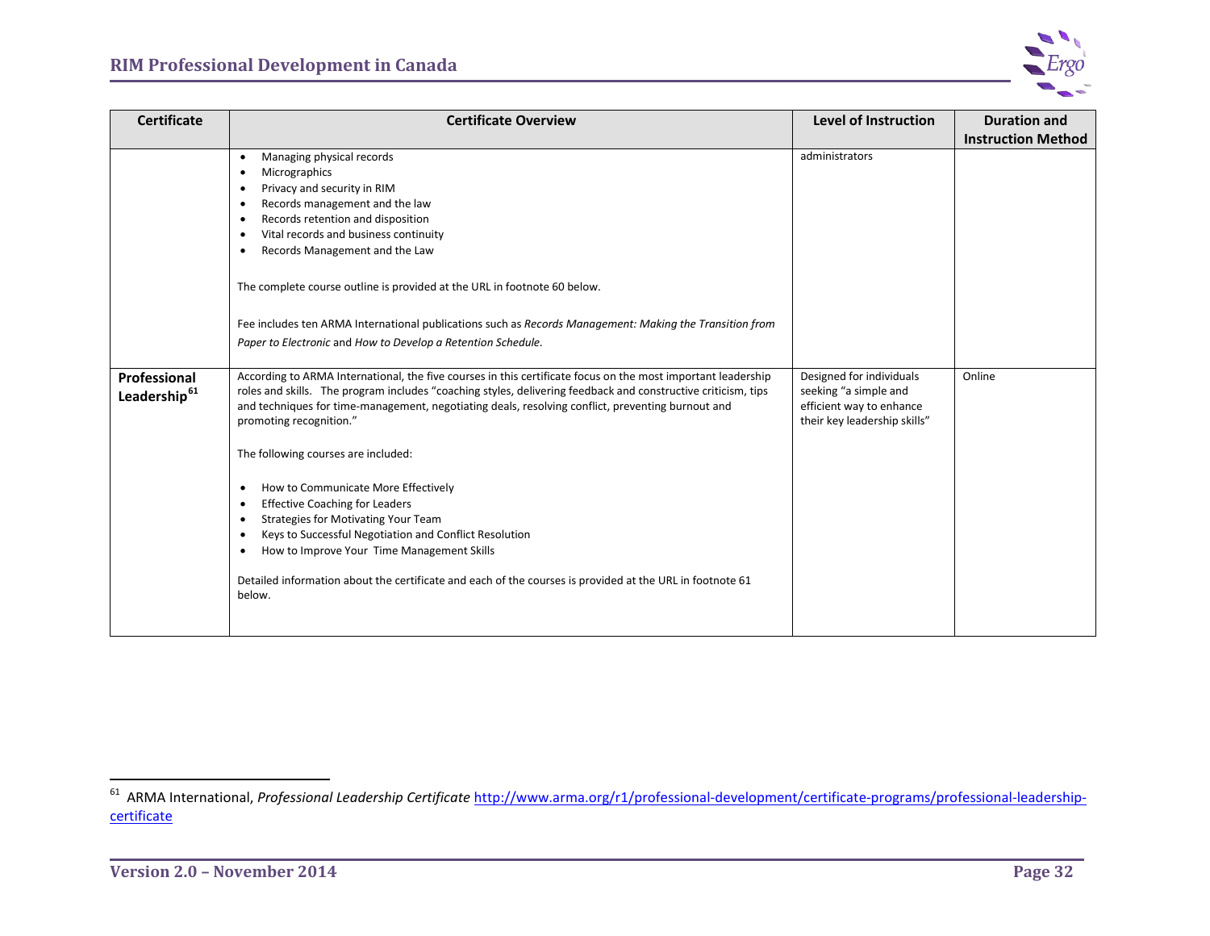| Certificate | Certificate Overview | Level of Instruction | Duration and Instruction Method |
|---|---|---|---|
| | • Managing physical records<br>• Micrographics<br>• Privacy and security in RIM<br>• Records management and the law<br>• Records retention and disposition<br>• Vital records and business continuity<br>• Records Management and the Law<br><br>The complete course outline is provided at the URL in footnote 60 below.<br><br>Fee includes ten ARMA International publications such as *Records Management: Making the Transition from Paper to Electronic* and *How to Develop a Retention Schedule.* | administrators | |
| **Professional Leadership**[61] | According to ARMA International, the five courses in this certificate focus on the most important leadership roles and skills. The program includes "coaching styles, delivering feedback and constructive criticism, tips and techniques for time-management, negotiating deals, resolving conflict, preventing burnout and promoting recognition."<br><br>The following courses are included:<br><br>• How to Communicate More Effectively<br>• Effective Coaching for Leaders<br>• Strategies for Motivating Your Team<br>• Keys to Successful Negotiation and Conflict Resolution<br>• How to Improve Your Time Management Skills<br><br>Detailed information about the certificate and each of the courses is provided at the URL in footnote 61 below. | Designed for individuals seeking "a simple and efficient way to enhance their key leadership skills" | Online |

[61] ARMA International, *Professional Leadership Certificate* http://www.arma.org/r1/professional-development/certificate-programs/professional-leadership-certificate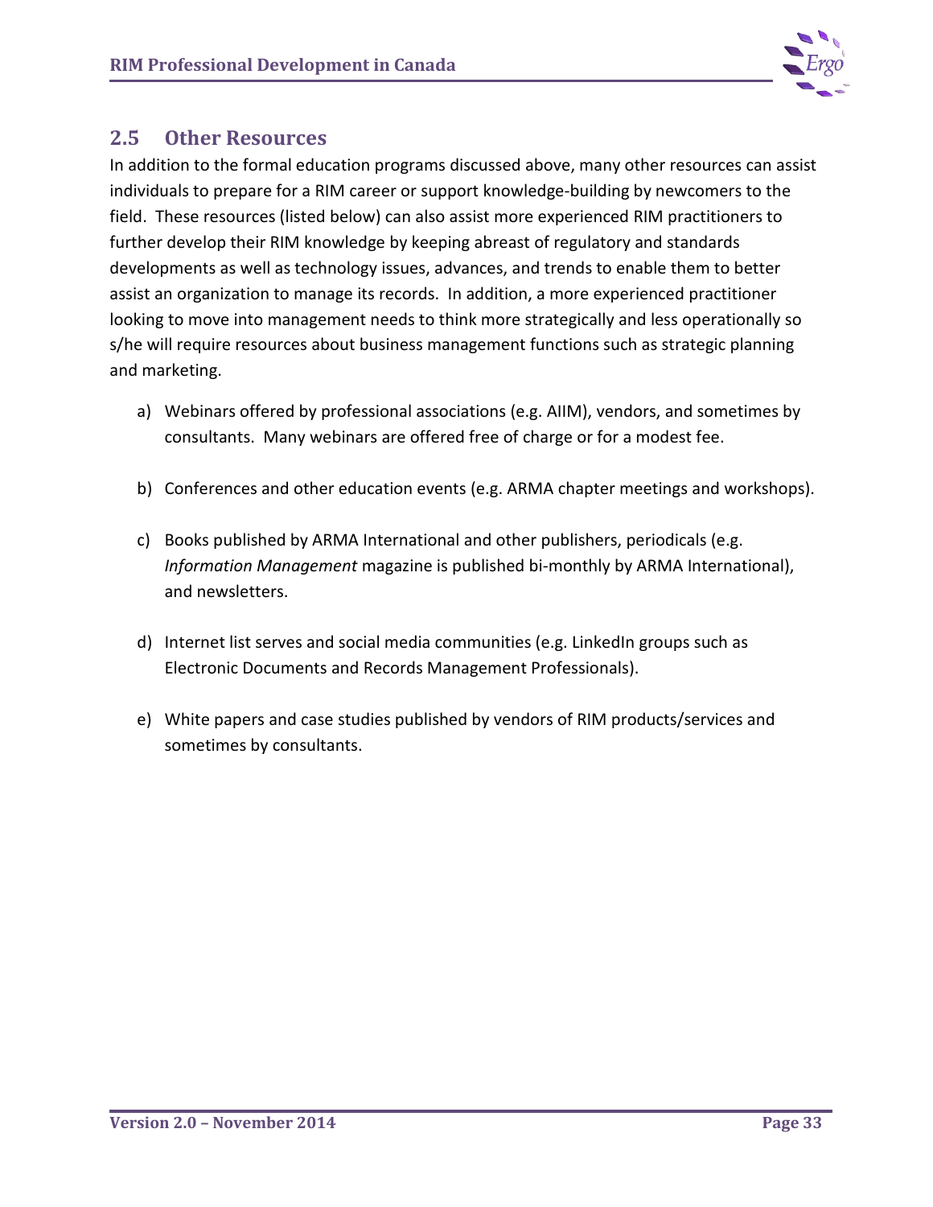## 2.5 Other Resources

In addition to the formal education programs discussed above, many other resources can assist individuals to prepare for a RIM career or support knowledge-building by newcomers to the field. These resources (listed below) can also assist more experienced RIM practitioners to further develop their RIM knowledge by keeping abreast of regulatory and standards developments as well as technology issues, advances, and trends to enable them to better assist an organization to manage its records. In addition, a more experienced practitioner looking to move into management needs to think more strategically and less operationally so s/he will require resources about business management functions such as strategic planning and marketing.

a) Webinars offered by professional associations (e.g. AIIM), vendors, and sometimes by consultants. Many webinars are offered free of charge or for a modest fee.

b) Conferences and other education events (e.g. ARMA chapter meetings and workshops).

c) Books published by ARMA International and other publishers, periodicals (e.g. *Information Management* magazine is published bi-monthly by ARMA International), and newsletters.

d) Internet list serves and social media communities (e.g. LinkedIn groups such as Electronic Documents and Records Management Professionals).

e) White papers and case studies published by vendors of RIM products/services and sometimes by consultants.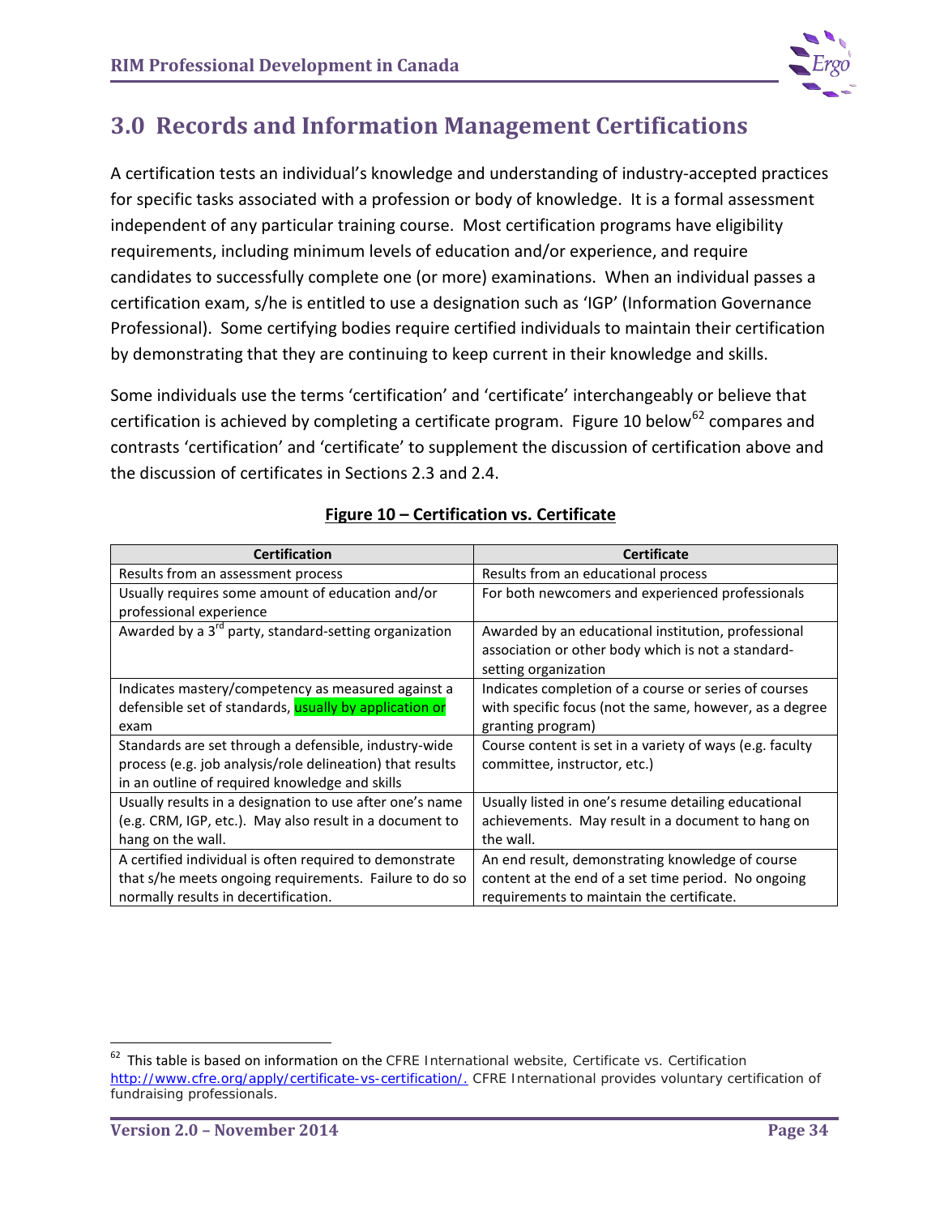## 3.0 Records and Information Management Certifications

A certification tests an individual's knowledge and understanding of industry-accepted practices for specific tasks associated with a profession or body of knowledge. It is a formal assessment independent of any particular training course. Most certification programs have eligibility requirements, including minimum levels of education and/or experience, and require candidates to successfully complete one (or more) examinations. When an individual passes a certification exam, s/he is entitled to use a designation such as 'IGP' (Information Governance Professional). Some certifying bodies require certified individuals to maintain their certification by demonstrating that they are continuing to keep current in their knowledge and skills.

Some individuals use the terms 'certification' and 'certificate' interchangeably or believe that certification is achieved by completing a certificate program. Figure 10 below[62] compares and contrasts 'certification' and 'certificate' to supplement the discussion of certification above and the discussion of certificates in Sections 2.3 and 2.4.

**Figure 10 – Certification vs. Certificate**

| Certification | Certificate |
|---|---|
| Results from an assessment process | Results from an educational process |
| Usually requires some amount of education and/or professional experience | For both newcomers and experienced professionals |
| Awarded by a 3rd party, standard-setting organization | Awarded by an educational institution, professional association or other body which is not a standard-setting organization |
| Indicates mastery/competency as measured against a defensible set of standards, usually by application or exam | Indicates completion of a course or series of courses with specific focus (not the same, however, as a degree granting program) |
| Standards are set through a defensible, industry-wide process (e.g. job analysis/role delineation) that results in an outline of required knowledge and skills | Course content is set in a variety of ways (e.g. faculty committee, instructor, etc.) |
| Usually results in a designation to use after one's name (e.g. CRM, IGP, etc.). May also result in a document to hang on the wall. | Usually listed in one's resume detailing educational achievements. May result in a document to hang on the wall. |
| A certified individual is often required to demonstrate that s/he meets ongoing requirements. Failure to do so normally results in decertification. | An end result, demonstrating knowledge of course content at the end of a set time period. No ongoing requirements to maintain the certificate. |

[62] This table is based on information on the CFRE International website, Certificate vs. Certification http://www.cfre.org/apply/certificate-vs-certification/. CFRE International provides voluntary certification of fundraising professionals.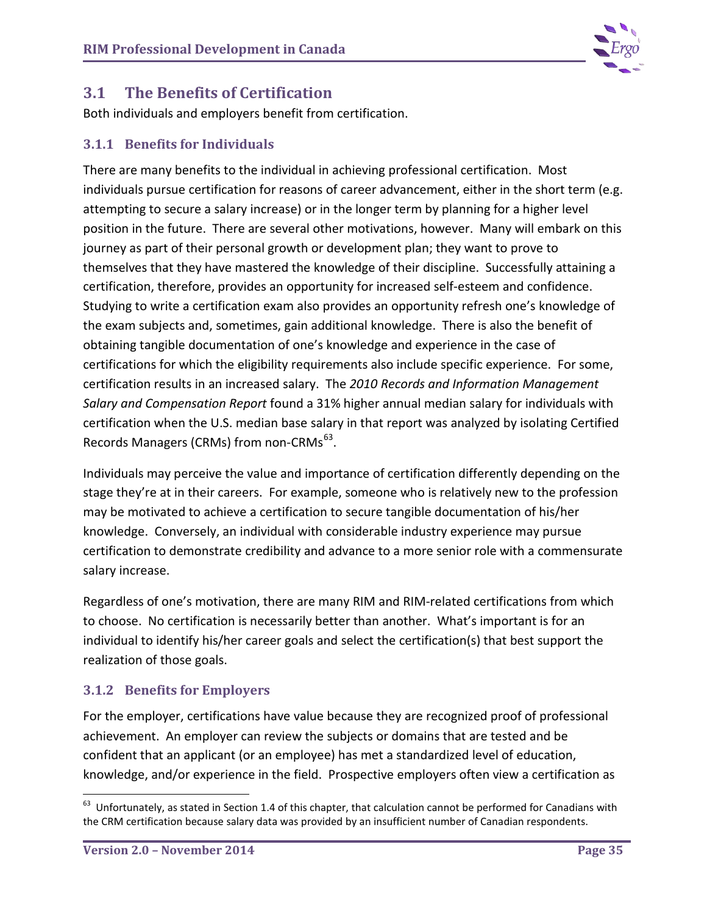## 3.1 The Benefits of Certification

Both individuals and employers benefit from certification.

### 3.1.1 Benefits for Individuals

There are many benefits to the individual in achieving professional certification. Most individuals pursue certification for reasons of career advancement, either in the short term (e.g. attempting to secure a salary increase) or in the longer term by planning for a higher level position in the future. There are several other motivations, however. Many will embark on this journey as part of their personal growth or development plan; they want to prove to themselves that they have mastered the knowledge of their discipline. Successfully attaining a certification, therefore, provides an opportunity for increased self-esteem and confidence. Studying to write a certification exam also provides an opportunity refresh one's knowledge of the exam subjects and, sometimes, gain additional knowledge. There is also the benefit of obtaining tangible documentation of one's knowledge and experience in the case of certifications for which the eligibility requirements also include specific experience. For some, certification results in an increased salary. The *2010 Records and Information Management Salary and Compensation Report* found a 31% higher annual median salary for individuals with certification when the U.S. median base salary in that report was analyzed by isolating Certified Records Managers (CRMs) from non-CRMs[63].

Individuals may perceive the value and importance of certification differently depending on the stage they're at in their careers. For example, someone who is relatively new to the profession may be motivated to achieve a certification to secure tangible documentation of his/her knowledge. Conversely, an individual with considerable industry experience may pursue certification to demonstrate credibility and advance to a more senior role with a commensurate salary increase.

Regardless of one's motivation, there are many RIM and RIM-related certifications from which to choose. No certification is necessarily better than another. What's important is for an individual to identify his/her career goals and select the certification(s) that best support the realization of those goals.

### 3.1.2 Benefits for Employers

For the employer, certifications have value because they are recognized proof of professional achievement. An employer can review the subjects or domains that are tested and be confident that an applicant (or an employee) has met a standardized level of education, knowledge, and/or experience in the field. Prospective employers often view a certification as

---

[63] Unfortunately, as stated in Section 1.4 of this chapter, that calculation cannot be performed for Canadians with the CRM certification because salary data was provided by an insufficient number of Canadian respondents.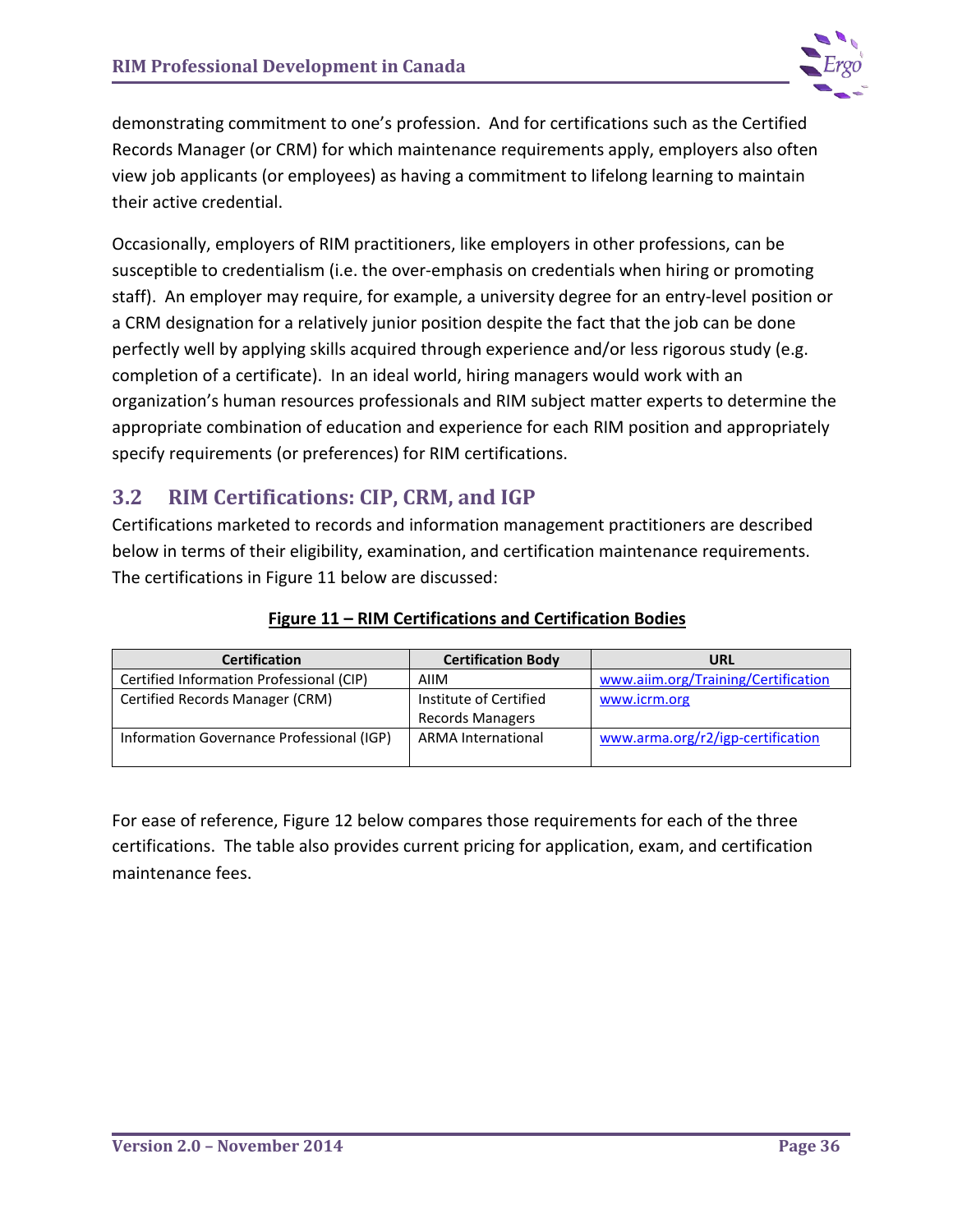demonstrating commitment to one's profession. And for certifications such as the Certified Records Manager (or CRM) for which maintenance requirements apply, employers also often view job applicants (or employees) as having a commitment to lifelong learning to maintain their active credential.

Occasionally, employers of RIM practitioners, like employers in other professions, can be susceptible to credentialism (i.e. the over-emphasis on credentials when hiring or promoting staff). An employer may require, for example, a university degree for an entry-level position or a CRM designation for a relatively junior position despite the fact that the job can be done perfectly well by applying skills acquired through experience and/or less rigorous study (e.g. completion of a certificate). In an ideal world, hiring managers would work with an organization's human resources professionals and RIM subject matter experts to determine the appropriate combination of education and experience for each RIM position and appropriately specify requirements (or preferences) for RIM certifications.

## 3.2 RIM Certifications: CIP, CRM, and IGP

Certifications marketed to records and information management practitioners are described below in terms of their eligibility, examination, and certification maintenance requirements. The certifications in Figure 11 below are discussed:

**Figure 11 – RIM Certifications and Certification Bodies**

| Certification | Certification Body | URL |
|---|---|---|
| Certified Information Professional (CIP) | AIIM | www.aiim.org/Training/Certification |
| Certified Records Manager (CRM) | Institute of Certified Records Managers | www.icrm.org |
| Information Governance Professional (IGP) | ARMA International | www.arma.org/r2/igp-certification |

For ease of reference, Figure 12 below compares those requirements for each of the three certifications. The table also provides current pricing for application, exam, and certification maintenance fees.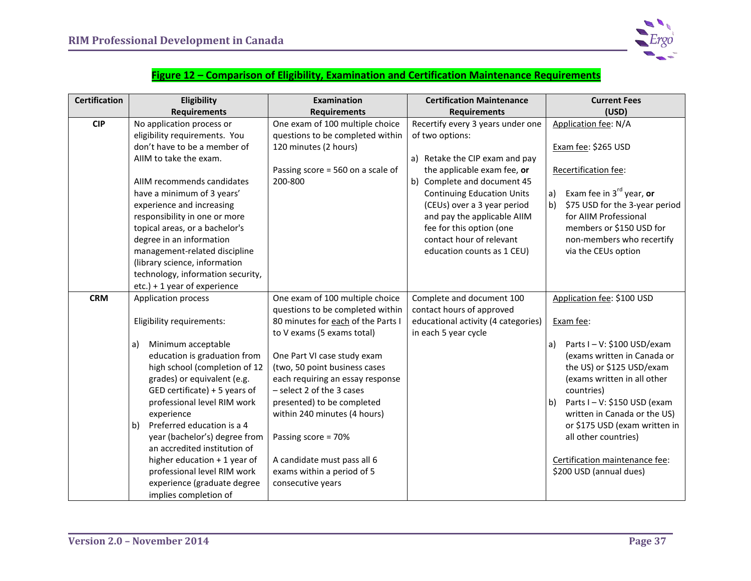**Figure 12 – Comparison of Eligibility, Examination and Certification Maintenance Requirements**

| Certification | Eligibility Requirements | Examination Requirements | Certification Maintenance Requirements | Current Fees (USD) |
|---|---|---|---|---|
| **CIP** | No application process or eligibility requirements. You don't have to be a member of AIIM to take the exam.<br><br>AIIM recommends candidates have a minimum of 3 years' experience and increasing responsibility in one or more topical areas, or a bachelor's degree in an information management-related discipline (library science, information technology, information security, etc.) + 1 year of experience | One exam of 100 multiple choice questions to be completed within 120 minutes (2 hours)<br><br>Passing score = 560 on a scale of 200-800 | Recertify every 3 years under one of two options:<br><br>a) Retake the CIP exam and pay the applicable exam fee, **or**<br>b) Complete and document 45 Continuing Education Units (CEUs) over a 3 year period and pay the applicable AIIM fee for this option (one contact hour of relevant education counts as 1 CEU) | Application fee: N/A<br><br>Exam fee: $265 USD<br><br>Recertification fee:<br><br>a) Exam fee in 3rd year, **or**<br>b) $75 USD for the 3-year period for AIIM Professional members or $150 USD for non-members who recertify via the CEUs option |
| **CRM** | Application process<br><br>Eligibility requirements:<br><br>a) Minimum acceptable education is graduation from high school (completion of 12 grades) or equivalent (e.g. GED certificate) + 5 years of professional level RIM work experience<br>b) Preferred education is a 4 year (bachelor's) degree from an accredited institution of higher education + 1 year of professional level RIM work experience (graduate degree implies completion of | One exam of 100 multiple choice questions to be completed within 80 minutes for each of the Parts I to V exams (5 exams total)<br><br>One Part VI case study exam (two, 50 point business cases each requiring an essay response – select 2 of the 3 cases presented) to be completed within 240 minutes (4 hours)<br><br>Passing score = 70%<br><br>A candidate must pass all 6 exams within a period of 5 consecutive years | Complete and document 100 contact hours of approved educational activity (4 categories) in each 5 year cycle | Application fee: $100 USD<br><br>Exam fee:<br><br>a) Parts I – V: $100 USD/exam (exams written in Canada or the US) or $125 USD/exam (exams written in all other countries)<br>b) Parts I – V: $150 USD (exam written in Canada or the US) or $175 USD (exam written in all other countries)<br><br>Certification maintenance fee: $200 USD (annual dues) |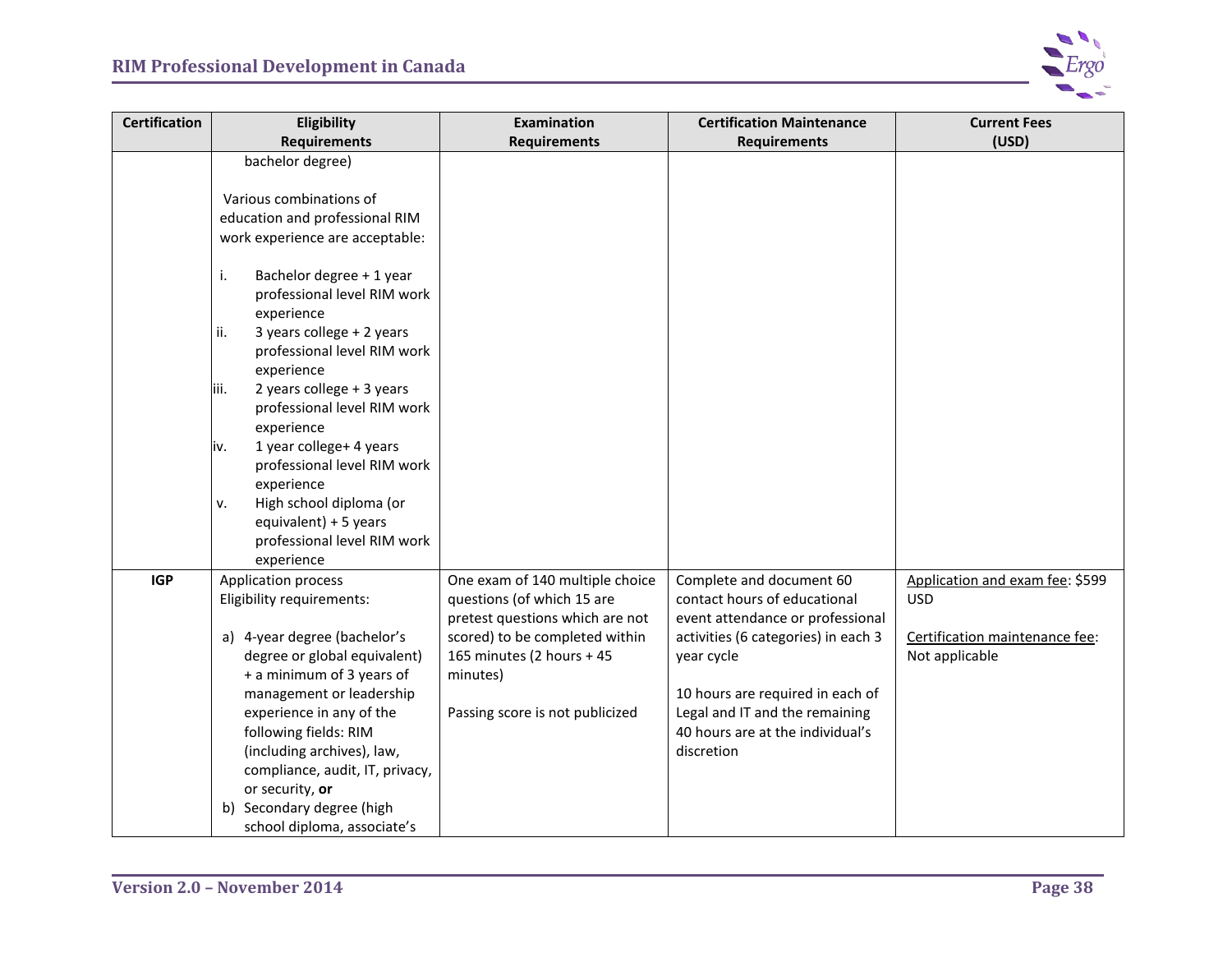| Certification | Eligibility Requirements | Examination Requirements | Certification Maintenance Requirements | Current Fees (USD) |
|---|---|---|---|---|
| | bachelor degree)<br><br>Various combinations of education and professional RIM work experience are acceptable:<br><br>i. Bachelor degree + 1 year professional level RIM work experience<br>ii. 3 years college + 2 years professional level RIM work experience<br>iii. 2 years college + 3 years professional level RIM work experience<br>iv. 1 year college+ 4 years professional level RIM work experience<br>v. High school diploma (or equivalent) + 5 years professional level RIM work experience | | | |
| **IGP** | Application process<br>Eligibility requirements:<br><br>a) 4-year degree (bachelor's degree or global equivalent) + a minimum of 3 years of management or leadership experience in any of the following fields: RIM (including archives), law, compliance, audit, IT, privacy, or security, **or**<br>b) Secondary degree (high school diploma, associate's | One exam of 140 multiple choice questions (of which 15 are pretest questions which are not scored) to be completed within 165 minutes (2 hours + 45 minutes)<br><br>Passing score is not publicized | Complete and document 60 contact hours of educational event attendance or professional activities (6 categories) in each 3 year cycle<br><br>10 hours are required in each of Legal and IT and the remaining 40 hours are at the individual's discretion | Application and exam fee: $599 USD<br><br>Certification maintenance fee: Not applicable |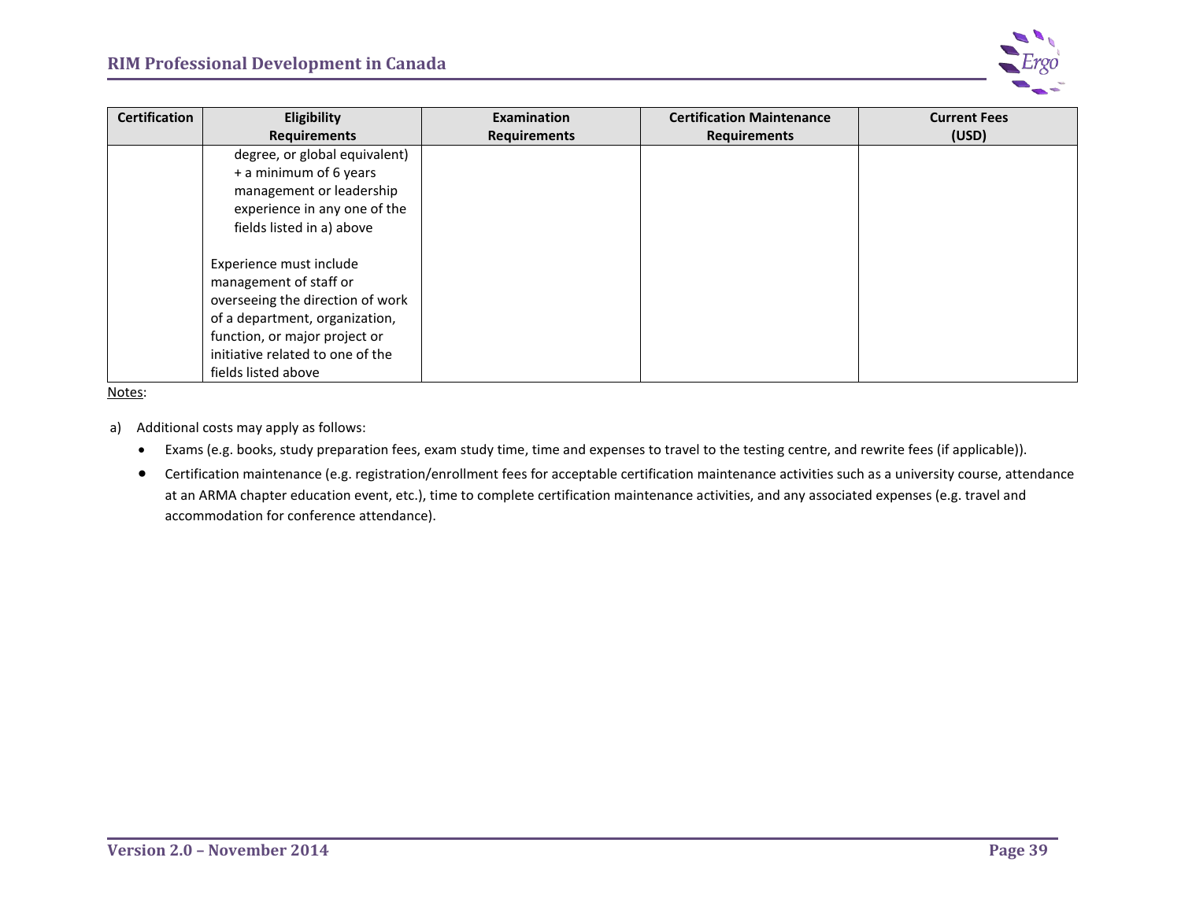| Certification | Eligibility Requirements | Examination Requirements | Certification Maintenance Requirements | Current Fees (USD) |
|---|---|---|---|---|
| | degree, or global equivalent) + a minimum of 6 years management or leadership experience in any one of the fields listed in a) above<br><br>Experience must include management of staff or overseeing the direction of work of a department, organization, function, or major project or initiative related to one of the fields listed above | | | |

Notes:

a) Additional costs may apply as follows:

- Exams (e.g. books, study preparation fees, exam study time, time and expenses to travel to the testing centre, and rewrite fees (if applicable)).
- Certification maintenance (e.g. registration/enrollment fees for acceptable certification maintenance activities such as a university course, attendance at an ARMA chapter education event, etc.), time to complete certification maintenance activities, and any associated expenses (e.g. travel and accommodation for conference attendance).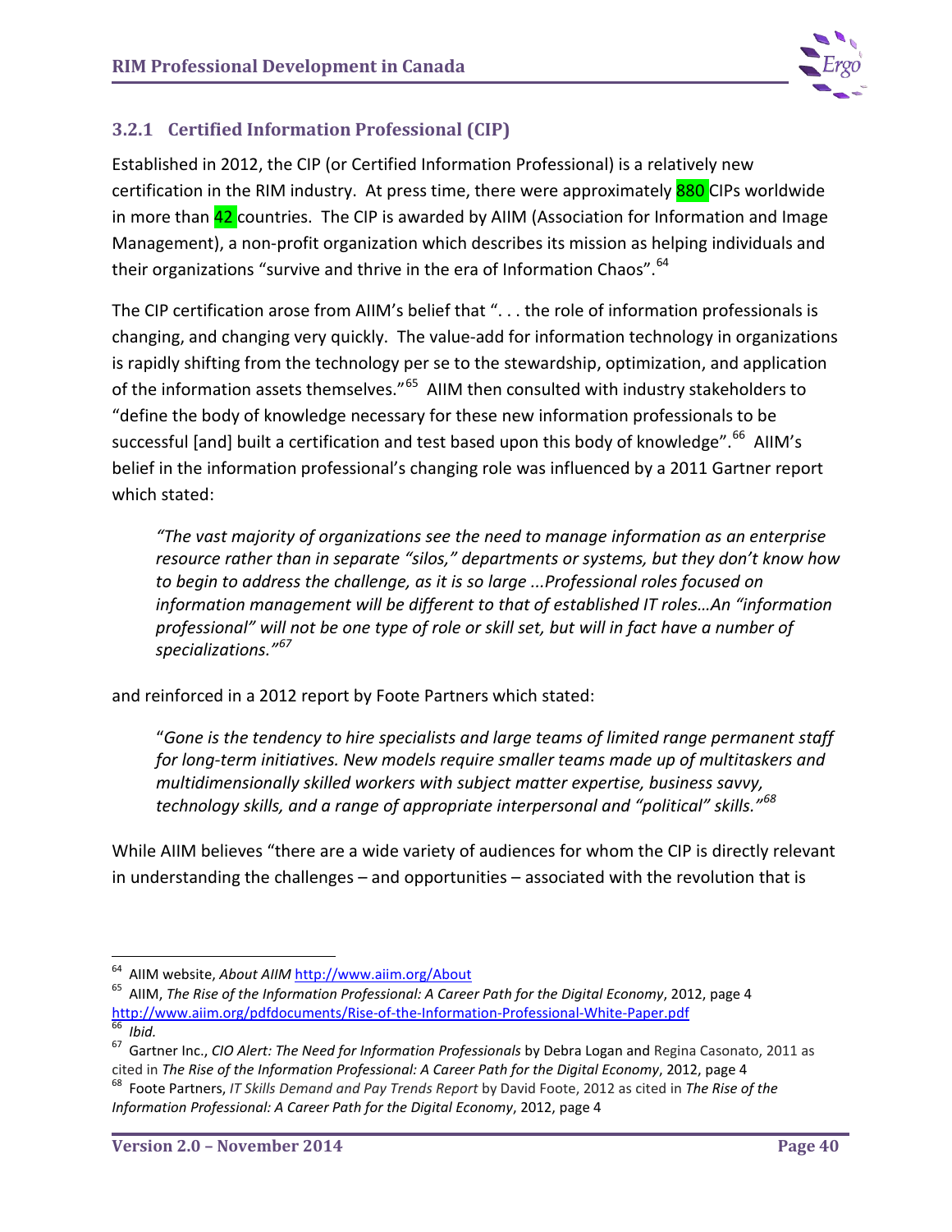### 3.2.1 Certified Information Professional (CIP)

Established in 2012, the CIP (or Certified Information Professional) is a relatively new certification in the RIM industry. At press time, there were approximately 880 CIPs worldwide in more than 42 countries. The CIP is awarded by AIIM (Association for Information and Image Management), a non-profit organization which describes its mission as helping individuals and their organizations "survive and thrive in the era of Information Chaos".[64]

The CIP certification arose from AIIM's belief that ". . . the role of information professionals is changing, and changing very quickly. The value-add for information technology in organizations is rapidly shifting from the technology per se to the stewardship, optimization, and application of the information assets themselves."[65] AIIM then consulted with industry stakeholders to "define the body of knowledge necessary for these new information professionals to be successful [and] built a certification and test based upon this body of knowledge".[66] AIIM's belief in the information professional's changing role was influenced by a 2011 Gartner report which stated:

> *"The vast majority of organizations see the need to manage information as an enterprise resource rather than in separate "silos," departments or systems, but they don't know how to begin to address the challenge, as it is so large ...Professional roles focused on information management will be different to that of established IT roles…An "information professional" will not be one type of role or skill set, but will in fact have a number of specializations."*[67]

and reinforced in a 2012 report by Foote Partners which stated:

> "*Gone is the tendency to hire specialists and large teams of limited range permanent staff for long-term initiatives. New models require smaller teams made up of multitaskers and multidimensionally skilled workers with subject matter expertise, business savvy, technology skills, and a range of appropriate interpersonal and "political" skills."*[68]

While AIIM believes "there are a wide variety of audiences for whom the CIP is directly relevant in understanding the challenges – and opportunities – associated with the revolution that is

---

[64] AIIM website, *About AIIM* http://www.aiim.org/About

[65] AIIM, *The Rise of the Information Professional: A Career Path for the Digital Economy*, 2012, page 4 http://www.aiim.org/pdfdocuments/Rise-of-the-Information-Professional-White-Paper.pdf

[66] *Ibid.*

[67] Gartner Inc., *CIO Alert: The Need for Information Professionals* by Debra Logan and Regina Casonato, 2011 as cited in *The Rise of the Information Professional: A Career Path for the Digital Economy*, 2012, page 4

[68] Foote Partners, *IT Skills Demand and Pay Trends Report* by David Foote, 2012 as cited in *The Rise of the Information Professional: A Career Path for the Digital Economy*, 2012, page 4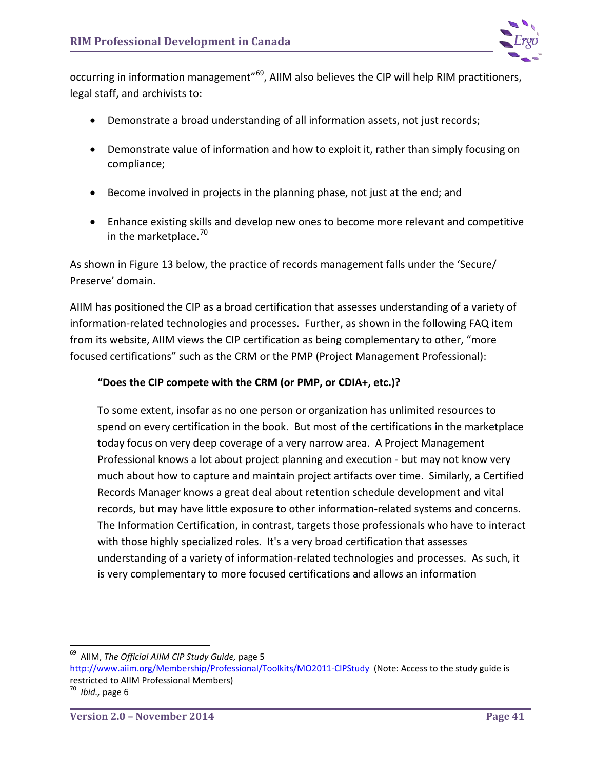occurring in information management”[69], AIIM also believes the CIP will help RIM practitioners, legal staff, and archivists to:

- Demonstrate a broad understanding of all information assets, not just records;
- Demonstrate value of information and how to exploit it, rather than simply focusing on compliance;
- Become involved in projects in the planning phase, not just at the end; and
- Enhance existing skills and develop new ones to become more relevant and competitive in the marketplace.[70]

As shown in Figure 13 below, the practice of records management falls under the ‘Secure/ Preserve’ domain.

AIIM has positioned the CIP as a broad certification that assesses understanding of a variety of information-related technologies and processes. Further, as shown in the following FAQ item from its website, AIIM views the CIP certification as being complementary to other, “more focused certifications” such as the CRM or the PMP (Project Management Professional):

> **“Does the CIP compete with the CRM (or PMP, or CDIA+, etc.)?**
>
> To some extent, insofar as no one person or organization has unlimited resources to spend on every certification in the book. But most of the certifications in the marketplace today focus on very deep coverage of a very narrow area. A Project Management Professional knows a lot about project planning and execution - but may not know very much about how to capture and maintain project artifacts over time. Similarly, a Certified Records Manager knows a great deal about retention schedule development and vital records, but may have little exposure to other information-related systems and concerns. The Information Certification, in contrast, targets those professionals who have to interact with those highly specialized roles. It's a very broad certification that assesses understanding of a variety of information-related technologies and processes. As such, it is very complementary to more focused certifications and allows an information

---

[69] AIIM, *The Official AIIM CIP Study Guide,* page 5 http://www.aiim.org/Membership/Professional/Toolkits/MO2011-CIPStudy (Note: Access to the study guide is restricted to AIIM Professional Members)

[70] *Ibid.,* page 6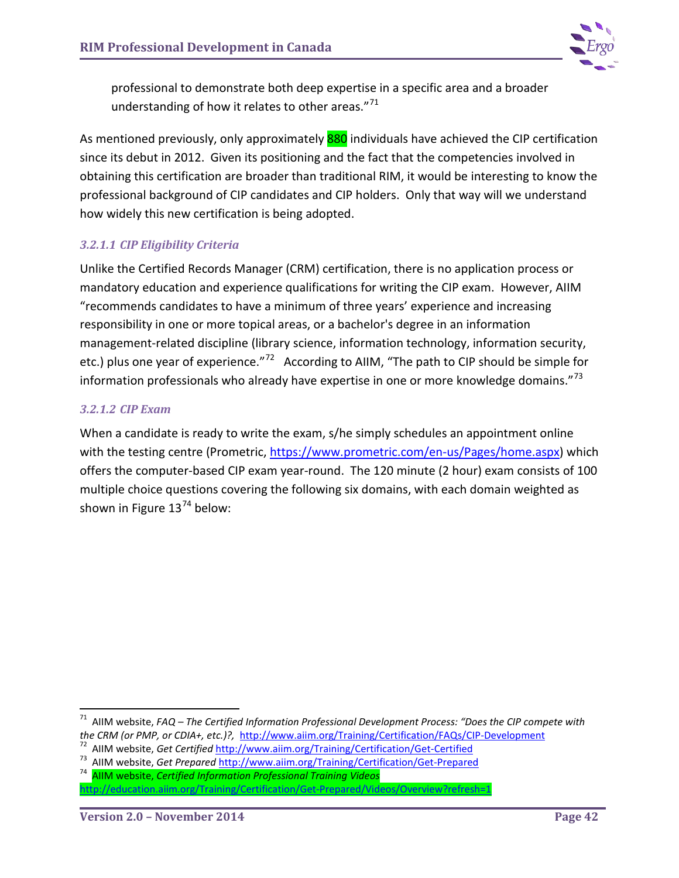professional to demonstrate both deep expertise in a specific area and a broader understanding of how it relates to other areas."[71]

As mentioned previously, only approximately 880 individuals have achieved the CIP certification since its debut in 2012. Given its positioning and the fact that the competencies involved in obtaining this certification are broader than traditional RIM, it would be interesting to know the professional background of CIP candidates and CIP holders. Only that way will we understand how widely this new certification is being adopted.

#### *3.2.1.1 CIP Eligibility Criteria*

Unlike the Certified Records Manager (CRM) certification, there is no application process or mandatory education and experience qualifications for writing the CIP exam. However, AIIM "recommends candidates to have a minimum of three years' experience and increasing responsibility in one or more topical areas, or a bachelor's degree in an information management-related discipline (library science, information technology, information security, etc.) plus one year of experience."[72] According to AIIM, "The path to CIP should be simple for information professionals who already have expertise in one or more knowledge domains."[73]

#### *3.2.1.2 CIP Exam*

When a candidate is ready to write the exam, s/he simply schedules an appointment online with the testing centre (Prometric, https://www.prometric.com/en-us/Pages/home.aspx) which offers the computer-based CIP exam year-round. The 120 minute (2 hour) exam consists of 100 multiple choice questions covering the following six domains, with each domain weighted as shown in Figure 13[74] below:

---

[71] AIIM website, *FAQ – The Certified Information Professional Development Process: "Does the CIP compete with the CRM (or PMP, or CDIA+, etc.)?,* http://www.aiim.org/Training/Certification/FAQs/CIP-Development

[72] AIIM website, *Get Certified* http://www.aiim.org/Training/Certification/Get-Certified

[73] AIIM website, *Get Prepared* http://www.aiim.org/Training/Certification/Get-Prepared

[74] AIIM website, *Certified Information Professional Training Videos* http://education.aiim.org/Training/Certification/Get-Prepared/Videos/Overview?refresh=1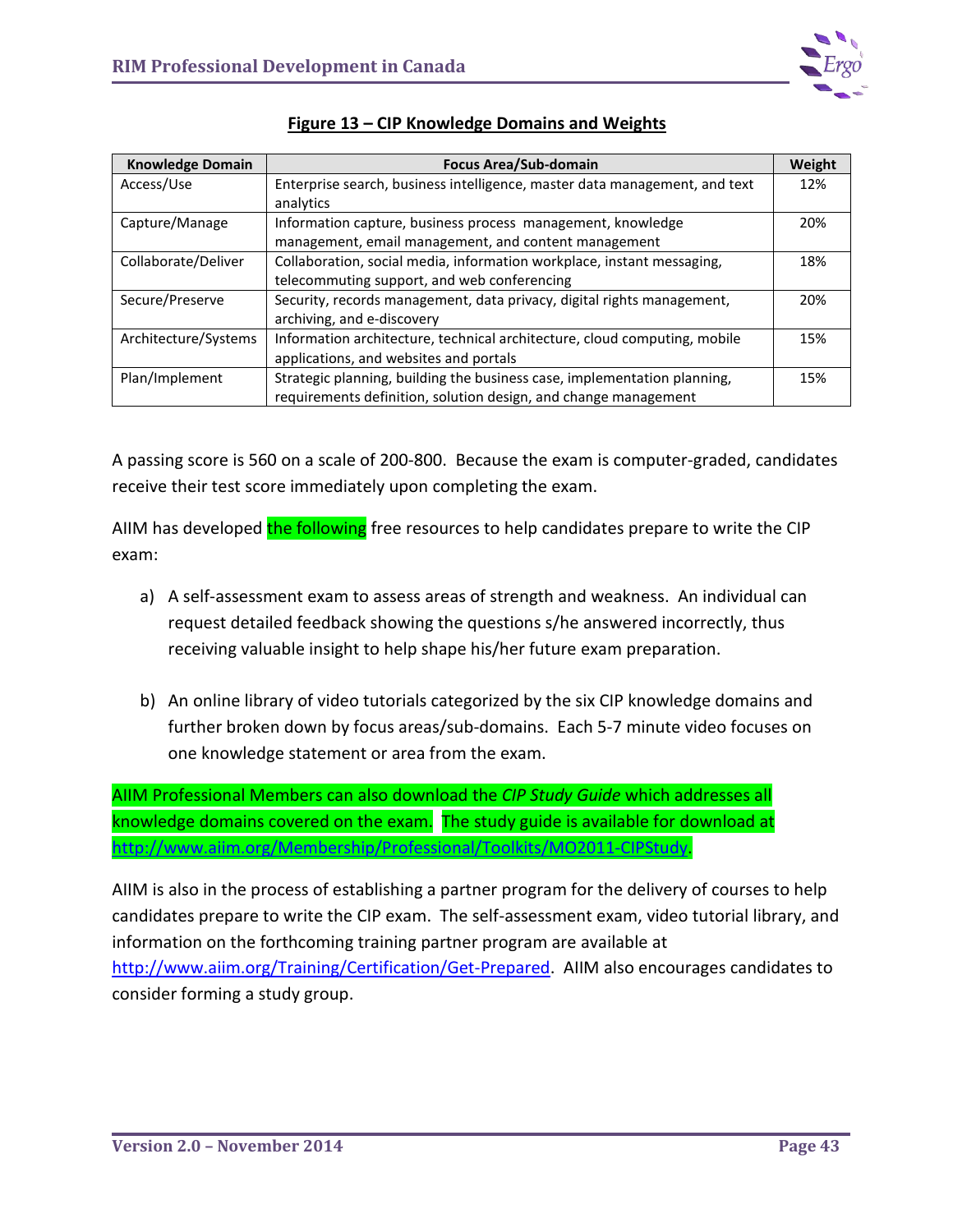**Figure 13 – CIP Knowledge Domains and Weights**

| Knowledge Domain | Focus Area/Sub-domain | Weight |
|---|---|---|
| Access/Use | Enterprise search, business intelligence, master data management, and text analytics | 12% |
| Capture/Manage | Information capture, business process management, knowledge management, email management, and content management | 20% |
| Collaborate/Deliver | Collaboration, social media, information workplace, instant messaging, telecommuting support, and web conferencing | 18% |
| Secure/Preserve | Security, records management, data privacy, digital rights management, archiving, and e-discovery | 20% |
| Architecture/Systems | Information architecture, technical architecture, cloud computing, mobile applications, and websites and portals | 15% |
| Plan/Implement | Strategic planning, building the business case, implementation planning, requirements definition, solution design, and change management | 15% |

A passing score is 560 on a scale of 200-800. Because the exam is computer-graded, candidates receive their test score immediately upon completing the exam.

AIIM has developed the following free resources to help candidates prepare to write the CIP exam:

a) A self-assessment exam to assess areas of strength and weakness. An individual can request detailed feedback showing the questions s/he answered incorrectly, thus receiving valuable insight to help shape his/her future exam preparation.

b) An online library of video tutorials categorized by the six CIP knowledge domains and further broken down by focus areas/sub-domains. Each 5-7 minute video focuses on one knowledge statement or area from the exam.

AIIM Professional Members can also download the *CIP Study Guide* which addresses all knowledge domains covered on the exam. The study guide is available for download at http://www.aiim.org/Membership/Professional/Toolkits/MO2011-CIPStudy.

AIIM is also in the process of establishing a partner program for the delivery of courses to help candidates prepare to write the CIP exam. The self-assessment exam, video tutorial library, and information on the forthcoming training partner program are available at http://www.aiim.org/Training/Certification/Get-Prepared. AIIM also encourages candidates to consider forming a study group.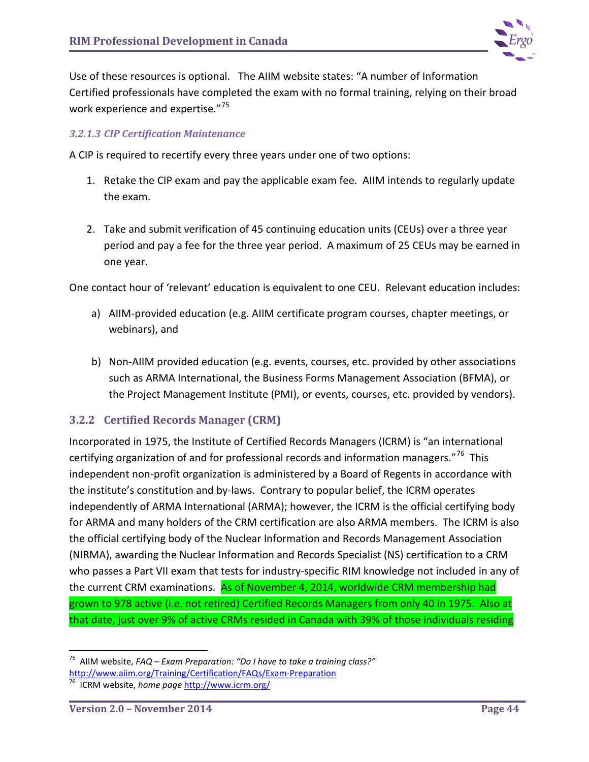Use of these resources is optional. The AIIM website states: "A number of Information Certified professionals have completed the exam with no formal training, relying on their broad work experience and expertise."[75]

#### *3.2.1.3 CIP Certification Maintenance*

A CIP is required to recertify every three years under one of two options:

1. Retake the CIP exam and pay the applicable exam fee. AIIM intends to regularly update the exam.

2. Take and submit verification of 45 continuing education units (CEUs) over a three year period and pay a fee for the three year period. A maximum of 25 CEUs may be earned in one year.

One contact hour of 'relevant' education is equivalent to one CEU. Relevant education includes:

a) AIIM-provided education (e.g. AIIM certificate program courses, chapter meetings, or webinars), and

b) Non-AIIM provided education (e.g. events, courses, etc. provided by other associations such as ARMA International, the Business Forms Management Association (BFMA), or the Project Management Institute (PMI), or events, courses, etc. provided by vendors).

### 3.2.2 Certified Records Manager (CRM)

Incorporated in 1975, the Institute of Certified Records Managers (ICRM) is "an international certifying organization of and for professional records and information managers."[76] This independent non-profit organization is administered by a Board of Regents in accordance with the institute's constitution and by-laws. Contrary to popular belief, the ICRM operates independently of ARMA International (ARMA); however, the ICRM is the official certifying body for ARMA and many holders of the CRM certification are also ARMA members. The ICRM is also the official certifying body of the Nuclear Information and Records Management Association (NIRMA), awarding the Nuclear Information and Records Specialist (NS) certification to a CRM who passes a Part VII exam that tests for industry-specific RIM knowledge not included in any of the current CRM examinations. As of November 4, 2014, worldwide CRM membership had grown to 978 active (i.e. not retired) Certified Records Managers from only 40 in 1975. Also at that date, just over 9% of active CRMs resided in Canada with 39% of those individuals residing

---

[75] AIIM website, *FAQ – Exam Preparation: "Do I have to take a training class?"* http://www.aiim.org/Training/Certification/FAQs/Exam-Preparation

[76] ICRM website, *home page* http://www.icrm.org/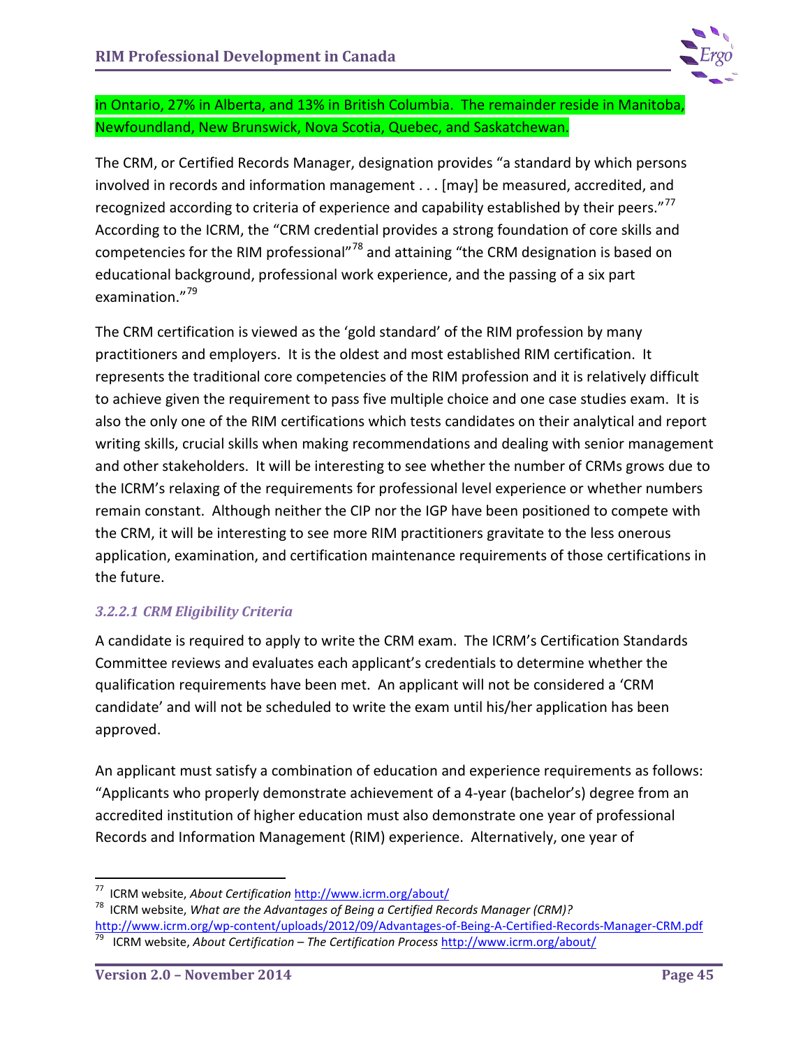in Ontario, 27% in Alberta, and 13% in British Columbia. The remainder reside in Manitoba, Newfoundland, New Brunswick, Nova Scotia, Quebec, and Saskatchewan.

The CRM, or Certified Records Manager, designation provides "a standard by which persons involved in records and information management . . . [may] be measured, accredited, and recognized according to criteria of experience and capability established by their peers."[77] According to the ICRM, the "CRM credential provides a strong foundation of core skills and competencies for the RIM professional"[78] and attaining "the CRM designation is based on educational background, professional work experience, and the passing of a six part examination."[79]

The CRM certification is viewed as the 'gold standard' of the RIM profession by many practitioners and employers. It is the oldest and most established RIM certification. It represents the traditional core competencies of the RIM profession and it is relatively difficult to achieve given the requirement to pass five multiple choice and one case studies exam. It is also the only one of the RIM certifications which tests candidates on their analytical and report writing skills, crucial skills when making recommendations and dealing with senior management and other stakeholders. It will be interesting to see whether the number of CRMs grows due to the ICRM's relaxing of the requirements for professional level experience or whether numbers remain constant. Although neither the CIP nor the IGP have been positioned to compete with the CRM, it will be interesting to see more RIM practitioners gravitate to the less onerous application, examination, and certification maintenance requirements of those certifications in the future.

#### *3.2.2.1 CRM Eligibility Criteria*

A candidate is required to apply to write the CRM exam. The ICRM's Certification Standards Committee reviews and evaluates each applicant's credentials to determine whether the qualification requirements have been met. An applicant will not be considered a 'CRM candidate' and will not be scheduled to write the exam until his/her application has been approved.

An applicant must satisfy a combination of education and experience requirements as follows: "Applicants who properly demonstrate achievement of a 4-year (bachelor's) degree from an accredited institution of higher education must also demonstrate one year of professional Records and Information Management (RIM) experience. Alternatively, one year of

---

[77] ICRM website, *About Certification* http://www.icrm.org/about/

[78] ICRM website, *What are the Advantages of Being a Certified Records Manager (CRM)?* http://www.icrm.org/wp-content/uploads/2012/09/Advantages-of-Being-A-Certified-Records-Manager-CRM.pdf

[79] ICRM website, *About Certification – The Certification Process* http://www.icrm.org/about/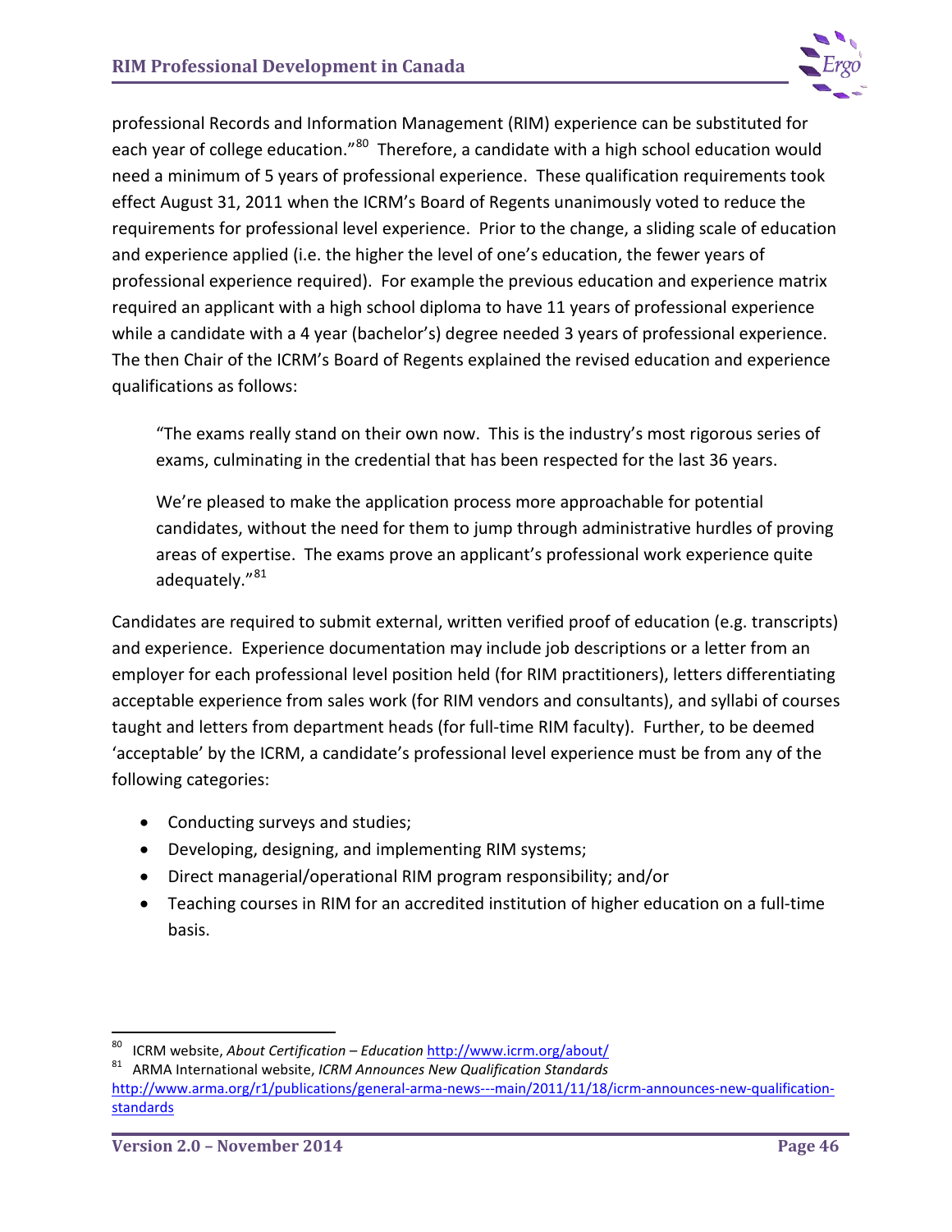professional Records and Information Management (RIM) experience can be substituted for each year of college education."[80] Therefore, a candidate with a high school education would need a minimum of 5 years of professional experience. These qualification requirements took effect August 31, 2011 when the ICRM's Board of Regents unanimously voted to reduce the requirements for professional level experience. Prior to the change, a sliding scale of education and experience applied (i.e. the higher the level of one's education, the fewer years of professional experience required). For example the previous education and experience matrix required an applicant with a high school diploma to have 11 years of professional experience while a candidate with a 4 year (bachelor's) degree needed 3 years of professional experience. The then Chair of the ICRM's Board of Regents explained the revised education and experience qualifications as follows:

> "The exams really stand on their own now. This is the industry's most rigorous series of exams, culminating in the credential that has been respected for the last 36 years.
>
> We're pleased to make the application process more approachable for potential candidates, without the need for them to jump through administrative hurdles of proving areas of expertise. The exams prove an applicant's professional work experience quite adequately."[81]

Candidates are required to submit external, written verified proof of education (e.g. transcripts) and experience. Experience documentation may include job descriptions or a letter from an employer for each professional level position held (for RIM practitioners), letters differentiating acceptable experience from sales work (for RIM vendors and consultants), and syllabi of courses taught and letters from department heads (for full-time RIM faculty). Further, to be deemed 'acceptable' by the ICRM, a candidate's professional level experience must be from any of the following categories:

- Conducting surveys and studies;
- Developing, designing, and implementing RIM systems;
- Direct managerial/operational RIM program responsibility; and/or
- Teaching courses in RIM for an accredited institution of higher education on a full-time basis.

---

[80] ICRM website, *About Certification – Education* http://www.icrm.org/about/

[81] ARMA International website, *ICRM Announces New Qualification Standards* http://www.arma.org/r1/publications/general-arma-news---main/2011/11/18/icrm-announces-new-qualification-standards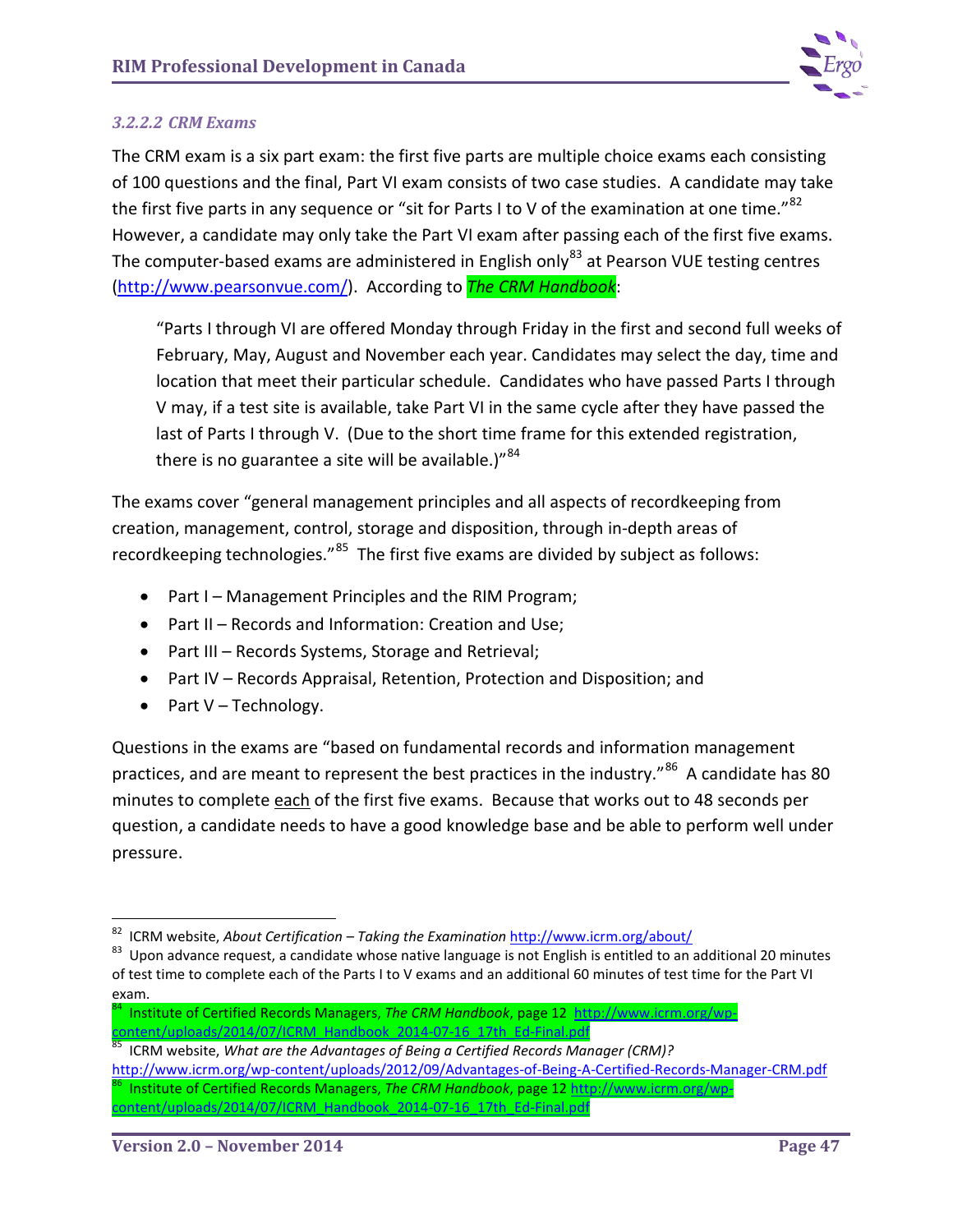#### *3.2.2.2 CRM Exams*

The CRM exam is a six part exam: the first five parts are multiple choice exams each consisting of 100 questions and the final, Part VI exam consists of two case studies. A candidate may take the first five parts in any sequence or "sit for Parts I to V of the examination at one time."[82] However, a candidate may only take the Part VI exam after passing each of the first five exams. The computer-based exams are administered in English only[83] at Pearson VUE testing centres (http://www.pearsonvue.com/). According to *The CRM Handbook*:

> "Parts I through VI are offered Monday through Friday in the first and second full weeks of February, May, August and November each year. Candidates may select the day, time and location that meet their particular schedule. Candidates who have passed Parts I through V may, if a test site is available, take Part VI in the same cycle after they have passed the last of Parts I through V. (Due to the short time frame for this extended registration, there is no guarantee a site will be available.)"[84]

The exams cover "general management principles and all aspects of recordkeeping from creation, management, control, storage and disposition, through in-depth areas of recordkeeping technologies."[85] The first five exams are divided by subject as follows:

- Part I – Management Principles and the RIM Program;
- Part II – Records and Information: Creation and Use;
- Part III – Records Systems, Storage and Retrieval;
- Part IV – Records Appraisal, Retention, Protection and Disposition; and
- Part V – Technology.

Questions in the exams are "based on fundamental records and information management practices, and are meant to represent the best practices in the industry."[86] A candidate has 80 minutes to complete <u>each</u> of the first five exams. Because that works out to 48 seconds per question, a candidate needs to have a good knowledge base and be able to perform well under pressure.

---

[82] ICRM website, *About Certification – Taking the Examination* http://www.icrm.org/about/

[83] Upon advance request, a candidate whose native language is not English is entitled to an additional 20 minutes of test time to complete each of the Parts I to V exams and an additional 60 minutes of test time for the Part VI exam.

[84] Institute of Certified Records Managers, *The CRM Handbook*, page 12 http://www.icrm.org/wp-content/uploads/2014/07/ICRM_Handbook_2014-07-16_17th_Ed-Final.pdf

[85] ICRM website, *What are the Advantages of Being a Certified Records Manager (CRM)?* http://www.icrm.org/wp-content/uploads/2012/09/Advantages-of-Being-A-Certified-Records-Manager-CRM.pdf

[86] Institute of Certified Records Managers, *The CRM Handbook*, page 12 http://www.icrm.org/wp-content/uploads/2014/07/ICRM_Handbook_2014-07-16_17th_Ed-Final.pdf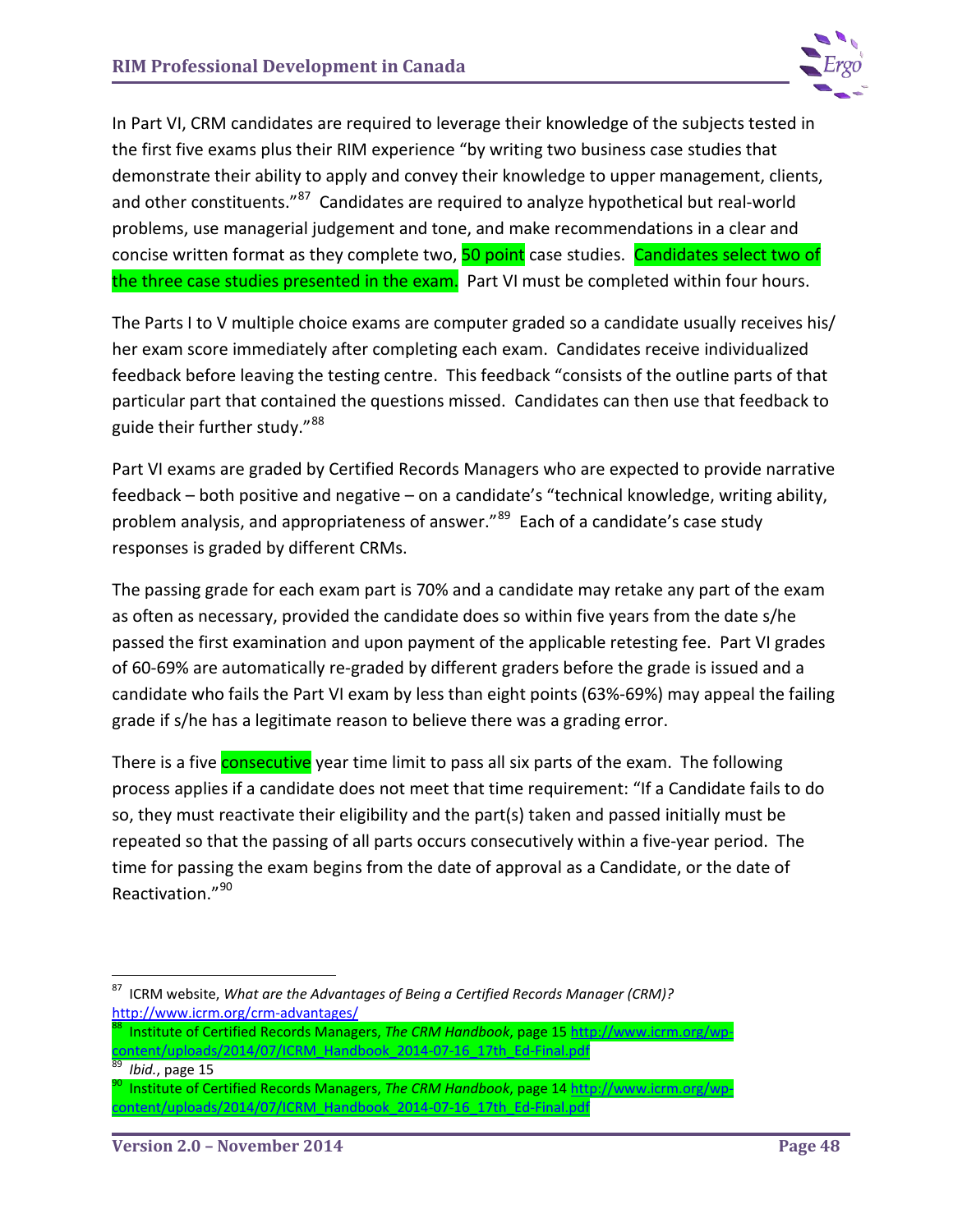In Part VI, CRM candidates are required to leverage their knowledge of the subjects tested in the first five exams plus their RIM experience "by writing two business case studies that demonstrate their ability to apply and convey their knowledge to upper management, clients, and other constituents."[87] Candidates are required to analyze hypothetical but real-world problems, use managerial judgement and tone, and make recommendations in a clear and concise written format as they complete two, 50 point case studies. Candidates select two of the three case studies presented in the exam. Part VI must be completed within four hours.

The Parts I to V multiple choice exams are computer graded so a candidate usually receives his/her exam score immediately after completing each exam. Candidates receive individualized feedback before leaving the testing centre. This feedback "consists of the outline parts of that particular part that contained the questions missed. Candidates can then use that feedback to guide their further study."[88]

Part VI exams are graded by Certified Records Managers who are expected to provide narrative feedback – both positive and negative – on a candidate's "technical knowledge, writing ability, problem analysis, and appropriateness of answer."[89] Each of a candidate's case study responses is graded by different CRMs.

The passing grade for each exam part is 70% and a candidate may retake any part of the exam as often as necessary, provided the candidate does so within five years from the date s/he passed the first examination and upon payment of the applicable retesting fee. Part VI grades of 60-69% are automatically re-graded by different graders before the grade is issued and a candidate who fails the Part VI exam by less than eight points (63%-69%) may appeal the failing grade if s/he has a legitimate reason to believe there was a grading error.

There is a five consecutive year time limit to pass all six parts of the exam. The following process applies if a candidate does not meet that time requirement: "If a Candidate fails to do so, they must reactivate their eligibility and the part(s) taken and passed initially must be repeated so that the passing of all parts occurs consecutively within a five-year period. The time for passing the exam begins from the date of approval as a Candidate, or the date of Reactivation."[90]

---

[87] ICRM website, *What are the Advantages of Being a Certified Records Manager (CRM)?* http://www.icrm.org/crm-advantages/

[88] Institute of Certified Records Managers, *The CRM Handbook*, page 15 http://www.icrm.org/wp-content/uploads/2014/07/ICRM_Handbook_2014-07-16_17th_Ed-Final.pdf

[89] *Ibid.*, page 15

[90] Institute of Certified Records Managers, *The CRM Handbook*, page 14 http://www.icrm.org/wp-content/uploads/2014/07/ICRM_Handbook_2014-07-16_17th_Ed-Final.pdf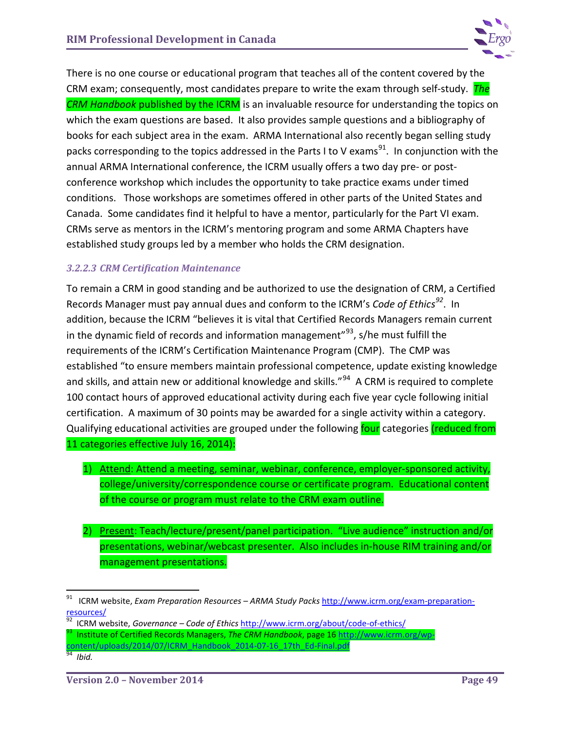There is no one course or educational program that teaches all of the content covered by the CRM exam; consequently, most candidates prepare to write the exam through self-study. *The CRM Handbook* published by the ICRM is an invaluable resource for understanding the topics on which the exam questions are based. It also provides sample questions and a bibliography of books for each subject area in the exam. ARMA International also recently began selling study packs corresponding to the topics addressed in the Parts I to V exams[91]. In conjunction with the annual ARMA International conference, the ICRM usually offers a two day pre- or post-conference workshop which includes the opportunity to take practice exams under timed conditions. Those workshops are sometimes offered in other parts of the United States and Canada. Some candidates find it helpful to have a mentor, particularly for the Part VI exam. CRMs serve as mentors in the ICRM's mentoring program and some ARMA Chapters have established study groups led by a member who holds the CRM designation.

#### *3.2.2.3 CRM Certification Maintenance*

To remain a CRM in good standing and be authorized to use the designation of CRM, a Certified Records Manager must pay annual dues and conform to the ICRM's *Code of Ethics*[92]. In addition, because the ICRM "believes it is vital that Certified Records Managers remain current in the dynamic field of records and information management"[93], s/he must fulfill the requirements of the ICRM's Certification Maintenance Program (CMP). The CMP was established "to ensure members maintain professional competence, update existing knowledge and skills, and attain new or additional knowledge and skills."[94] A CRM is required to complete 100 contact hours of approved educational activity during each five year cycle following initial certification. A maximum of 30 points may be awarded for a single activity within a category. Qualifying educational activities are grouped under the following four categories (reduced from 11 categories effective July 16, 2014):

1) Attend: Attend a meeting, seminar, webinar, conference, employer-sponsored activity, college/university/correspondence course or certificate program. Educational content of the course or program must relate to the CRM exam outline.

2) Present: Teach/lecture/present/panel participation. "Live audience" instruction and/or presentations, webinar/webcast presenter. Also includes in-house RIM training and/or management presentations.

---

[91] ICRM website, *Exam Preparation Resources – ARMA Study Packs* http://www.icrm.org/exam-preparation-resources/

[92] ICRM website, *Governance – Code of Ethics* http://www.icrm.org/about/code-of-ethics/

[93] Institute of Certified Records Managers, *The CRM Handbook*, page 16 http://www.icrm.org/wp-content/uploads/2014/07/ICRM_Handbook_2014-07-16_17th_Ed-Final.pdf

[94] *Ibid.*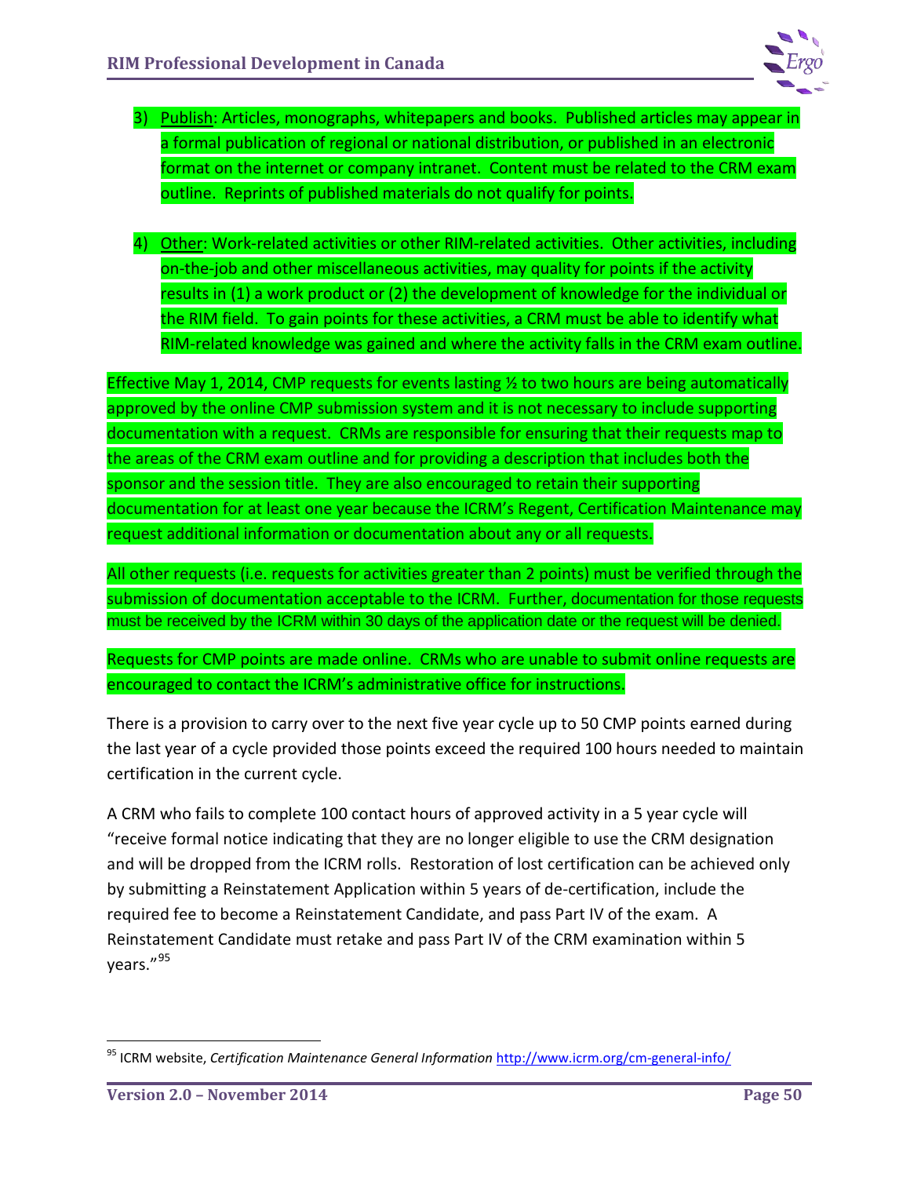3) Publish: Articles, monographs, whitepapers and books. Published articles may appear in a formal publication of regional or national distribution, or published in an electronic format on the internet or company intranet. Content must be related to the CRM exam outline. Reprints of published materials do not qualify for points.

4) Other: Work-related activities or other RIM-related activities. Other activities, including on-the-job and other miscellaneous activities, may quality for points if the activity results in (1) a work product or (2) the development of knowledge for the individual or the RIM field. To gain points for these activities, a CRM must be able to identify what RIM-related knowledge was gained and where the activity falls in the CRM exam outline.

Effective May 1, 2014, CMP requests for events lasting ½ to two hours are being automatically approved by the online CMP submission system and it is not necessary to include supporting documentation with a request. CRMs are responsible for ensuring that their requests map to the areas of the CRM exam outline and for providing a description that includes both the sponsor and the session title. They are also encouraged to retain their supporting documentation for at least one year because the ICRM's Regent, Certification Maintenance may request additional information or documentation about any or all requests.

All other requests (i.e. requests for activities greater than 2 points) must be verified through the submission of documentation acceptable to the ICRM. Further, documentation for those requests must be received by the ICRM within 30 days of the application date or the request will be denied.

Requests for CMP points are made online. CRMs who are unable to submit online requests are encouraged to contact the ICRM's administrative office for instructions.

There is a provision to carry over to the next five year cycle up to 50 CMP points earned during the last year of a cycle provided those points exceed the required 100 hours needed to maintain certification in the current cycle.

A CRM who fails to complete 100 contact hours of approved activity in a 5 year cycle will "receive formal notice indicating that they are no longer eligible to use the CRM designation and will be dropped from the ICRM rolls. Restoration of lost certification can be achieved only by submitting a Reinstatement Application within 5 years of de-certification, include the required fee to become a Reinstatement Candidate, and pass Part IV of the exam. A Reinstatement Candidate must retake and pass Part IV of the CRM examination within 5 years."[95]

---

[95] ICRM website, *Certification Maintenance General Information* http://www.icrm.org/cm-general-info/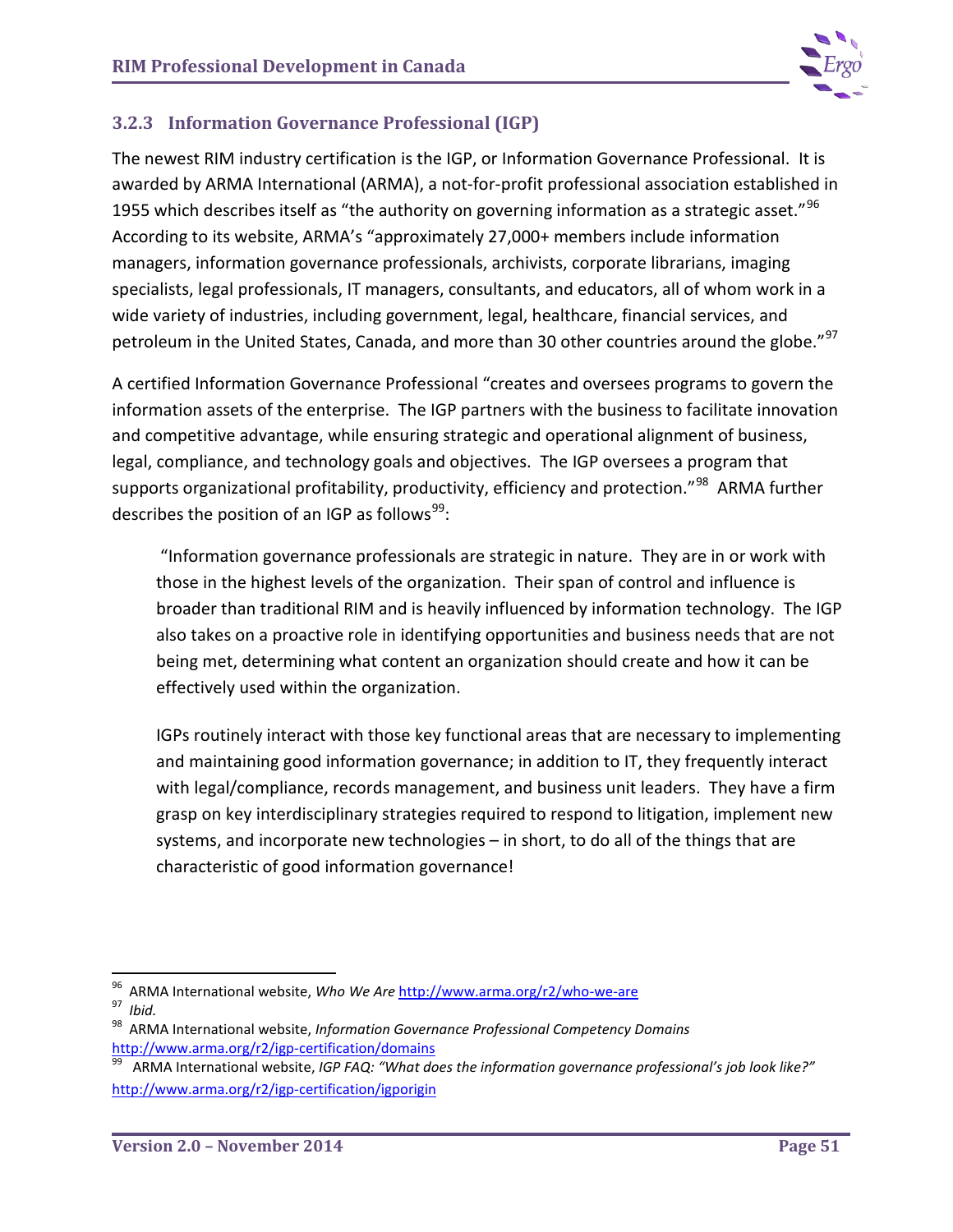### 3.2.3 Information Governance Professional (IGP)

The newest RIM industry certification is the IGP, or Information Governance Professional. It is awarded by ARMA International (ARMA), a not-for-profit professional association established in 1955 which describes itself as "the authority on governing information as a strategic asset."[96] According to its website, ARMA's "approximately 27,000+ members include information managers, information governance professionals, archivists, corporate librarians, imaging specialists, legal professionals, IT managers, consultants, and educators, all of whom work in a wide variety of industries, including government, legal, healthcare, financial services, and petroleum in the United States, Canada, and more than 30 other countries around the globe."[97]

A certified Information Governance Professional "creates and oversees programs to govern the information assets of the enterprise. The IGP partners with the business to facilitate innovation and competitive advantage, while ensuring strategic and operational alignment of business, legal, compliance, and technology goals and objectives. The IGP oversees a program that supports organizational profitability, productivity, efficiency and protection."[98] ARMA further describes the position of an IGP as follows[99]:

> "Information governance professionals are strategic in nature. They are in or work with those in the highest levels of the organization. Their span of control and influence is broader than traditional RIM and is heavily influenced by information technology. The IGP also takes on a proactive role in identifying opportunities and business needs that are not being met, determining what content an organization should create and how it can be effectively used within the organization.
>
> IGPs routinely interact with those key functional areas that are necessary to implementing and maintaining good information governance; in addition to IT, they frequently interact with legal/compliance, records management, and business unit leaders. They have a firm grasp on key interdisciplinary strategies required to respond to litigation, implement new systems, and incorporate new technologies – in short, to do all of the things that are characteristic of good information governance!

---

[96] ARMA International website, *Who We Are* http://www.arma.org/r2/who-we-are

[97] *Ibid.*

[98] ARMA International website, *Information Governance Professional Competency Domains* http://www.arma.org/r2/igp-certification/domains

[99] ARMA International website, *IGP FAQ: "What does the information governance professional's job look like?"* http://www.arma.org/r2/igp-certification/igporigin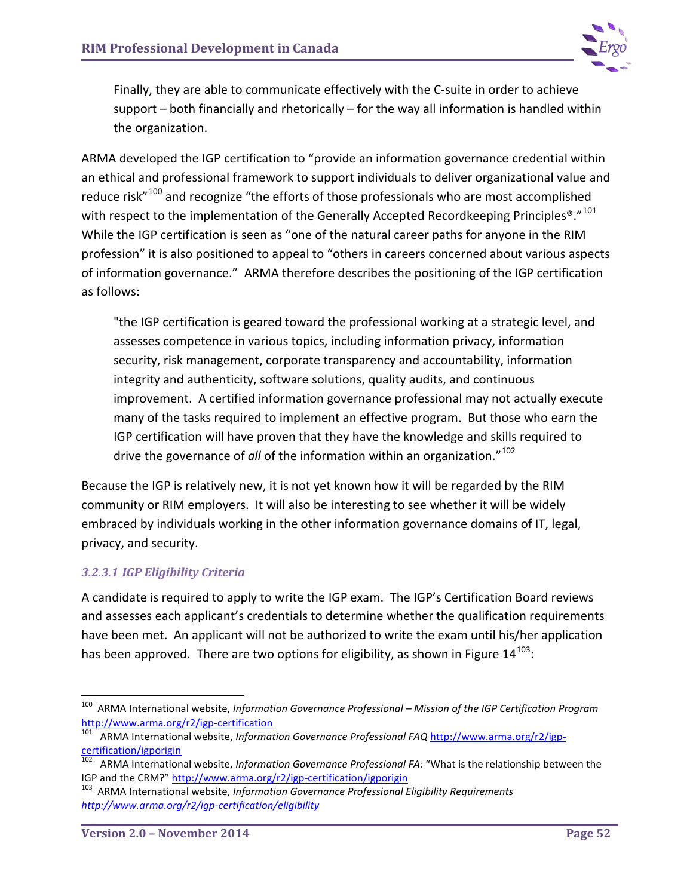Finally, they are able to communicate effectively with the C-suite in order to achieve support – both financially and rhetorically – for the way all information is handled within the organization.

ARMA developed the IGP certification to "provide an information governance credential within an ethical and professional framework to support individuals to deliver organizational value and reduce risk"[100] and recognize "the efforts of those professionals who are most accomplished with respect to the implementation of the Generally Accepted Recordkeeping Principles®."[101] While the IGP certification is seen as "one of the natural career paths for anyone in the RIM profession" it is also positioned to appeal to "others in careers concerned about various aspects of information governance." ARMA therefore describes the positioning of the IGP certification as follows:

> "the IGP certification is geared toward the professional working at a strategic level, and assesses competence in various topics, including information privacy, information security, risk management, corporate transparency and accountability, information integrity and authenticity, software solutions, quality audits, and continuous improvement. A certified information governance professional may not actually execute many of the tasks required to implement an effective program. But those who earn the IGP certification will have proven that they have the knowledge and skills required to drive the governance of *all* of the information within an organization."[102]

Because the IGP is relatively new, it is not yet known how it will be regarded by the RIM community or RIM employers. It will also be interesting to see whether it will be widely embraced by individuals working in the other information governance domains of IT, legal, privacy, and security.

#### *3.2.3.1 IGP Eligibility Criteria*

A candidate is required to apply to write the IGP exam. The IGP's Certification Board reviews and assesses each applicant's credentials to determine whether the qualification requirements have been met. An applicant will not be authorized to write the exam until his/her application has been approved. There are two options for eligibility, as shown in Figure 14[103]:

---

[100] ARMA International website, *Information Governance Professional – Mission of the IGP Certification Program* http://www.arma.org/r2/igp-certification

[101] ARMA International website, *Information Governance Professional FAQ* http://www.arma.org/r2/igp-certification/igporigin

[102] ARMA International website, *Information Governance Professional FA:* "What is the relationship between the IGP and the CRM?" http://www.arma.org/r2/igp-certification/igporigin

[103] ARMA International website, *Information Governance Professional Eligibility Requirements* *http://www.arma.org/r2/igp-certification/eligibility*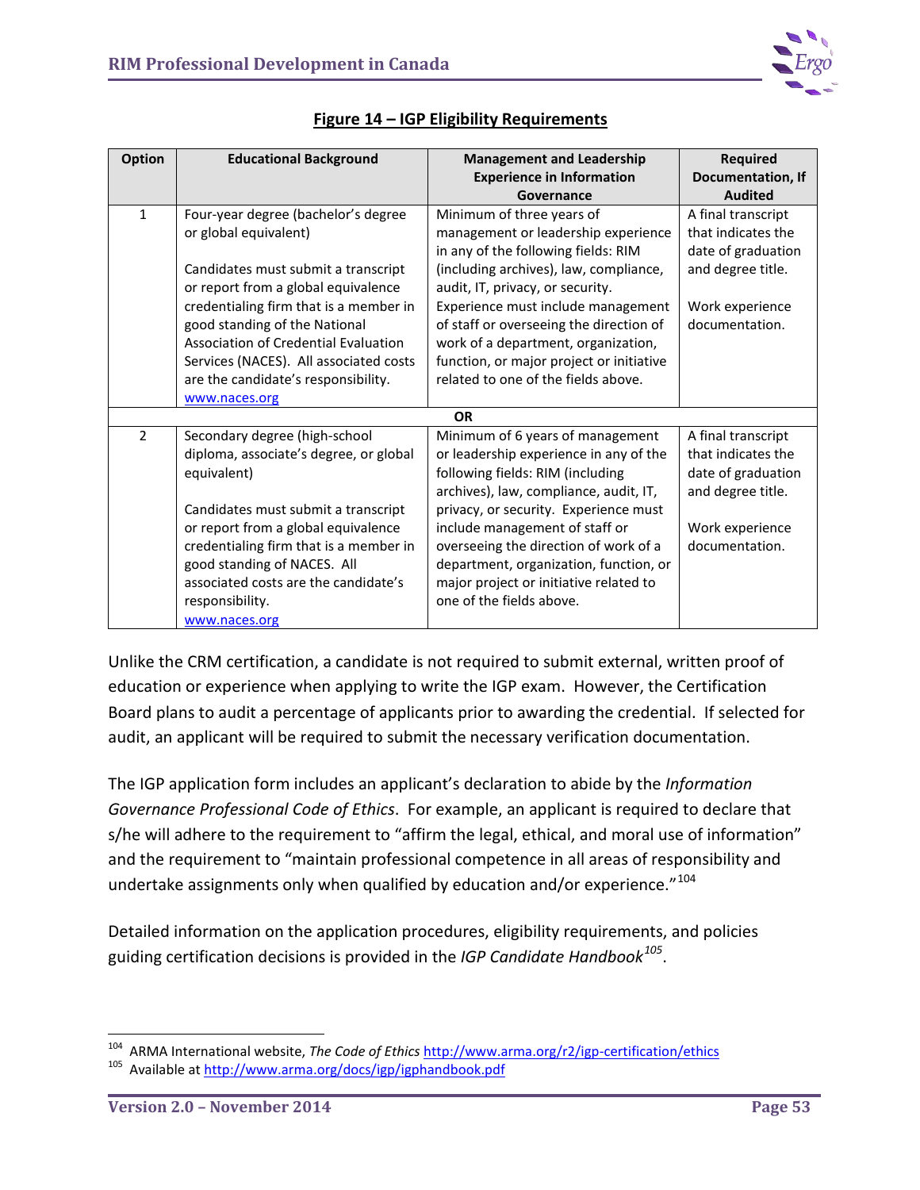**Figure 14 – IGP Eligibility Requirements**

| Option | Educational Background | Management and Leadership Experience in Information Governance | Required Documentation, If Audited |
|---|---|---|---|
| 1 | Four-year degree (bachelor's degree or global equivalent)<br><br>Candidates must submit a transcript or report from a global equivalence credentialing firm that is a member in good standing of the National Association of Credential Evaluation Services (NACES). All associated costs are the candidate's responsibility. www.naces.org | Minimum of three years of management or leadership experience in any of the following fields: RIM (including archives), law, compliance, audit, IT, privacy, or security. Experience must include management of staff or overseeing the direction of work of a department, organization, function, or major project or initiative related to one of the fields above. | A final transcript that indicates the date of graduation and degree title.<br><br>Work experience documentation. |
| | | **OR** | |
| 2 | Secondary degree (high-school diploma, associate's degree, or global equivalent)<br><br>Candidates must submit a transcript or report from a global equivalence credentialing firm that is a member in good standing of NACES. All associated costs are the candidate's responsibility. www.naces.org | Minimum of 6 years of management or leadership experience in any of the following fields: RIM (including archives), law, compliance, audit, IT, privacy, or security. Experience must include management of staff or overseeing the direction of work a department, organization, function, or major project or initiative related to one of the fields above. | A final transcript that indicates the date of graduation and degree title.<br><br>Work experience documentation. |

Unlike the CRM certification, a candidate is not required to submit external, written proof of education or experience when applying to write the IGP exam. However, the Certification Board plans to audit a percentage of applicants prior to awarding the credential. If selected for audit, an applicant will be required to submit the necessary verification documentation.

The IGP application form includes an applicant's declaration to abide by the *Information Governance Professional Code of Ethics*. For example, an applicant is required to declare that s/he will adhere to the requirement to "affirm the legal, ethical, and moral use of information" and the requirement to "maintain professional competence in all areas of responsibility and undertake assignments only when qualified by education and/or experience."[104]

Detailed information on the application procedures, eligibility requirements, and policies guiding certification decisions is provided in the *IGP Candidate Handbook*[105].

---

[104] ARMA International website, *The Code of Ethics* http://www.arma.org/r2/igp-certification/ethics

[105] Available at http://www.arma.org/docs/igp/igphandbook.pdf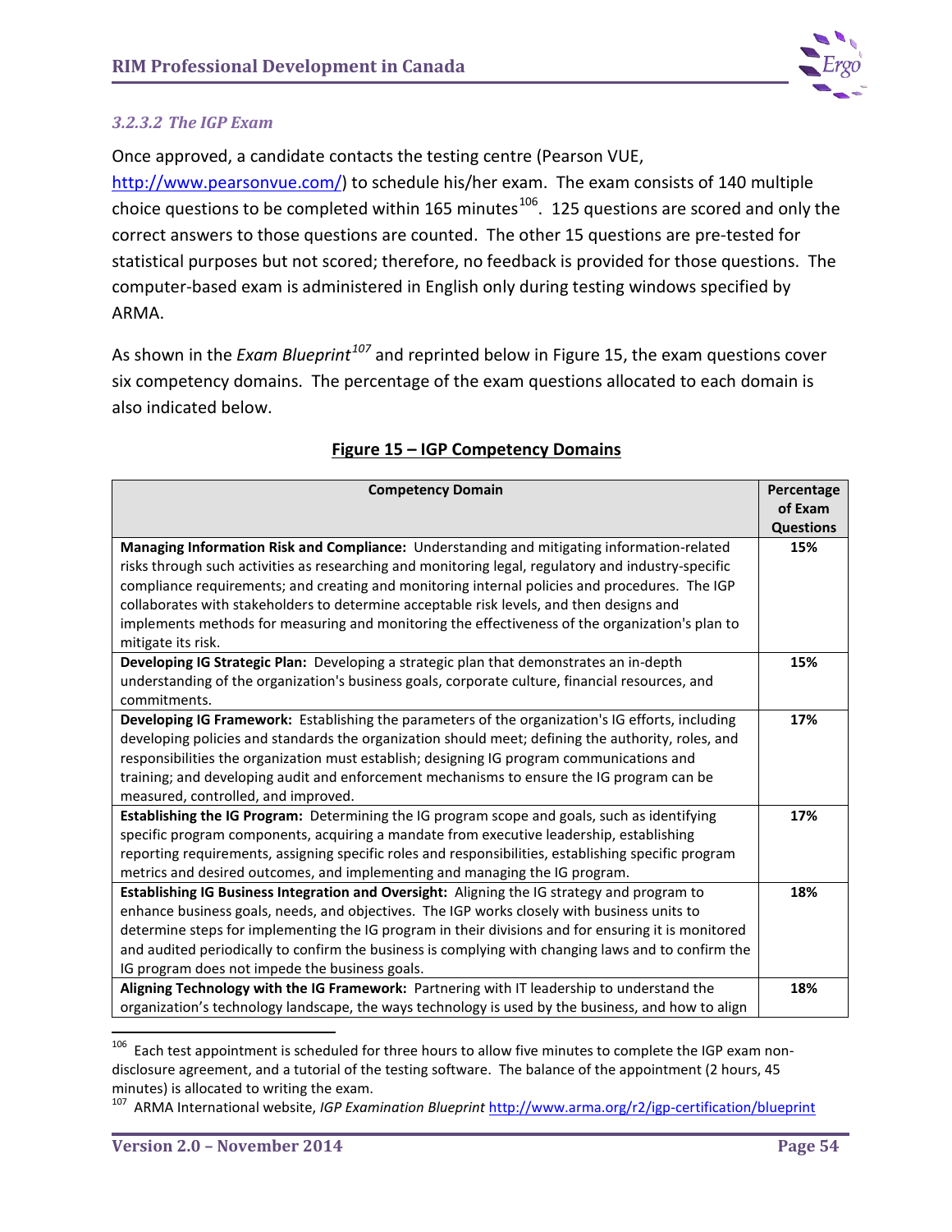#### *3.2.3.2 The IGP Exam*

Once approved, a candidate contacts the testing centre (Pearson VUE, http://www.pearsonvue.com/) to schedule his/her exam. The exam consists of 140 multiple choice questions to be completed within 165 minutes[106]. 125 questions are scored and only the correct answers to those questions are counted. The other 15 questions are pre-tested for statistical purposes but not scored; therefore, no feedback is provided for those questions. The computer-based exam is administered in English only during testing windows specified by ARMA.

As shown in the *Exam Blueprint*[107] and reprinted below in Figure 15, the exam questions cover six competency domains. The percentage of the exam questions allocated to each domain is also indicated below.

**Figure 15 – IGP Competency Domains**

| Competency Domain | Percentage of Exam Questions |
|---|---|
| **Managing Information Risk and Compliance:** Understanding and mitigating information-related risks through such activities as researching and monitoring legal, regulatory and industry-specific compliance requirements; and creating and monitoring internal policies and procedures. The IGP collaborates with stakeholders to determine acceptable risk levels, and then designs and implements methods for measuring and monitoring the effectiveness of the organization's plan to mitigate its risk. | **15%** |
| **Developing IG Strategic Plan:** Developing a strategic plan that demonstrates an in-depth understanding of the organization's business goals, corporate culture, financial resources, and commitments. | **15%** |
| **Developing IG Framework:** Establishing the parameters of the organization's IG efforts, including developing policies and standards the organization should meet; defining the authority, roles, and responsibilities the organization must establish; designing IG program communications and training; and developing audit and enforcement mechanisms to ensure the IG program can be measured, controlled, and improved. | **17%** |
| **Establishing the IG Program:** Determining the IG program scope and goals, such as identifying specific program components, acquiring a mandate from executive leadership, establishing reporting requirements, assigning specific roles and responsibilities, establishing specific program metrics and desired outcomes, and implementing and managing the IG program. | **17%** |
| **Establishing IG Business Integration and Oversight:** Aligning the IG strategy and program to enhance business goals, needs, and objectives. The IGP works closely with business units to determine steps for implementing the IG program in their divisions and for ensuring it is monitored and audited periodically to confirm the business is complying with changing laws and to confirm the IG program does not impede the business goals. | **18%** |
| **Aligning Technology with the IG Framework:** Partnering with IT leadership to understand the organization's technology landscape, the ways technology is used by the business, and how to align | **18%** |

[106] Each test appointment is scheduled for three hours to allow five minutes to complete the IGP exam non-disclosure agreement, and a tutorial of the testing software. The balance of the appointment (2 hours, 45 minutes) is allocated to writing the exam.

[107] ARMA International website, *IGP Examination Blueprint* http://www.arma.org/r2/igp-certification/blueprint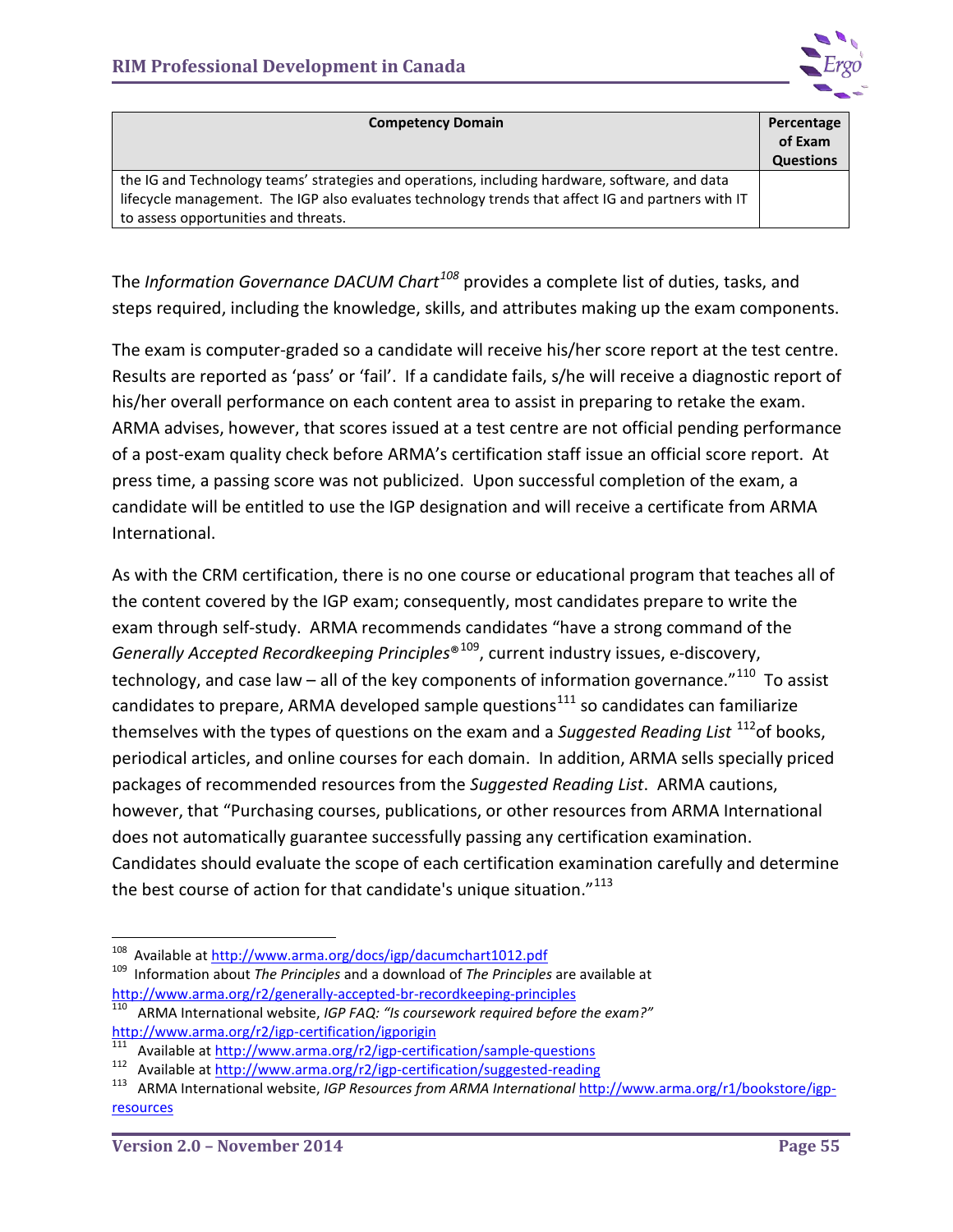| Competency Domain | Percentage of Exam Questions |
|---|---|
| the IG and Technology teams' strategies and operations, including hardware, software, and data lifecycle management. The IGP also evaluates technology trends that affect IG and partners with IT to assess opportunities and threats. | |

The *Information Governance DACUM Chart*[108] provides a complete list of duties, tasks, and steps required, including the knowledge, skills, and attributes making up the exam components.

The exam is computer-graded so a candidate will receive his/her score report at the test centre. Results are reported as 'pass' or 'fail'. If a candidate fails, s/he will receive a diagnostic report of his/her overall performance on each content area to assist in preparing to retake the exam. ARMA advises, however, that scores issued at a test centre are not official pending performance of a post-exam quality check before ARMA's certification staff issue an official score report. At press time, a passing score was not publicized. Upon successful completion of the exam, a candidate will be entitled to use the IGP designation and will receive a certificate from ARMA International.

As with the CRM certification, there is no one course or educational program that teaches all of the content covered by the IGP exam; consequently, most candidates prepare to write the exam through self-study. ARMA recommends candidates "have a strong command of the *Generally Accepted Recordkeeping Principles®*[109], current industry issues, e-discovery, technology, and case law – all of the key components of information governance."[110] To assist candidates to prepare, ARMA developed sample questions[111] so candidates can familiarize themselves with the types of questions on the exam and a *Suggested Reading List* [112]of books, periodical articles, and online courses for each domain. In addition, ARMA sells specially priced packages of recommended resources from the *Suggested Reading List*. ARMA cautions, however, that "Purchasing courses, publications, or other resources from ARMA International does not automatically guarantee successfully passing any certification examination. Candidates should evaluate the scope of each certification examination carefully and determine the best course of action for that candidate's unique situation."[113]

---

[108] Available at http://www.arma.org/docs/igp/dacumchart1012.pdf

[109] Information about *The Principles* and a download of *The Principles* are available at http://www.arma.org/r2/generally-accepted-br-recordkeeping-principles

[110] ARMA International website, *IGP FAQ: "Is coursework required before the exam?"* http://www.arma.org/r2/igp-certification/igporigin

[111] Available at http://www.arma.org/r2/igp-certification/sample-questions

[112] Available at http://www.arma.org/r2/igp-certification/suggested-reading

[113] ARMA International website, *IGP Resources from ARMA International* http://www.arma.org/r1/bookstore/igp-resources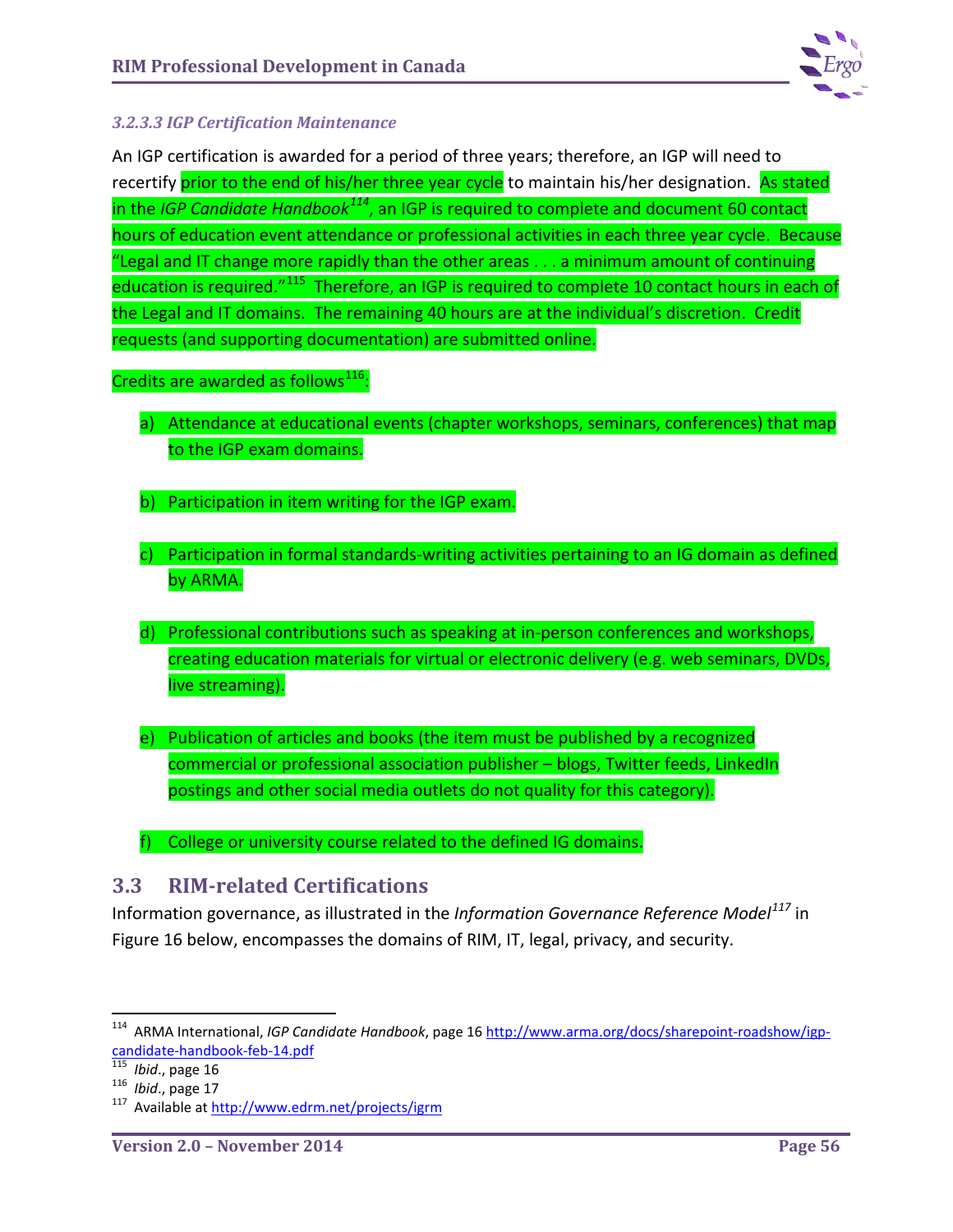#### *3.2.3.3 IGP Certification Maintenance*

An IGP certification is awarded for a period of three years; therefore, an IGP will need to recertify prior to the end of his/her three year cycle to maintain his/her designation. As stated in the *IGP Candidate Handbook*[114], an IGP is required to complete and document 60 contact hours of education event attendance or professional activities in each three year cycle. Because "Legal and IT change more rapidly than the other areas . . . a minimum amount of continuing education is required."[115] Therefore, an IGP is required to complete 10 contact hours in each of the Legal and IT domains. The remaining 40 hours are at the individual's discretion. Credit requests (and supporting documentation) are submitted online.

Credits are awarded as follows[116]:

a) Attendance at educational events (chapter workshops, seminars, conferences) that map to the IGP exam domains.

b) Participation in item writing for the IGP exam.

c) Participation in formal standards-writing activities pertaining to an IG domain as defined by ARMA.

d) Professional contributions such as speaking at in-person conferences and workshops, creating education materials for virtual or electronic delivery (e.g. web seminars, DVDs, live streaming).

e) Publication of articles and books (the item must be published by a recognized commercial or professional association publisher – blogs, Twitter feeds, LinkedIn postings and other social media outlets do not quality for this category).

f) College or university course related to the defined IG domains.

## 3.3 RIM-related Certifications

Information governance, as illustrated in the *Information Governance Reference Model*[117] in Figure 16 below, encompasses the domains of RIM, IT, legal, privacy, and security.

---

[114] ARMA International, *IGP Candidate Handbook*, page 16 http://www.arma.org/docs/sharepoint-roadshow/igp-candidate-handbook-feb-14.pdf

[115] *Ibid*., page 16

[116] *Ibid*., page 17

[117] Available at http://www.edrm.net/projects/igrm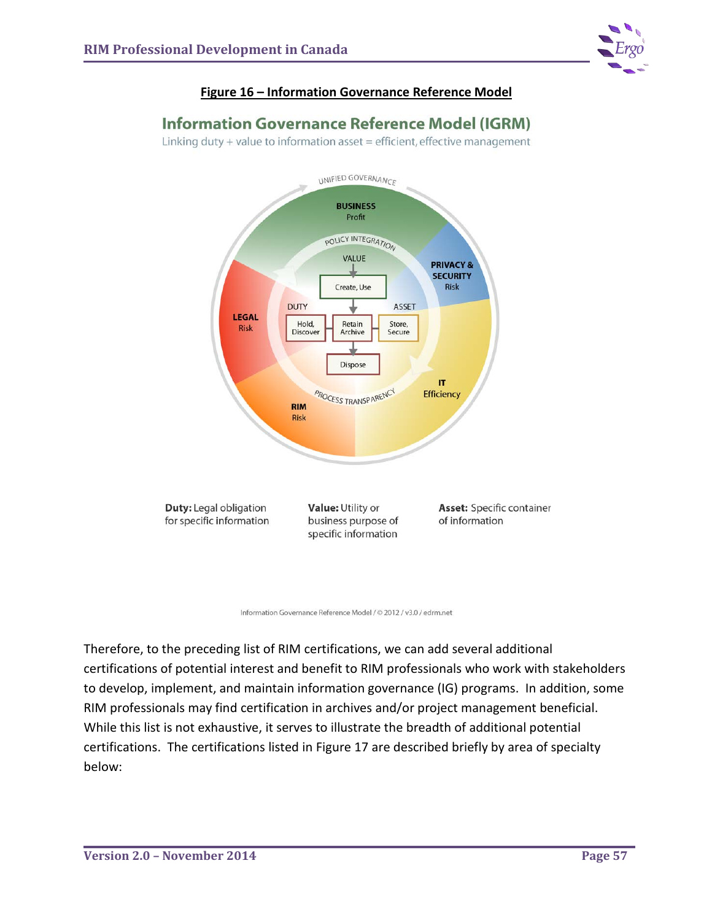**Figure 16 – Information Governance Reference Model**

## Information Governance Reference Model (IGRM)

Linking duty + value to information asset = efficient, effective management

UNIFIED GOVERNANCE

**BUSINESS**
Profit

POLICY INTEGRATION

VALUE

Create, Use

**PRIVACY & SECURITY**
Risk

**LEGAL**
Risk

DUTY

ASSET

Hold, Discover

Retain Archive

Store, Secure

Dispose

**IT**
Efficiency

PROCESS TRANSPARENCY

**RIM**
Risk

**Duty:** Legal obligation for specific information

**Value:** Utility or business purpose of specific information

**Asset:** Specific container of information

Information Governance Reference Model / © 2012 / v3.0 / edrm.net

Therefore, to the preceding list of RIM certifications, we can add several additional certifications of potential interest and benefit to RIM professionals who work with stakeholders to develop, implement, and maintain information governance (IG) programs. In addition, some RIM professionals may find certification in archives and/or project management beneficial. While this list is not exhaustive, it serves to illustrate the breadth of additional potential certifications. The certifications listed in Figure 17 are described briefly by area of specialty below: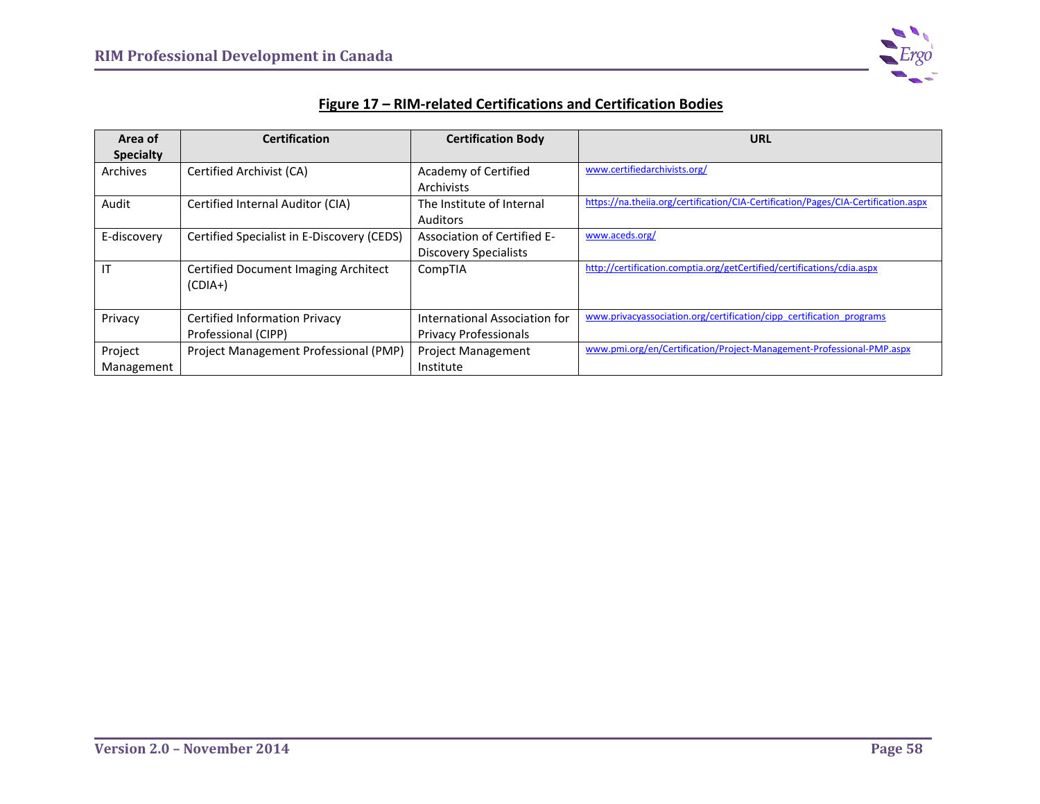**Figure 17 – RIM-related Certifications and Certification Bodies**

| Area of Specialty | Certification | Certification Body | URL |
|---|---|---|---|
| Archives | Certified Archivist (CA) | Academy of Certified Archivists | www.certifiedarchivists.org/ |
| Audit | Certified Internal Auditor (CIA) | The Institute of Internal Auditors | https://na.theiia.org/certification/CIA-Certification/Pages/CIA-Certification.aspx |
| E-discovery | Certified Specialist in E-Discovery (CEDS) | Association of Certified E-Discovery Specialists | www.aceds.org/ |
| IT | Certified Document Imaging Architect (CDIA+) | CompTIA | http://certification.comptia.org/getCertified/certifications/cdia.aspx |
| Privacy | Certified Information Privacy Professional (CIPP) | International Association for Privacy Professionals | www.privacyassociation.org/certification/cipp_certification_programs |
| Project Management | Project Management Professional (PMP) | Project Management Institute | www.pmi.org/en/Certification/Project-Management-Professional-PMP.aspx |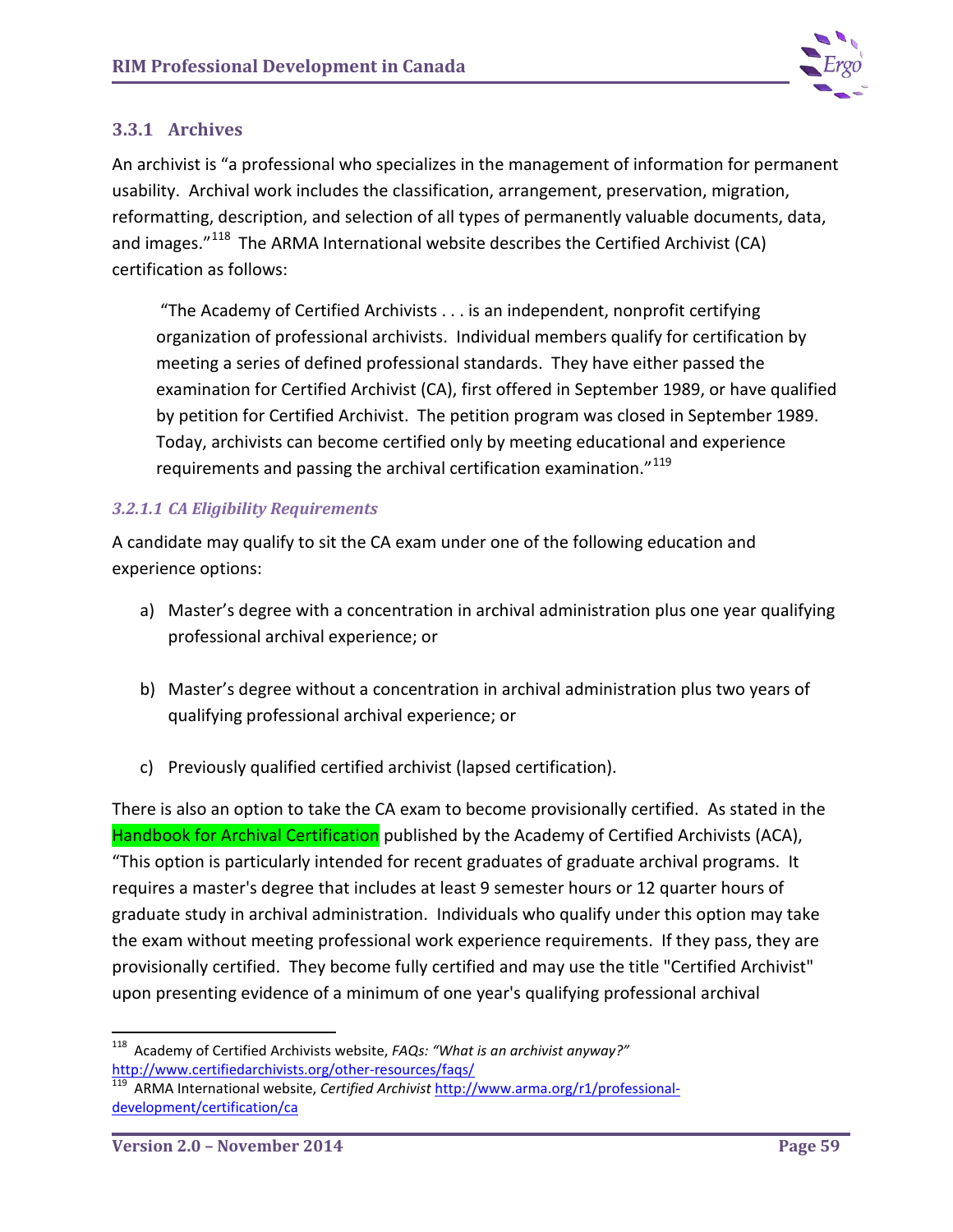### 3.3.1 Archives

An archivist is "a professional who specializes in the management of information for permanent usability. Archival work includes the classification, arrangement, preservation, migration, reformatting, description, and selection of all types of permanently valuable documents, data, and images."[118] The ARMA International website describes the Certified Archivist (CA) certification as follows:

> "The Academy of Certified Archivists . . . is an independent, nonprofit certifying organization of professional archivists. Individual members qualify for certification by meeting a series of defined professional standards. They have either passed the examination for Certified Archivist (CA), first offered in September 1989, or have qualified by petition for Certified Archivist. The petition program was closed in September 1989. Today, archivists can become certified only by meeting educational and experience requirements and passing the archival certification examination."[119]

#### *3.2.1.1 CA Eligibility Requirements*

A candidate may qualify to sit the CA exam under one of the following education and experience options:

a) Master's degree with a concentration in archival administration plus one year qualifying professional archival experience; or

b) Master's degree without a concentration in archival administration plus two years of qualifying professional archival experience; or

c) Previously qualified certified archivist (lapsed certification).

There is also an option to take the CA exam to become provisionally certified. As stated in the Handbook for Archival Certification published by the Academy of Certified Archivists (ACA), "This option is particularly intended for recent graduates of graduate archival programs. It requires a master's degree that includes at least 9 semester hours or 12 quarter hours of graduate study in archival administration. Individuals who qualify under this option may take the exam without meeting professional work experience requirements. If they pass, they are provisionally certified. They become fully certified and may use the title "Certified Archivist" upon presenting evidence of a minimum of one year's qualifying professional archival

---

[118] Academy of Certified Archivists website, *FAQs: "What is an archivist anyway?"* http://www.certifiedarchivists.org/other-resources/faqs/

[119] ARMA International website, *Certified Archivist* http://www.arma.org/r1/professional-development/certification/ca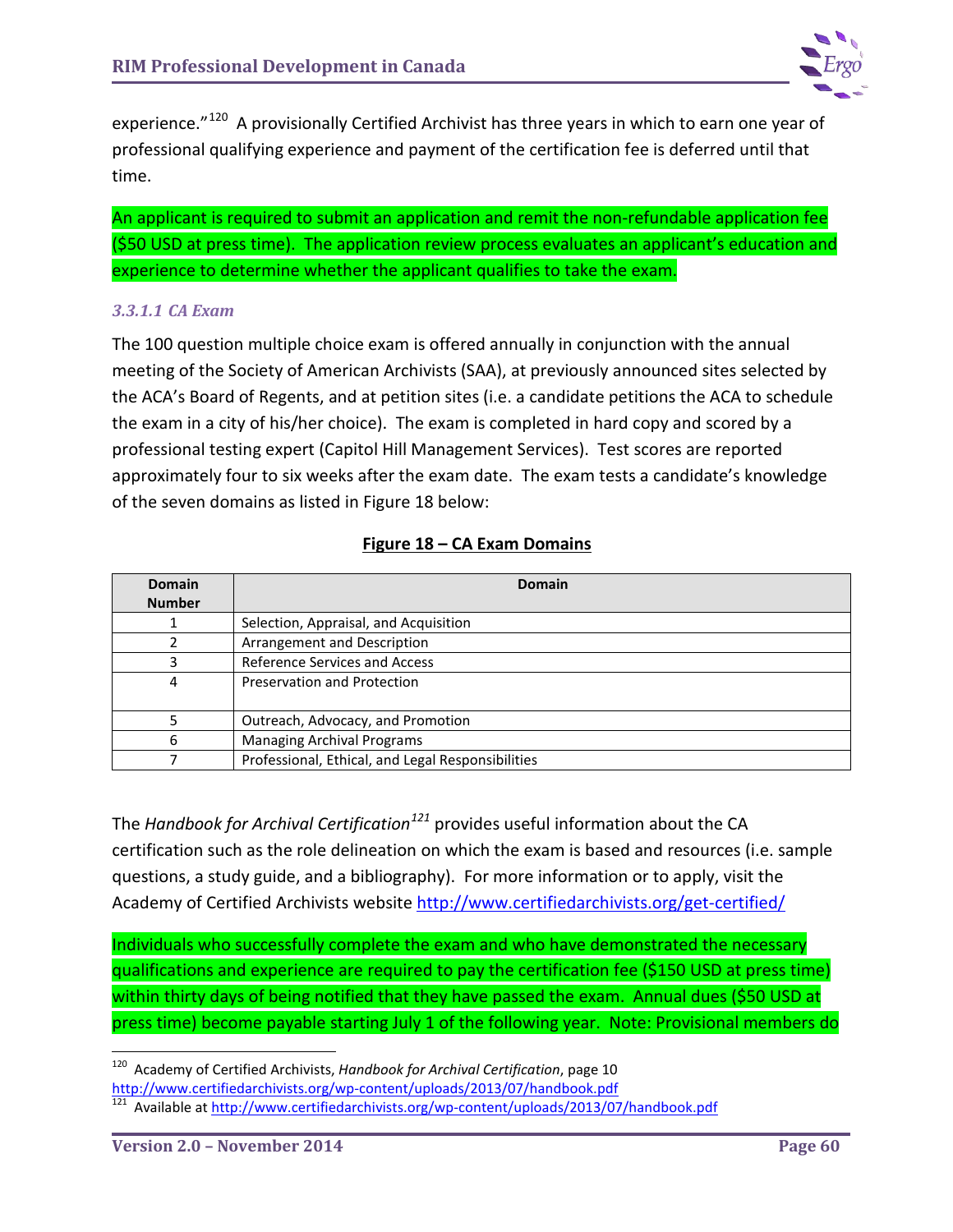experience."[120] A provisionally Certified Archivist has three years in which to earn one year of professional qualifying experience and payment of the certification fee is deferred until that time.

An applicant is required to submit an application and remit the non-refundable application fee ($50 USD at press time). The application review process evaluates an applicant's education and experience to determine whether the applicant qualifies to take the exam.

#### *3.3.1.1 CA Exam*

The 100 question multiple choice exam is offered annually in conjunction with the annual meeting of the Society of American Archivists (SAA), at previously announced sites selected by the ACA's Board of Regents, and at petition sites (i.e. a candidate petitions the ACA to schedule the exam in a city of his/her choice). The exam is completed in hard copy and scored by a professional testing expert (Capitol Hill Management Services). Test scores are reported approximately four to six weeks after the exam date. The exam tests a candidate's knowledge of the seven domains as listed in Figure 18 below:

**Figure 18 – CA Exam Domains**

| Domain Number | Domain |
|---|---|
| 1 | Selection, Appraisal, and Acquisition |
| 2 | Arrangement and Description |
| 3 | Reference Services and Access |
| 4 | Preservation and Protection |
| 5 | Outreach, Advocacy, and Promotion |
| 6 | Managing Archival Programs |
| 7 | Professional, Ethical, and Legal Responsibilities |

The *Handbook for Archival Certification*[121] provides useful information about the CA certification such as the role delineation on which the exam is based and resources (i.e. sample questions, a study guide, and a bibliography). For more information or to apply, visit the Academy of Certified Archivists website http://www.certifiedarchivists.org/get-certified/

Individuals who successfully complete the exam and who have demonstrated the necessary qualifications and experience are required to pay the certification fee ($150 USD at press time) within thirty days of being notified that they have passed the exam. Annual dues ($50 USD at press time) become payable starting July 1 of the following year. Note: Provisional members do

---

[120] Academy of Certified Archivists, *Handbook for Archival Certification*, page 10 http://www.certifiedarchivists.org/wp-content/uploads/2013/07/handbook.pdf

[121] Available at http://www.certifiedarchivists.org/wp-content/uploads/2013/07/handbook.pdf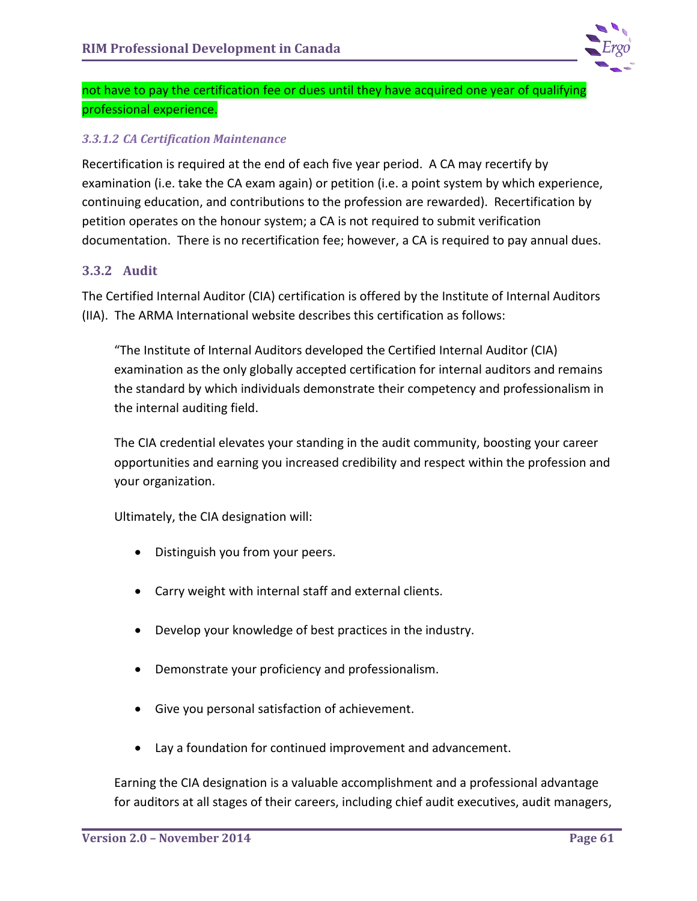not have to pay the certification fee or dues until they have acquired one year of qualifying professional experience.

#### *3.3.1.2 CA Certification Maintenance*

Recertification is required at the end of each five year period. A CA may recertify by examination (i.e. take the CA exam again) or petition (i.e. a point system by which experience, continuing education, and contributions to the profession are rewarded). Recertification by petition operates on the honour system; a CA is not required to submit verification documentation. There is no recertification fee; however, a CA is required to pay annual dues.

### 3.3.2 Audit

The Certified Internal Auditor (CIA) certification is offered by the Institute of Internal Auditors (IIA). The ARMA International website describes this certification as follows:

> "The Institute of Internal Auditors developed the Certified Internal Auditor (CIA) examination as the only globally accepted certification for internal auditors and remains the standard by which individuals demonstrate their competency and professionalism in the internal auditing field.
>
> The CIA credential elevates your standing in the audit community, boosting your career opportunities and earning you increased credibility and respect within the profession and your organization.
>
> Ultimately, the CIA designation will:
>
> - Distinguish you from your peers.
> - Carry weight with internal staff and external clients.
> - Develop your knowledge of best practices in the industry.
> - Demonstrate your proficiency and professionalism.
> - Give you personal satisfaction of achievement.
> - Lay a foundation for continued improvement and advancement.
>
> Earning the CIA designation is a valuable accomplishment and a professional advantage for auditors at all stages of their careers, including chief audit executives, audit managers,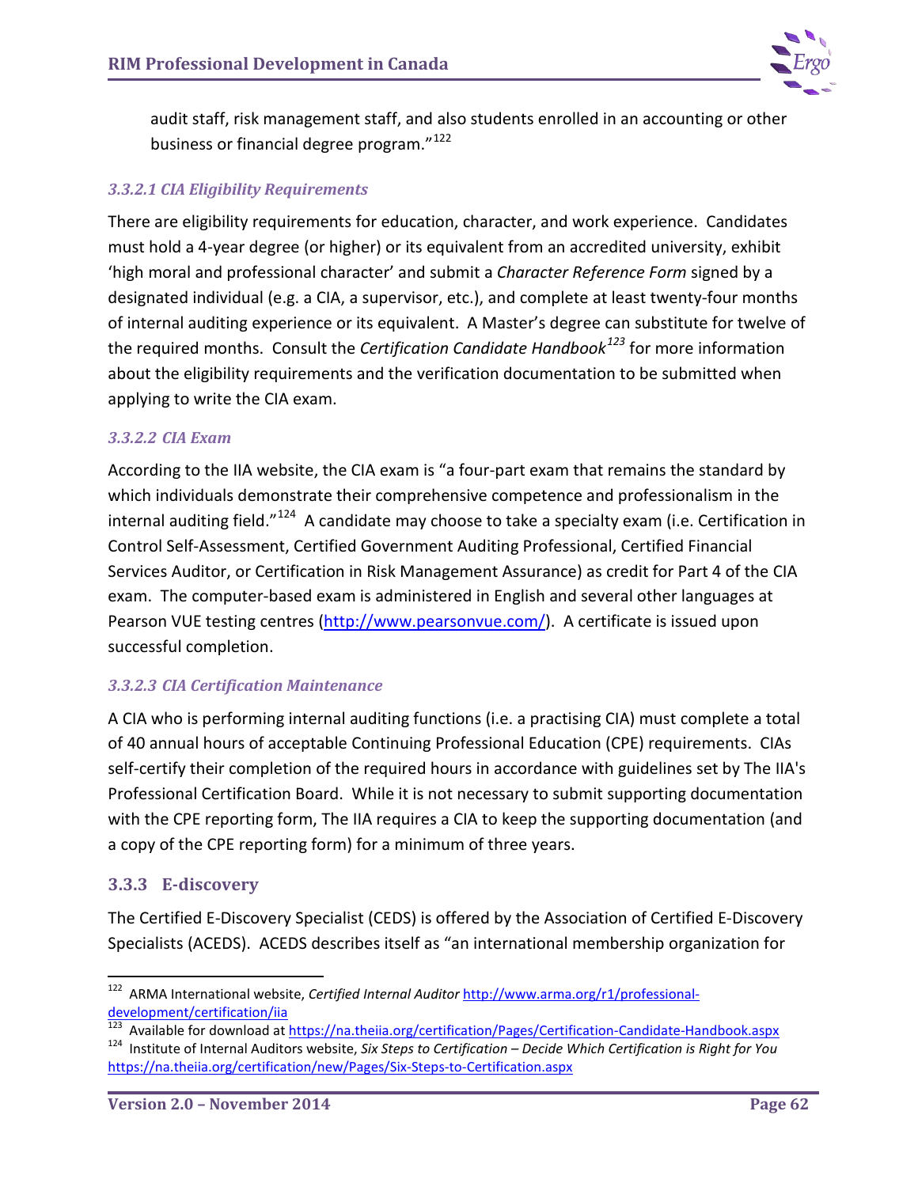audit staff, risk management staff, and also students enrolled in an accounting or other business or financial degree program."[122]

#### *3.3.2.1 CIA Eligibility Requirements*

There are eligibility requirements for education, character, and work experience. Candidates must hold a 4-year degree (or higher) or its equivalent from an accredited university, exhibit 'high moral and professional character' and submit a *Character Reference Form* signed by a designated individual (e.g. a CIA, a supervisor, etc.), and complete at least twenty-four months of internal auditing experience or its equivalent. A Master's degree can substitute for twelve of the required months. Consult the *Certification Candidate Handbook*[123] for more information about the eligibility requirements and the verification documentation to be submitted when applying to write the CIA exam.

#### *3.3.2.2 CIA Exam*

According to the IIA website, the CIA exam is "a four-part exam that remains the standard by which individuals demonstrate their comprehensive competence and professionalism in the internal auditing field."[124] A candidate may choose to take a specialty exam (i.e. Certification in Control Self-Assessment, Certified Government Auditing Professional, Certified Financial Services Auditor, or Certification in Risk Management Assurance) as credit for Part 4 of the CIA exam. The computer-based exam is administered in English and several other languages at Pearson VUE testing centres (http://www.pearsonvue.com/). A certificate is issued upon successful completion.

#### *3.3.2.3 CIA Certification Maintenance*

A CIA who is performing internal auditing functions (i.e. a practising CIA) must complete a total of 40 annual hours of acceptable Continuing Professional Education (CPE) requirements. CIAs self-certify their completion of the required hours in accordance with guidelines set by The IIA's Professional Certification Board. While it is not necessary to submit supporting documentation with the CPE reporting form, The IIA requires a CIA to keep the supporting documentation (and a copy of the CPE reporting form) for a minimum of three years.

### 3.3.3 E-discovery

The Certified E-Discovery Specialist (CEDS) is offered by the Association of Certified E-Discovery Specialists (ACEDS). ACEDS describes itself as "an international membership organization for

---

[122] ARMA International website, *Certified Internal Auditor* http://www.arma.org/r1/professional-development/certification/iia

[123] Available for download at https://na.theiia.org/certification/Pages/Certification-Candidate-Handbook.aspx

[124] Institute of Internal Auditors website, *Six Steps to Certification – Decide Which Certification is Right for You* https://na.theiia.org/certification/new/Pages/Six-Steps-to-Certification.aspx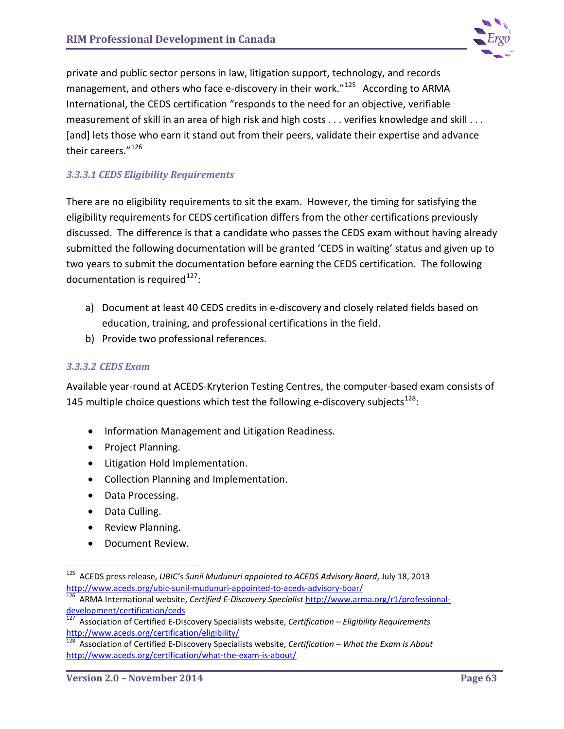private and public sector persons in law, litigation support, technology, and records management, and others who face e-discovery in their work."[125] According to ARMA International, the CEDS certification "responds to the need for an objective, verifiable measurement of skill in an area of high risk and high costs . . . verifies knowledge and skill . . . [and] lets those who earn it stand out from their peers, validate their expertise and advance their careers."[126]

#### *3.3.3.1 CEDS Eligibility Requirements*

There are no eligibility requirements to sit the exam. However, the timing for satisfying the eligibility requirements for CEDS certification differs from the other certifications previously discussed. The difference is that a candidate who passes the CEDS exam without having already submitted the following documentation will be granted 'CEDS in waiting' status and given up to two years to submit the documentation before earning the CEDS certification. The following documentation is required[127]:

a) Document at least 40 CEDS credits in e-discovery and closely related fields based on education, training, and professional certifications in the field.
b) Provide two professional references.

#### *3.3.3.2 CEDS Exam*

Available year-round at ACEDS-Kryterion Testing Centres, the computer-based exam consists of 145 multiple choice questions which test the following e-discovery subjects[128]:

- Information Management and Litigation Readiness.
- Project Planning.
- Litigation Hold Implementation.
- Collection Planning and Implementation.
- Data Processing.
- Data Culling.
- Review Planning.
- Document Review.

---

[125] ACEDS press release, *UBIC's Sunil Mudunuri appointed to ACEDS Advisory Board*, July 18, 2013 http://www.aceds.org/ubic-sunil-mudunuri-appointed-to-aceds-advisory-boar/

[126] ARMA International website, *Certified E-Discovery Specialist* http://www.arma.org/r1/professional-development/certification/ceds

[127] Association of Certified E-Discovery Specialists website, *Certification – Eligibility Requirements* http://www.aceds.org/certification/eligibility/

[128] Association of Certified E-Discovery Specialists website, *Certification – What the Exam is About* http://www.aceds.org/certification/what-the-exam-is-about/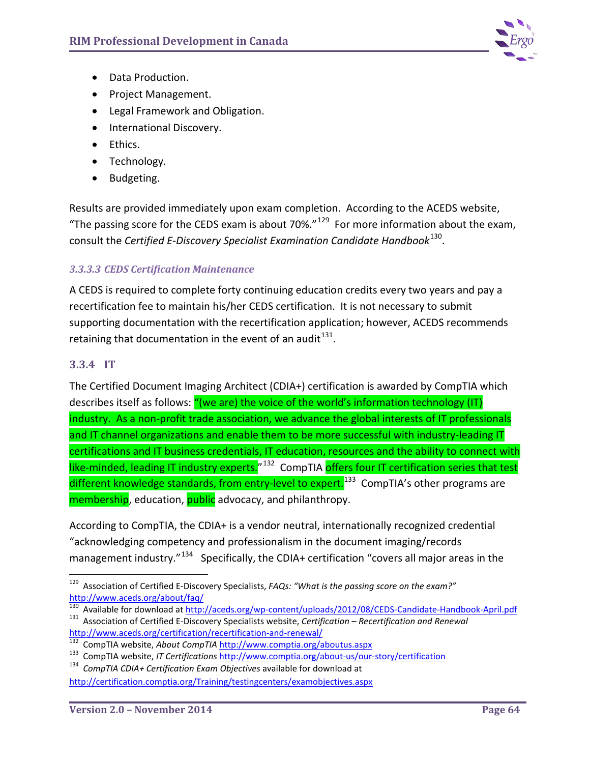- Data Production.
- Project Management.
- Legal Framework and Obligation.
- International Discovery.
- Ethics.
- Technology.
- Budgeting.

Results are provided immediately upon exam completion. According to the ACEDS website, "The passing score for the CEDS exam is about 70%."[129] For more information about the exam, consult the *Certified E-Discovery Specialist Examination Candidate Handbook*[130].

#### *3.3.3.3 CEDS Certification Maintenance*

A CEDS is required to complete forty continuing education credits every two years and pay a recertification fee to maintain his/her CEDS certification. It is not necessary to submit supporting documentation with the recertification application; however, ACEDS recommends retaining that documentation in the event of an audit[131].

### 3.3.4 IT

The Certified Document Imaging Architect (CDIA+) certification is awarded by CompTIA which describes itself as follows: "(we are) the voice of the world's information technology (IT) industry. As a non-profit trade association, we advance the global interests of IT professionals and IT channel organizations and enable them to be more successful with industry-leading IT certifications and IT business credentials, IT education, resources and the ability to connect with like-minded, leading IT industry experts."[132] CompTIA offers four IT certification series that test different knowledge standards, from entry-level to expert.[133] CompTIA's other programs are membership, education, public advocacy, and philanthropy.

According to CompTIA, the CDIA+ is a vendor neutral, internationally recognized credential "acknowledging competency and professionalism in the document imaging/records management industry."[134] Specifically, the CDIA+ certification "covers all major areas in the

---

[129] Association of Certified E-Discovery Specialists, *FAQs: "What is the passing score on the exam?"* http://www.aceds.org/about/faq/

[130] Available for download at http://aceds.org/wp-content/uploads/2012/08/CEDS-Candidate-Handbook-April.pdf

[131] Association of Certified E-Discovery Specialists website, *Certification – Recertification and Renewal* http://www.aceds.org/certification/recertification-and-renewal/

[132] CompTIA website, *About CompTIA* http://www.comptia.org/aboutus.aspx

[133] CompTIA website, *IT Certifications* http://www.comptia.org/about-us/our-story/certification

[134] *CompTIA CDIA+ Certification Exam Objectives* available for download at http://certification.comptia.org/Training/testingcenters/examobjectives.aspx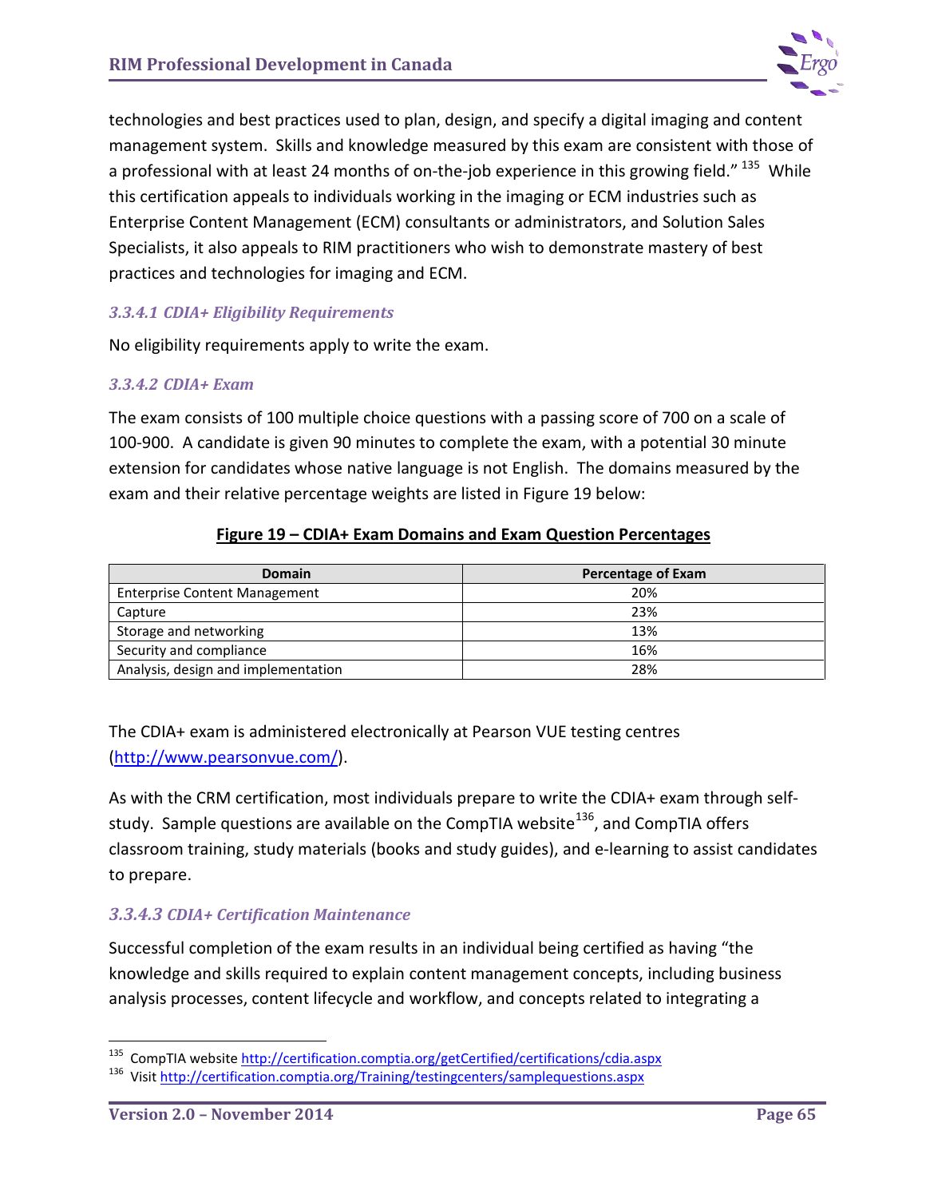technologies and best practices used to plan, design, and specify a digital imaging and content management system. Skills and knowledge measured by this exam are consistent with those of a professional with at least 24 months of on-the-job experience in this growing field."[135] While this certification appeals to individuals working in the imaging or ECM industries such as Enterprise Content Management (ECM) consultants or administrators, and Solution Sales Specialists, it also appeals to RIM practitioners who wish to demonstrate mastery of best practices and technologies for imaging and ECM.

#### *3.3.4.1 CDIA+ Eligibility Requirements*

No eligibility requirements apply to write the exam.

#### *3.3.4.2 CDIA+ Exam*

The exam consists of 100 multiple choice questions with a passing score of 700 on a scale of 100-900. A candidate is given 90 minutes to complete the exam, with a potential 30 minute extension for candidates whose native language is not English. The domains measured by the exam and their relative percentage weights are listed in Figure 19 below:

**Figure 19 – CDIA+ Exam Domains and Exam Question Percentages**

| Domain | Percentage of Exam |
|---|---|
| Enterprise Content Management | 20% |
| Capture | 23% |
| Storage and networking | 13% |
| Security and compliance | 16% |
| Analysis, design and implementation | 28% |

The CDIA+ exam is administered electronically at Pearson VUE testing centres (http://www.pearsonvue.com/).

As with the CRM certification, most individuals prepare to write the CDIA+ exam through self-study. Sample questions are available on the CompTIA website[136], and CompTIA offers classroom training, study materials (books and study guides), and e-learning to assist candidates to prepare.

#### *3.3.4.3 CDIA+ Certification Maintenance*

Successful completion of the exam results in an individual being certified as having "the knowledge and skills required to explain content management concepts, including business analysis processes, content lifecycle and workflow, and concepts related to integrating a

---

[135] CompTIA website http://certification.comptia.org/getCertified/certifications/cdia.aspx

[136] Visit http://certification.comptia.org/Training/testingcenters/samplequestions.aspx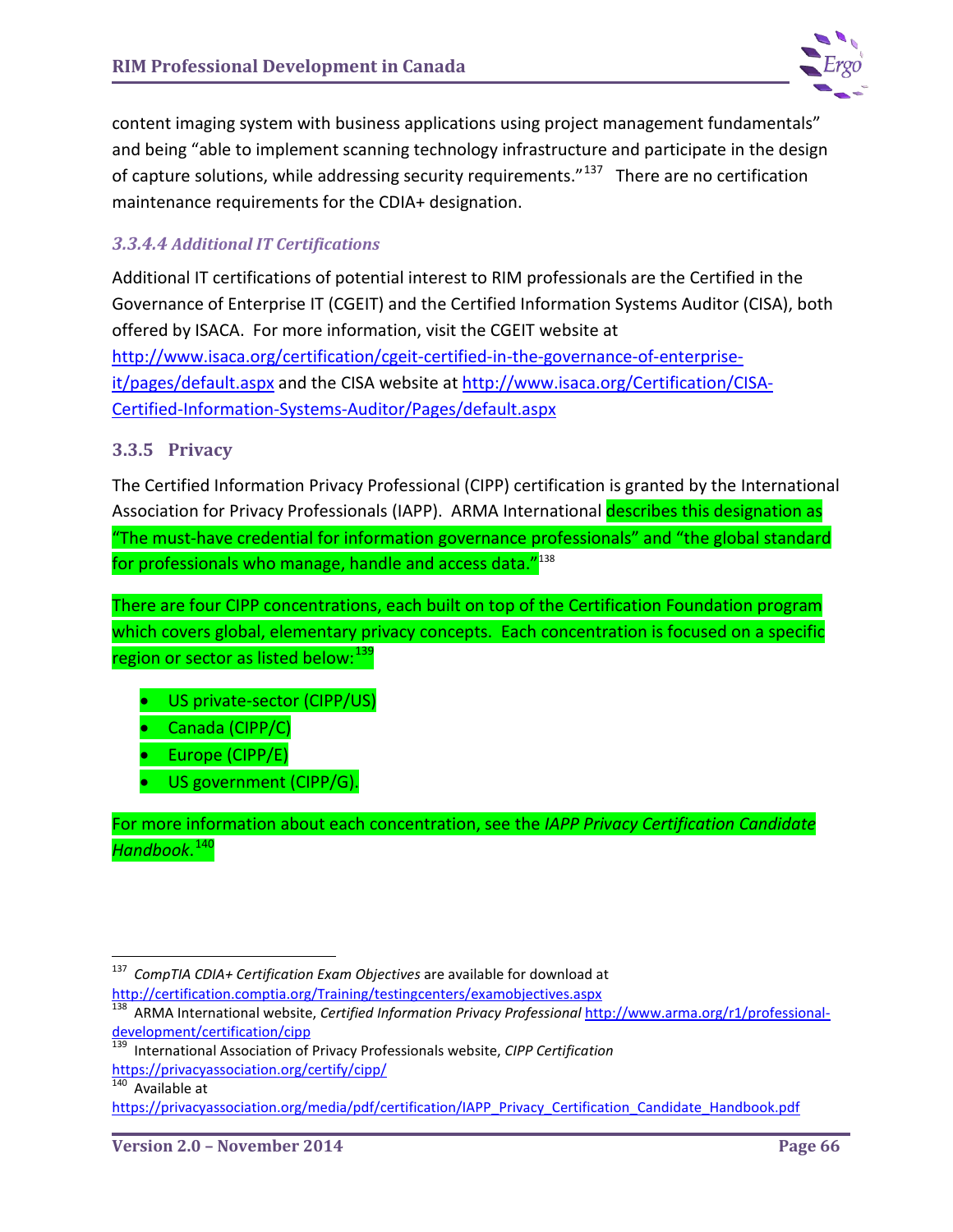content imaging system with business applications using project management fundamentals" and being "able to implement scanning technology infrastructure and participate in the design of capture solutions, while addressing security requirements."[137] There are no certification maintenance requirements for the CDIA+ designation.

#### *3.3.4.4 Additional IT Certifications*

Additional IT certifications of potential interest to RIM professionals are the Certified in the Governance of Enterprise IT (CGEIT) and the Certified Information Systems Auditor (CISA), both offered by ISACA. For more information, visit the CGEIT website at http://www.isaca.org/certification/cgeit-certified-in-the-governance-of-enterprise-it/pages/default.aspx and the CISA website at http://www.isaca.org/Certification/CISA-Certified-Information-Systems-Auditor/Pages/default.aspx

### 3.3.5 Privacy

The Certified Information Privacy Professional (CIPP) certification is granted by the International Association for Privacy Professionals (IAPP). ARMA International describes this designation as "The must-have credential for information governance professionals" and "the global standard for professionals who manage, handle and access data."[138]

There are four CIPP concentrations, each built on top of the Certification Foundation program which covers global, elementary privacy concepts. Each concentration is focused on a specific region or sector as listed below:[139]

- US private-sector (CIPP/US)
- Canada (CIPP/C)
- Europe (CIPP/E)
- US government (CIPP/G).

For more information about each concentration, see the *IAPP Privacy Certification Candidate Handbook*.[140]

---

[137] *CompTIA CDIA+ Certification Exam Objectives* are available for download at http://certification.comptia.org/Training/testingcenters/examobjectives.aspx

[138] ARMA International website, *Certified Information Privacy Professional* http://www.arma.org/r1/professional-development/certification/cipp

[139] International Association of Privacy Professionals website, *CIPP Certification* https://privacyassociation.org/certify/cipp/

[140] Available at https://privacyassociation.org/media/pdf/certification/IAPP_Privacy_Certification_Candidate_Handbook.pdf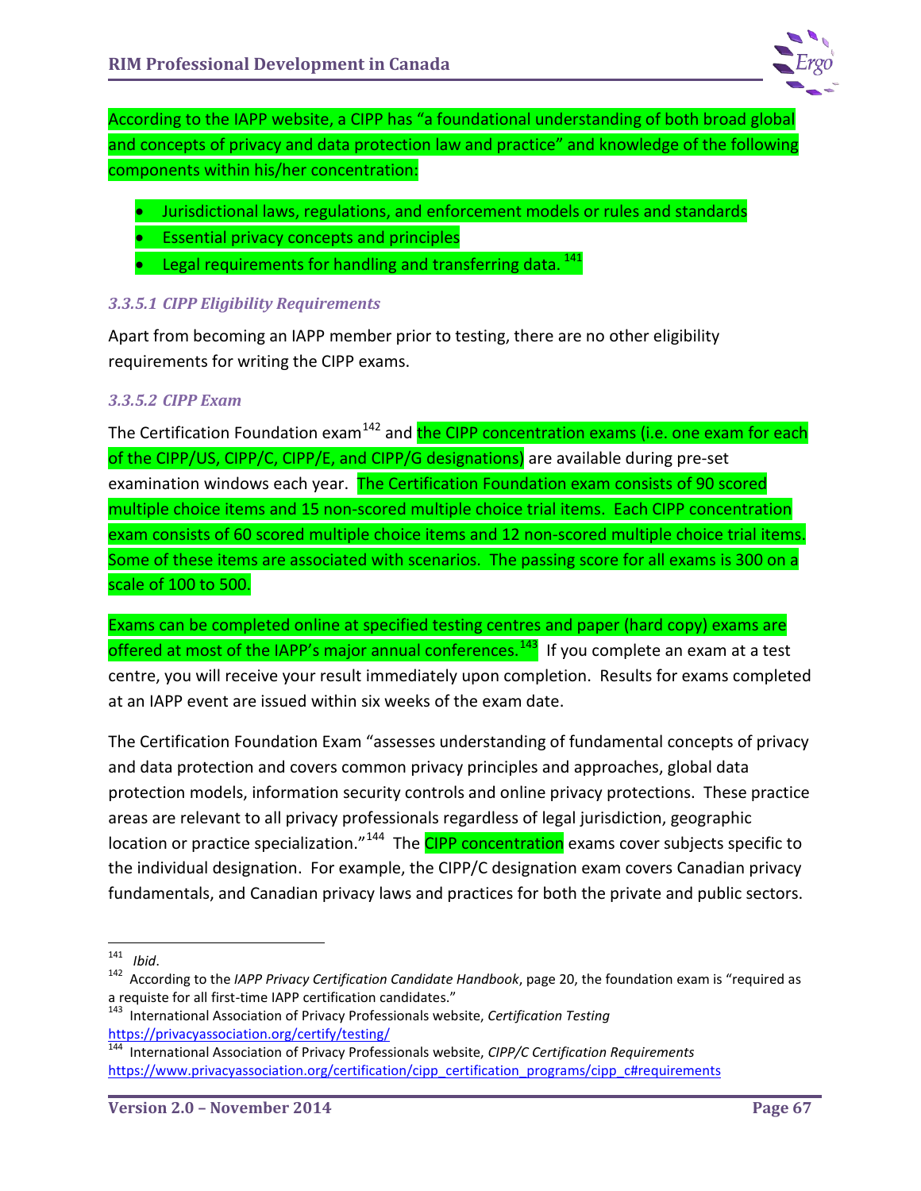According to the IAPP website, a CIPP has "a foundational understanding of both broad global and concepts of privacy and data protection law and practice" and knowledge of the following components within his/her concentration:

- Jurisdictional laws, regulations, and enforcement models or rules and standards
- Essential privacy concepts and principles
- Legal requirements for handling and transferring data. [141]

### *3.3.5.1 CIPP Eligibility Requirements*

Apart from becoming an IAPP member prior to testing, there are no other eligibility requirements for writing the CIPP exams.

### *3.3.5.2 CIPP Exam*

The Certification Foundation exam[142] and the CIPP concentration exams (i.e. one exam for each of the CIPP/US, CIPP/C, CIPP/E, and CIPP/G designations) are available during pre-set examination windows each year. The Certification Foundation exam consists of 90 scored multiple choice items and 15 non-scored multiple choice trial items. Each CIPP concentration exam consists of 60 scored multiple choice items and 12 non-scored multiple choice trial items. Some of these items are associated with scenarios. The passing score for all exams is 300 on a scale of 100 to 500.

Exams can be completed online at specified testing centres and paper (hard copy) exams are offered at most of the IAPP's major annual conferences.[143] If you complete an exam at a test centre, you will receive your result immediately upon completion. Results for exams completed at an IAPP event are issued within six weeks of the exam date.

The Certification Foundation Exam "assesses understanding of fundamental concepts of privacy and data protection and covers common privacy principles and approaches, global data protection models, information security controls and online privacy protections. These practice areas are relevant to all privacy professionals regardless of legal jurisdiction, geographic location or practice specialization."[144] The CIPP concentration exams cover subjects specific to the individual designation. For example, the CIPP/C designation exam covers Canadian privacy fundamentals, and Canadian privacy laws and practices for both the private and public sectors.

---

[141] *Ibid*.

[142] According to the *IAPP Privacy Certification Candidate Handbook*, page 20, the foundation exam is "required as a requiste for all first-time IAPP certification candidates."

[143] International Association of Privacy Professionals website, *Certification Testing* https://privacyassociation.org/certify/testing/

[144] International Association of Privacy Professionals website, *CIPP/C Certification Requirements* https://www.privacyassociation.org/certification/cipp_certification_programs/cipp_c#requirements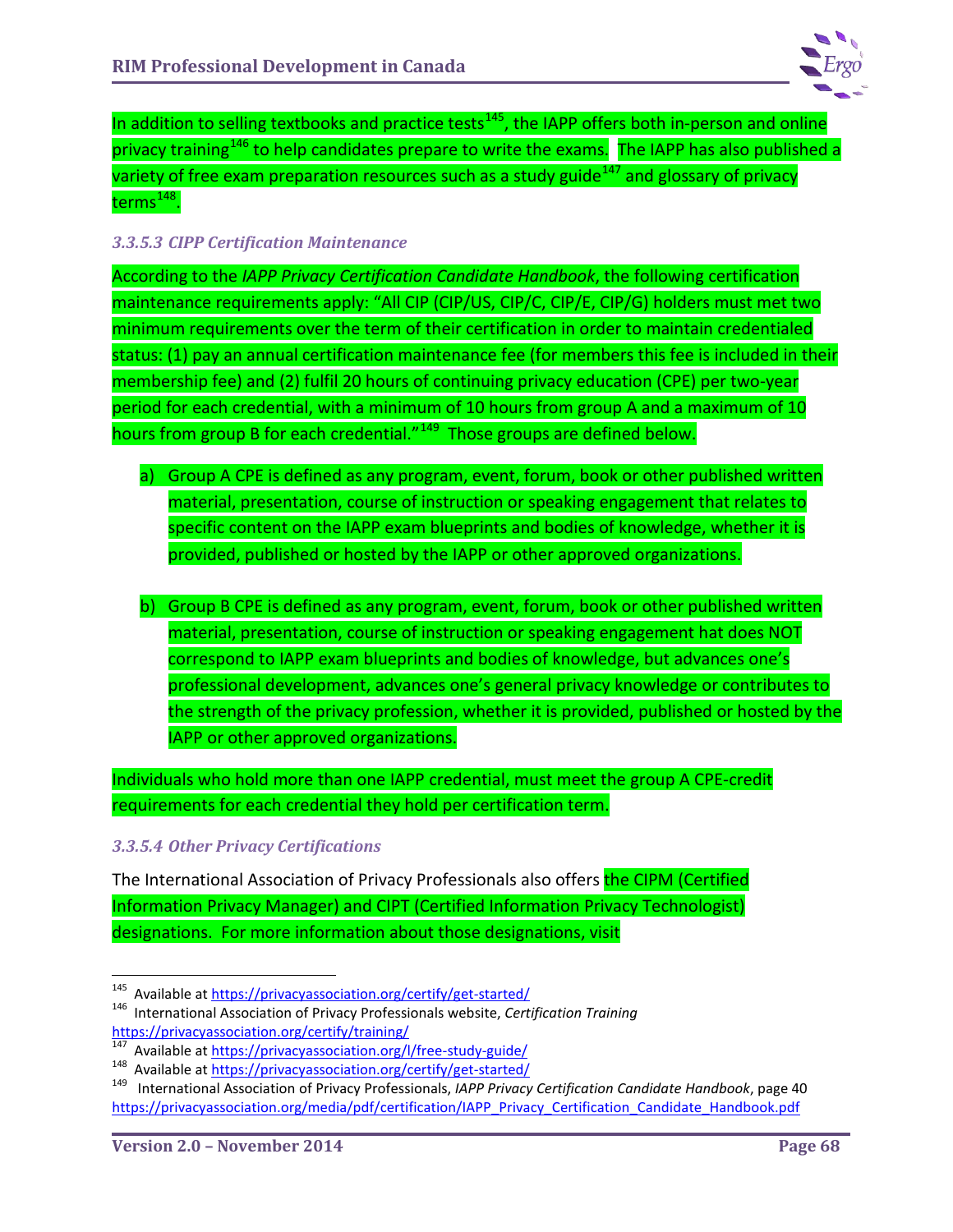In addition to selling textbooks and practice tests[145], the IAPP offers both in-person and online privacy training[146] to help candidates prepare to write the exams. The IAPP has also published a variety of free exam preparation resources such as a study guide[147] and glossary of privacy terms[148].

### *3.3.5.3 CIPP Certification Maintenance*

According to the *IAPP Privacy Certification Candidate Handbook*, the following certification maintenance requirements apply: "All CIP (CIP/US, CIP/C, CIP/E, CIP/G) holders must met two minimum requirements over the term of their certification in order to maintain credentialed status: (1) pay an annual certification maintenance fee (for members this fee is included in their membership fee) and (2) fulfil 20 hours of continuing privacy education (CPE) per two-year period for each credential, with a minimum of 10 hours from group A and a maximum of 10 hours from group B for each credential."[149] Those groups are defined below.

a) Group A CPE is defined as any program, event, forum, book or other published written material, presentation, course of instruction or speaking engagement that relates to specific content on the IAPP exam blueprints and bodies of knowledge, whether it is provided, published or hosted by the IAPP or other approved organizations.

b) Group B CPE is defined as any program, event, forum, book or other published written material, presentation, course of instruction or speaking engagement hat does NOT correspond to IAPP exam blueprints and bodies of knowledge, but advances one's professional development, advances one's general privacy knowledge or contributes to the strength of the privacy profession, whether it is provided, published or hosted by the IAPP or other approved organizations.

Individuals who hold more than one IAPP credential, must meet the group A CPE-credit requirements for each credential they hold per certification term.

### *3.3.5.4 Other Privacy Certifications*

The International Association of Privacy Professionals also offers the CIPM (Certified Information Privacy Manager) and CIPT (Certified Information Privacy Technologist) designations. For more information about those designations, visit

---

[145] Available at https://privacyassociation.org/certify/get-started/

[146] International Association of Privacy Professionals website, *Certification Training* https://privacyassociation.org/certify/training/

[147] Available at https://privacyassociation.org/l/free-study-guide/

[148] Available at https://privacyassociation.org/certify/get-started/

[149] International Association of Privacy Professionals, *IAPP Privacy Certification Candidate Handbook*, page 40 https://privacyassociation.org/media/pdf/certification/IAPP_Privacy_Certification_Candidate_Handbook.pdf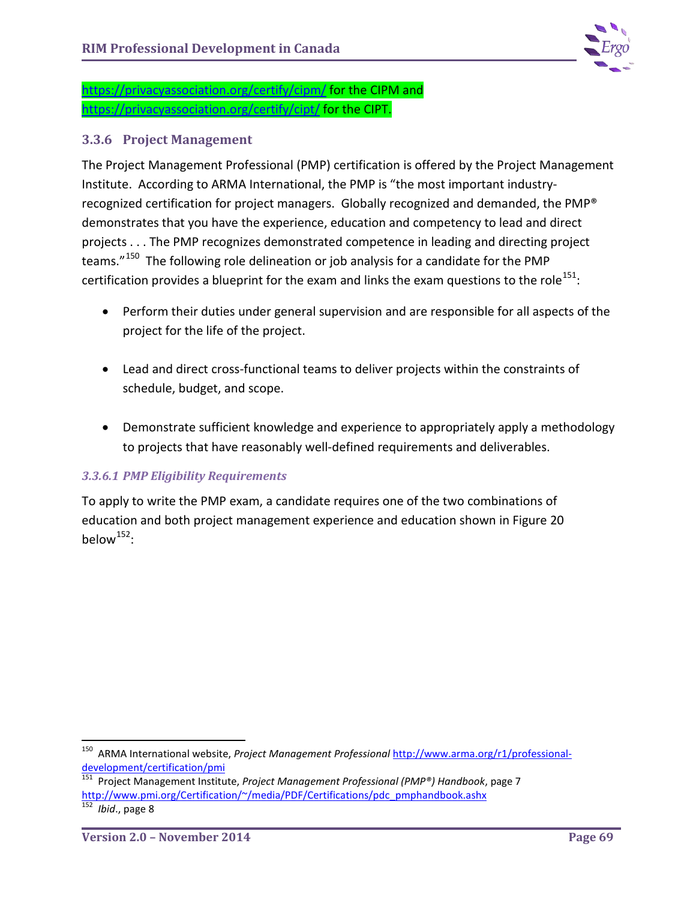https://privacyassociation.org/certify/cipm/ for the CIPM and https://privacyassociation.org/certify/cipt/ for the CIPT.

### 3.3.6 Project Management

The Project Management Professional (PMP) certification is offered by the Project Management Institute. According to ARMA International, the PMP is "the most important industry-recognized certification for project managers. Globally recognized and demanded, the PMP® demonstrates that you have the experience, education and competency to lead and direct projects . . . The PMP recognizes demonstrated competence in leading and directing project teams."[150] The following role delineation or job analysis for a candidate for the PMP certification provides a blueprint for the exam and links the exam questions to the role[151]:

- Perform their duties under general supervision and are responsible for all aspects of the project for the life of the project.
- Lead and direct cross-functional teams to deliver projects within the constraints of schedule, budget, and scope.
- Demonstrate sufficient knowledge and experience to appropriately apply a methodology to projects that have reasonably well-defined requirements and deliverables.

#### *3.3.6.1 PMP Eligibility Requirements*

To apply to write the PMP exam, a candidate requires one of the two combinations of education and both project management experience and education shown in Figure 20 below[152]:

---

[150] ARMA International website, *Project Management Professional* http://www.arma.org/r1/professional-development/certification/pmi

[151] Project Management Institute, *Project Management Professional (PMP®) Handbook*, page 7 http://www.pmi.org/Certification/~/media/PDF/Certifications/pdc_pmphandbook.ashx

[152] *Ibid.*, page 8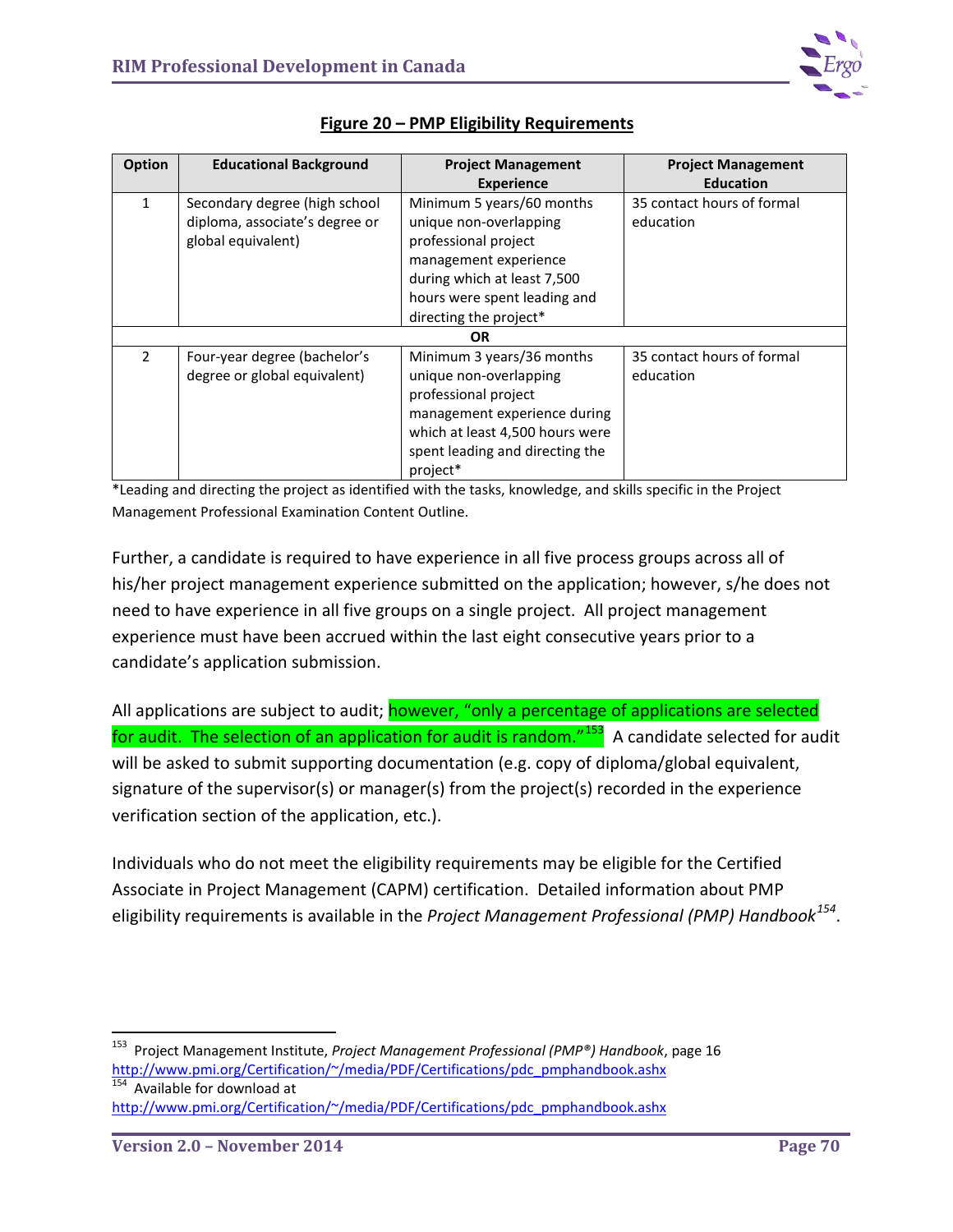**Figure 20 – PMP Eligibility Requirements**

| Option | Educational Background | Project Management Experience | Project Management Education |
|---|---|---|---|
| 1 | Secondary degree (high school diploma, associate's degree or global equivalent) | Minimum 5 years/60 months unique non-overlapping professional project management experience during which at least 7,500 hours were spent leading and directing the project* | 35 contact hours of formal education |
| | | **OR** | |
| 2 | Four-year degree (bachelor's degree or global equivalent) | Minimum 3 years/36 months unique non-overlapping professional project management experience during which at least 4,500 hours were spent leading and directing the project* | 35 contact hours of formal education |

*Leading and directing the project as identified with the tasks, knowledge, and skills specific in the Project Management Professional Examination Content Outline.

Further, a candidate is required to have experience in all five process groups across all of his/her project management experience submitted on the application; however, s/he does not need to have experience in all five groups on a single project. All project management experience must have been accrued within the last eight consecutive years prior to a candidate's application submission.

All applications are subject to audit; however, "only a percentage of applications are selected for audit. The selection of an application for audit is random."[153] A candidate selected for audit will be asked to submit supporting documentation (e.g. copy of diploma/global equivalent, signature of the supervisor(s) or manager(s) from the project(s) recorded in the experience verification section of the application, etc.).

Individuals who do not meet the eligibility requirements may be eligible for the Certified Associate in Project Management (CAPM) certification. Detailed information about PMP eligibility requirements is available in the *Project Management Professional (PMP) Handbook*[154].

---

[153] Project Management Institute, *Project Management Professional (PMP®) Handbook*, page 16 http://www.pmi.org/Certification/~/media/PDF/Certifications/pdc_pmphandbook.ashx

[154] Available for download at http://www.pmi.org/Certification/~/media/PDF/Certifications/pdc_pmphandbook.ashx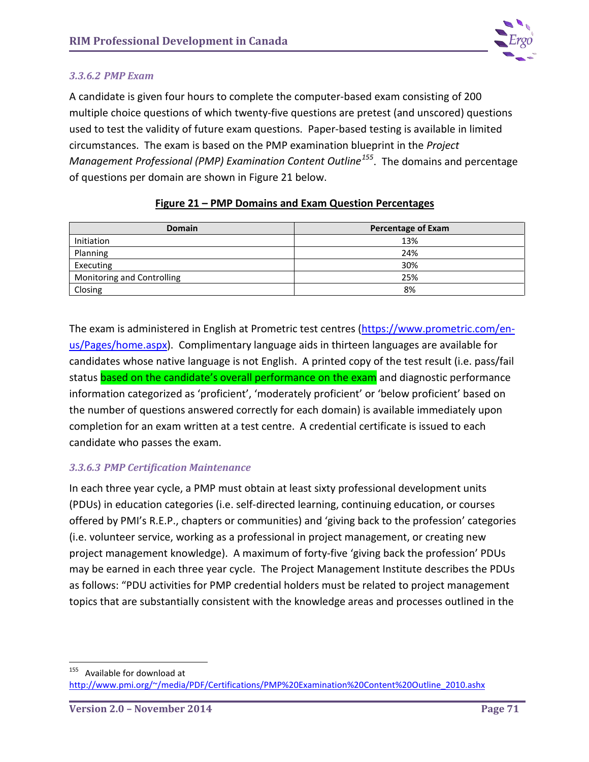#### *3.3.6.2 PMP Exam*

A candidate is given four hours to complete the computer-based exam consisting of 200 multiple choice questions of which twenty-five questions are pretest (and unscored) questions used to test the validity of future exam questions. Paper-based testing is available in limited circumstances. The exam is based on the PMP examination blueprint in the *Project Management Professional (PMP) Examination Content Outline*[155]. The domains and percentage of questions per domain are shown in Figure 21 below.

**Figure 21 – PMP Domains and Exam Question Percentages**

| Domain | Percentage of Exam |
|---|---|
| Initiation | 13% |
| Planning | 24% |
| Executing | 30% |
| Monitoring and Controlling | 25% |
| Closing | 8% |

The exam is administered in English at Prometric test centres (https://www.prometric.com/en-us/Pages/home.aspx). Complimentary language aids in thirteen languages are available for candidates whose native language is not English. A printed copy of the test result (i.e. pass/fail status based on the candidate's overall performance on the exam and diagnostic performance information categorized as 'proficient', 'moderately proficient' or 'below proficient' based on the number of questions answered correctly for each domain) is available immediately upon completion for an exam written at a test centre. A credential certificate is issued to each candidate who passes the exam.

#### *3.3.6.3 PMP Certification Maintenance*

In each three year cycle, a PMP must obtain at least sixty professional development units (PDUs) in education categories (i.e. self-directed learning, continuing education, or courses offered by PMI's R.E.P., chapters or communities) and 'giving back to the profession' categories (i.e. volunteer service, working as a professional in project management, or creating new project management knowledge). A maximum of forty-five 'giving back the profession' PDUs may be earned in each three year cycle. The Project Management Institute describes the PDUs as follows: "PDU activities for PMP credential holders must be related to project management topics that are substantially consistent with the knowledge areas and processes outlined in the

---

[155] Available for download at http://www.pmi.org/~/media/PDF/Certifications/PMP%20Examination%20Content%20Outline_2010.ashx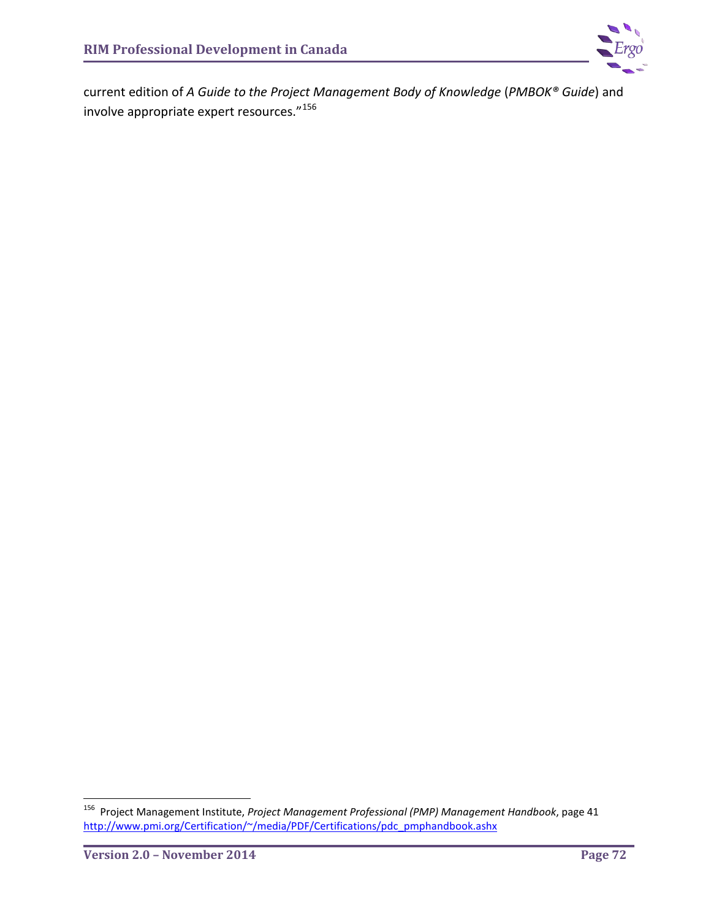current edition of *A Guide to the Project Management Body of Knowledge* (*PMBOK® Guide*) and involve appropriate expert resources."[156]

---

[156] Project Management Institute, *Project Management Professional (PMP) Management Handbook*, page 41 http://www.pmi.org/Certification/~/media/PDF/Certifications/pdc_pmphandbook.ashx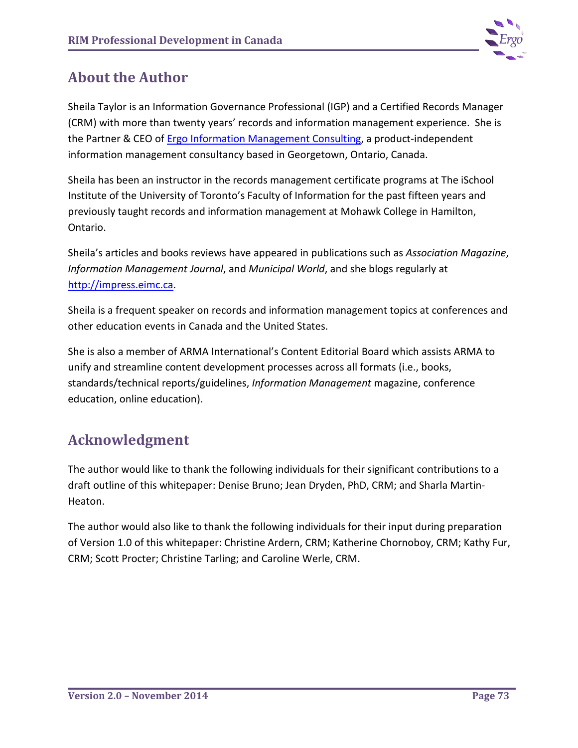## About the Author

Sheila Taylor is an Information Governance Professional (IGP) and a Certified Records Manager (CRM) with more than twenty years' records and information management experience. She is the Partner & CEO of Ergo Information Management Consulting, a product-independent information management consultancy based in Georgetown, Ontario, Canada.

Sheila has been an instructor in the records management certificate programs at The iSchool Institute of the University of Toronto's Faculty of Information for the past fifteen years and previously taught records and information management at Mohawk College in Hamilton, Ontario.

Sheila's articles and books reviews have appeared in publications such as *Association Magazine*, *Information Management Journal*, and *Municipal World*, and she blogs regularly at http://impress.eimc.ca.

Sheila is a frequent speaker on records and information management topics at conferences and other education events in Canada and the United States.

She is also a member of ARMA International's Content Editorial Board which assists ARMA to unify and streamline content development processes across all formats (i.e., books, standards/technical reports/guidelines, *Information Management* magazine, conference education, online education).

## Acknowledgment

The author would like to thank the following individuals for their significant contributions to a draft outline of this whitepaper: Denise Bruno; Jean Dryden, PhD, CRM; and Sharla Martin-Heaton.

The author would also like to thank the following individuals for their input during preparation of Version 1.0 of this whitepaper: Christine Ardern, CRM; Katherine Chornoboy, CRM; Kathy Fur, CRM; Scott Procter; Christine Tarling; and Caroline Werle, CRM.